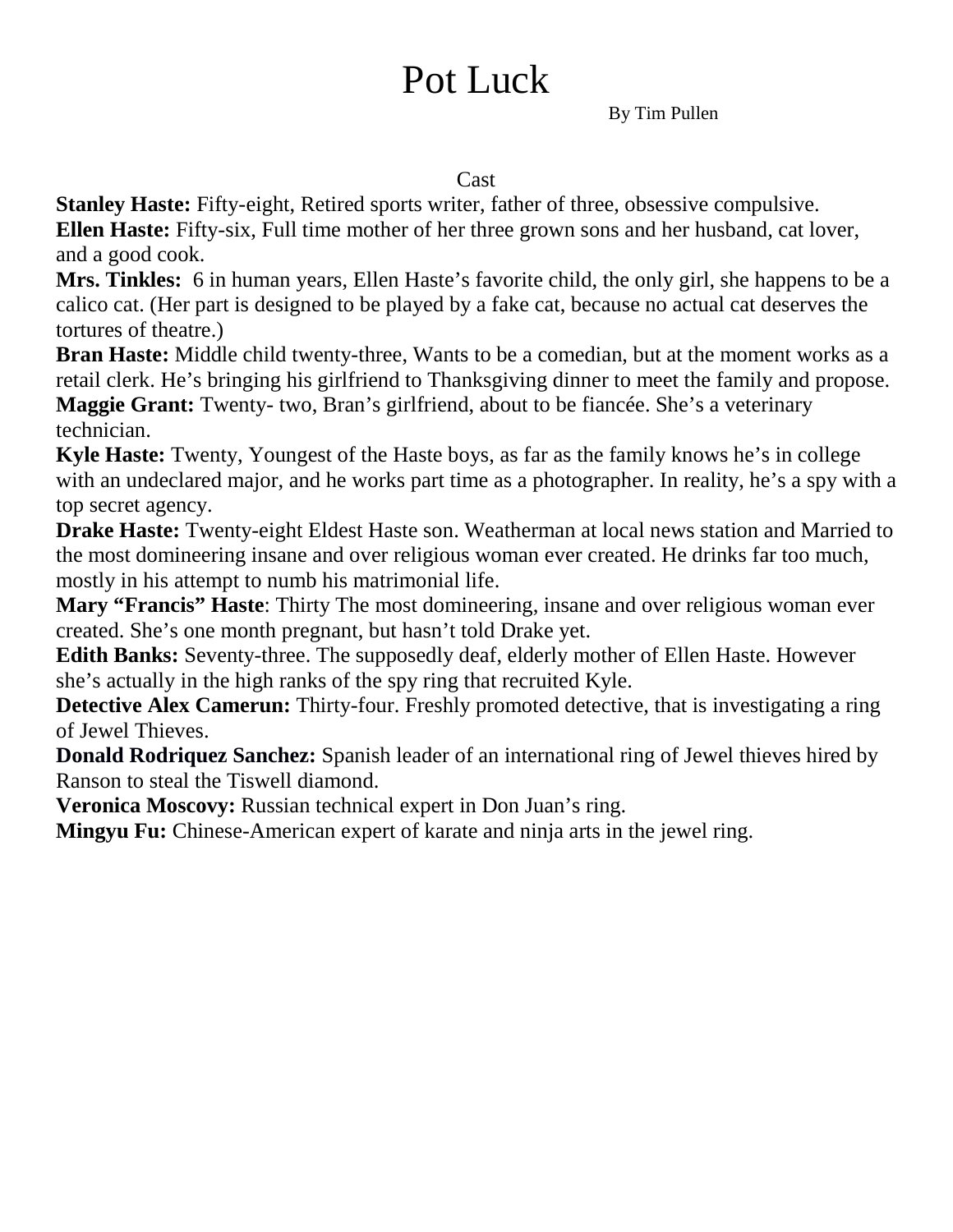# Pot Luck

By Tim Pullen

Cast

**Stanley Haste:** Fifty-eight, Retired sports writer, father of three, obsessive compulsive.
**Ellen Haste:** Fifty-six, Full time mother of her three grown sons and her husband, cat lover, and a good cook.
**Mrs. Tinkles:** 6 in human years, Ellen Haste's favorite child, the only girl, she happens to be a calico cat. (Her part is designed to be played by a fake cat, because no actual cat deserves the tortures of theatre.)
**Bran Haste:** Middle child twenty-three, Wants to be a comedian, but at the moment works as a retail clerk. He's bringing his girlfriend to Thanksgiving dinner to meet the family and propose.
**Maggie Grant:** Twenty- two, Bran's girlfriend, about to be fiancée. She's a veterinary technician.
**Kyle Haste:** Twenty, Youngest of the Haste boys, as far as the family knows he's in college with an undeclared major, and he works part time as a photographer. In reality, he's a spy with a top secret agency.
**Drake Haste:** Twenty-eight Eldest Haste son. Weatherman at local news station and Married to the most domineering insane and over religious woman ever created. He drinks far too much, mostly in his attempt to numb his matrimonial life.
**Mary "Francis" Haste**: Thirty The most domineering, insane and over religious woman ever created. She's one month pregnant, but hasn't told Drake yet.
**Edith Banks:** Seventy-three. The supposedly deaf, elderly mother of Ellen Haste. However she's actually in the high ranks of the spy ring that recruited Kyle.
**Detective Alex Camerun:** Thirty-four. Freshly promoted detective, that is investigating a ring of Jewel Thieves.
**Donald Rodriquez Sanchez:** Spanish leader of an international ring of Jewel thieves hired by Ranson to steal the Tiswell diamond.
**Veronica Moscovy:** Russian technical expert in Don Juan's ring.
**Mingyu Fu:** Chinese-American expert of karate and ninja arts in the jewel ring.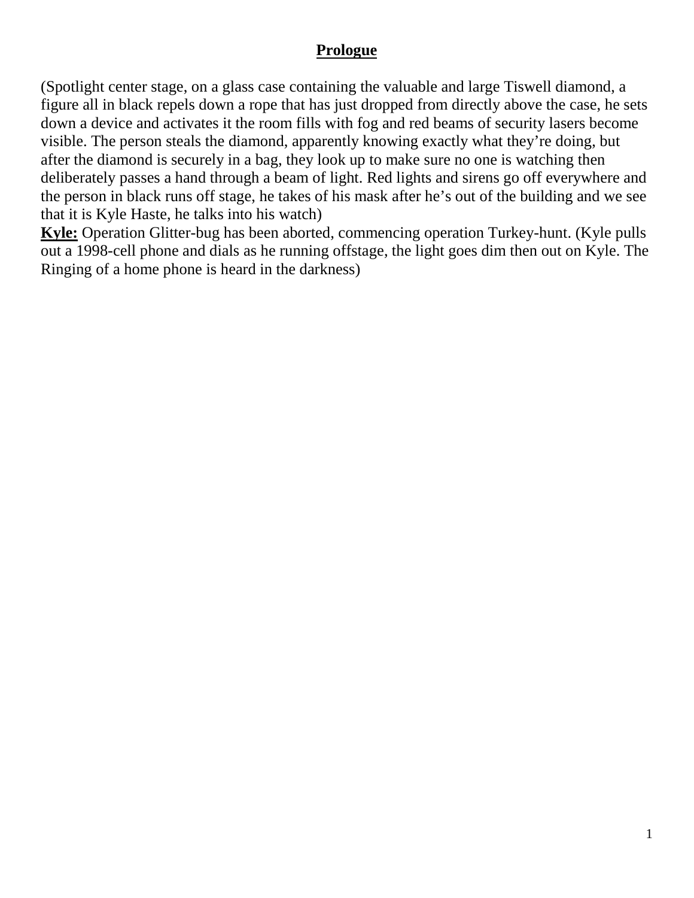# Prologue

(Spotlight center stage, on a glass case containing the valuable and large Tiswell diamond, a figure all in black repels down a rope that has just dropped from directly above the case, he sets down a device and activates it the room fills with fog and red beams of security lasers become visible. The person steals the diamond, apparently knowing exactly what they're doing, but after the diamond is securely in a bag, they look up to make sure no one is watching then deliberately passes a hand through a beam of light. Red lights and sirens go off everywhere and the person in black runs off stage, he takes of his mask after he's out of the building and we see that it is Kyle Haste, he talks into his watch)

**Kyle:** Operation Glitter-bug has been aborted, commencing operation Turkey-hunt. (Kyle pulls out a 1998-cell phone and dials as he running offstage, the light goes dim then out on Kyle. The Ringing of a home phone is heard in the darkness)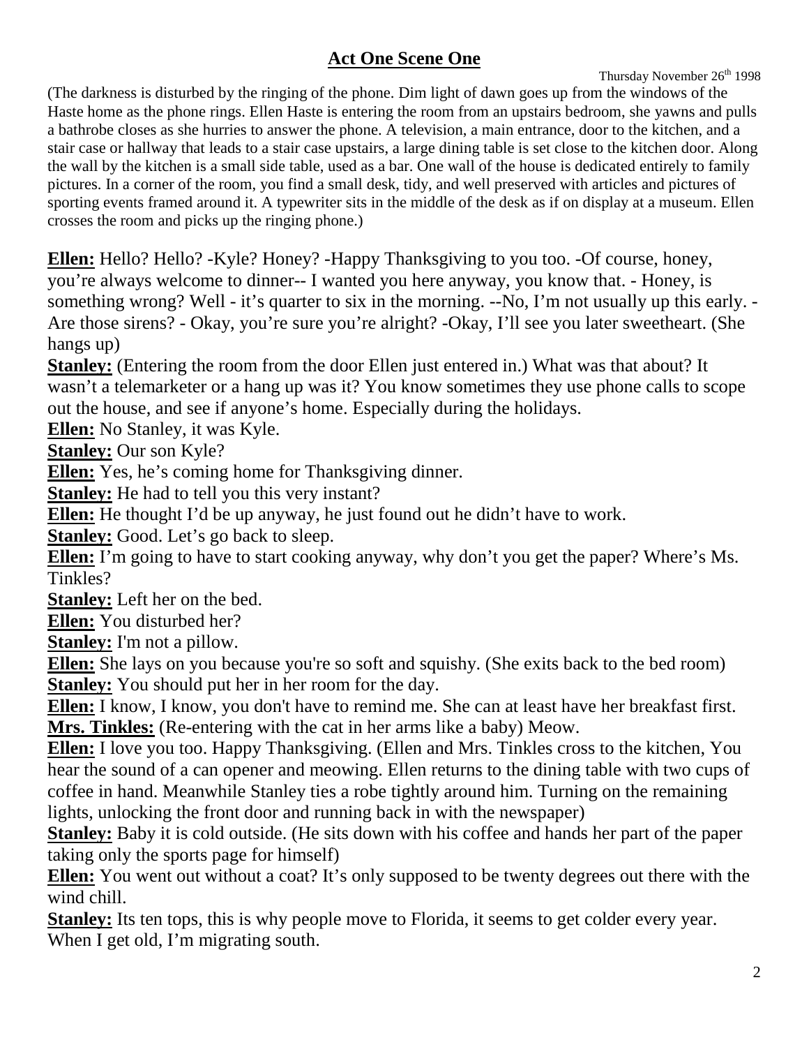## Act One Scene One

Thursday November 26th 1998

(The darkness is disturbed by the ringing of the phone. Dim light of dawn goes up from the windows of the Haste home as the phone rings. Ellen Haste is entering the room from an upstairs bedroom, she yawns and pulls a bathrobe closes as she hurries to answer the phone. A television, a main entrance, door to the kitchen, and a stair case or hallway that leads to a stair case upstairs, a large dining table is set close to the kitchen door. Along the wall by the kitchen is a small side table, used as a bar. One wall of the house is dedicated entirely to family pictures. In a corner of the room, you find a small desk, tidy, and well preserved with articles and pictures of sporting events framed around it. A typewriter sits in the middle of the desk as if on display at a museum. Ellen crosses the room and picks up the ringing phone.)

**Ellen:** Hello? Hello? -Kyle? Honey? -Happy Thanksgiving to you too. -Of course, honey, you're always welcome to dinner-- I wanted you here anyway, you know that. - Honey, is something wrong? Well - it's quarter to six in the morning. --No, I'm not usually up this early. - Are those sirens? - Okay, you're sure you're alright? -Okay, I'll see you later sweetheart. (She hangs up)

**Stanley:** (Entering the room from the door Ellen just entered in.) What was that about? It wasn't a telemarketer or a hang up was it? You know sometimes they use phone calls to scope out the house, and see if anyone's home. Especially during the holidays.

**Ellen:** No Stanley, it was Kyle.

**Stanley:** Our son Kyle?

**Ellen:** Yes, he's coming home for Thanksgiving dinner.

**Stanley:** He had to tell you this very instant?

**Ellen:** He thought I'd be up anyway, he just found out he didn't have to work.

**Stanley:** Good. Let's go back to sleep.

**Ellen:** I'm going to have to start cooking anyway, why don't you get the paper? Where's Ms. Tinkles?

**Stanley:** Left her on the bed.

**Ellen:** You disturbed her?

**Stanley:** I'm not a pillow.

**Ellen:** She lays on you because you're so soft and squishy. (She exits back to the bed room)

**Stanley:** You should put her in her room for the day.

**Ellen:** I know, I know, you don't have to remind me. She can at least have her breakfast first.

**Mrs. Tinkles:** (Re-entering with the cat in her arms like a baby) Meow.

**Ellen:** I love you too. Happy Thanksgiving. (Ellen and Mrs. Tinkles cross to the kitchen, You hear the sound of a can opener and meowing. Ellen returns to the dining table with two cups of coffee in hand. Meanwhile Stanley ties a robe tightly around him. Turning on the remaining lights, unlocking the front door and running back in with the newspaper)

**Stanley:** Baby it is cold outside. (He sits down with his coffee and hands her part of the paper taking only the sports page for himself)

**Ellen:** You went out without a coat? It's only supposed to be twenty degrees out there with the wind chill.

**Stanley:** Its ten tops, this is why people move to Florida, it seems to get colder every year. When I get old, I'm migrating south.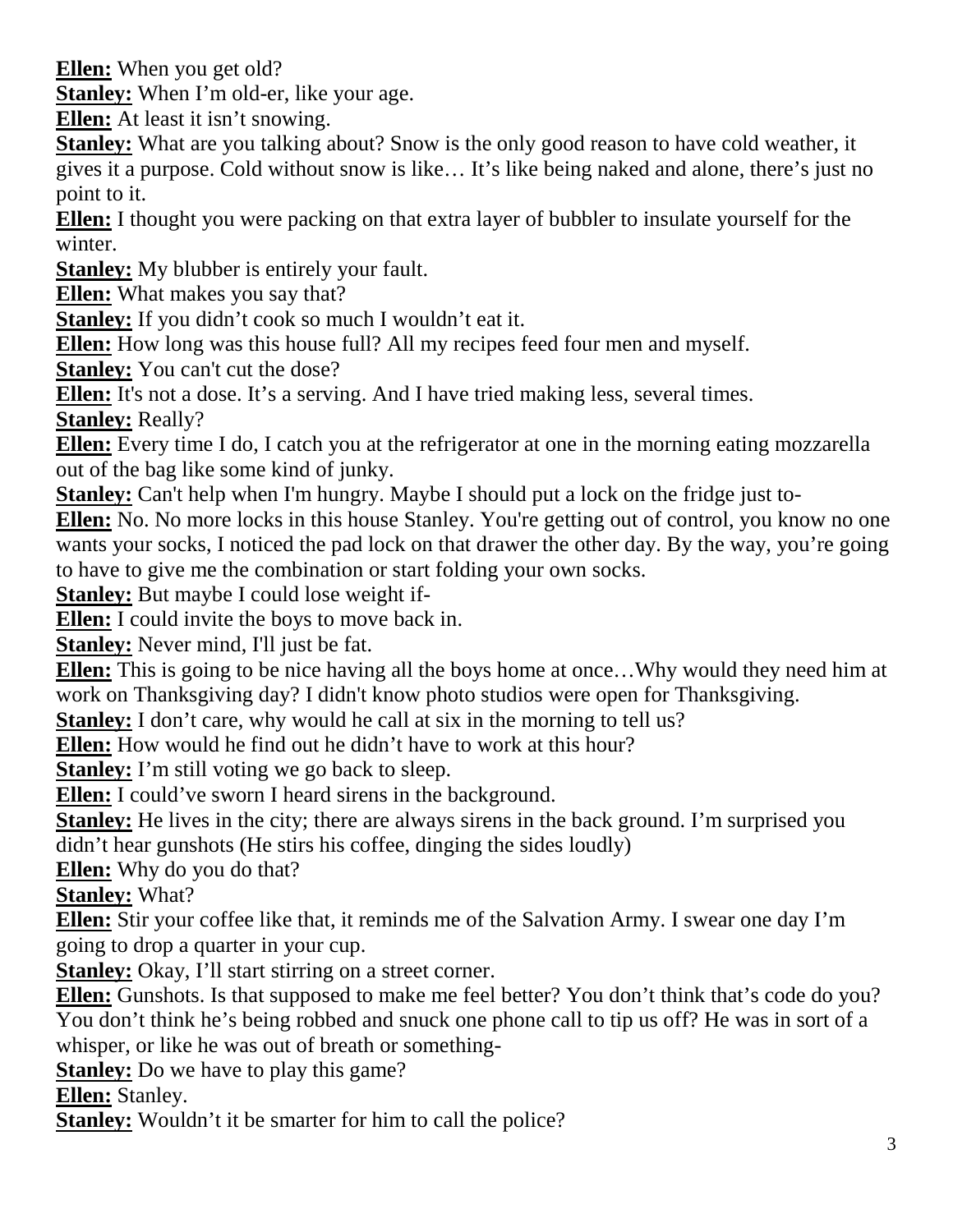**Ellen:** When you get old?

**Stanley:** When I'm old-er, like your age.

**Ellen:** At least it isn't snowing.

**Stanley:** What are you talking about? Snow is the only good reason to have cold weather, it gives it a purpose. Cold without snow is like… It's like being naked and alone, there's just no point to it.

**Ellen:** I thought you were packing on that extra layer of bubbler to insulate yourself for the winter.

**Stanley:** My blubber is entirely your fault.

**Ellen:** What makes you say that?

**Stanley:** If you didn't cook so much I wouldn't eat it.

**Ellen:** How long was this house full? All my recipes feed four men and myself.

**Stanley:** You can't cut the dose?

**Ellen:** It's not a dose. It's a serving. And I have tried making less, several times.

**Stanley:** Really?

**Ellen:** Every time I do, I catch you at the refrigerator at one in the morning eating mozzarella out of the bag like some kind of junky.

**Stanley:** Can't help when I'm hungry. Maybe I should put a lock on the fridge just to-

**Ellen:** No. No more locks in this house Stanley. You're getting out of control, you know no one wants your socks, I noticed the pad lock on that drawer the other day. By the way, you're going to have to give me the combination or start folding your own socks.

**Stanley:** But maybe I could lose weight if-

**Ellen:** I could invite the boys to move back in.

**Stanley:** Never mind, I'll just be fat.

**Ellen:** This is going to be nice having all the boys home at once…Why would they need him at work on Thanksgiving day? I didn't know photo studios were open for Thanksgiving.

**Stanley:** I don't care, why would he call at six in the morning to tell us?

**Ellen:** How would he find out he didn't have to work at this hour?

**Stanley:** I'm still voting we go back to sleep.

**Ellen:** I could've sworn I heard sirens in the background.

**Stanley:** He lives in the city; there are always sirens in the back ground. I'm surprised you didn't hear gunshots (He stirs his coffee, dinging the sides loudly)

**Ellen:** Why do you do that?

**Stanley:** What?

**Ellen:** Stir your coffee like that, it reminds me of the Salvation Army. I swear one day I'm going to drop a quarter in your cup.

**Stanley:** Okay, I'll start stirring on a street corner.

**Ellen:** Gunshots. Is that supposed to make me feel better? You don't think that's code do you? You don't think he's being robbed and snuck one phone call to tip us off? He was in sort of a whisper, or like he was out of breath or something-

**Stanley:** Do we have to play this game?

**Ellen:** Stanley.

**Stanley:** Wouldn't it be smarter for him to call the police?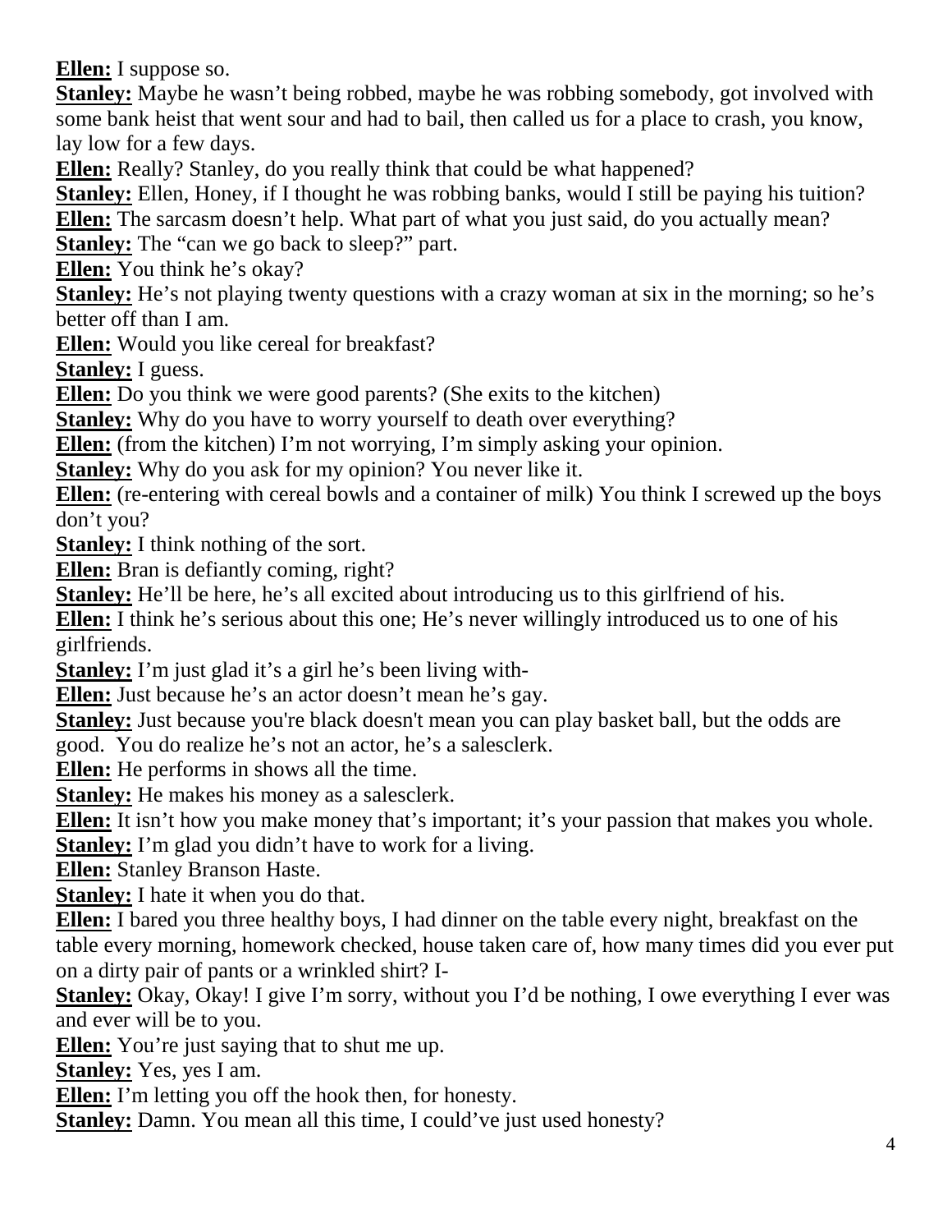**Ellen:** I suppose so.

**Stanley:** Maybe he wasn't being robbed, maybe he was robbing somebody, got involved with some bank heist that went sour and had to bail, then called us for a place to crash, you know, lay low for a few days.

**Ellen:** Really? Stanley, do you really think that could be what happened?

**Stanley:** Ellen, Honey, if I thought he was robbing banks, would I still be paying his tuition?

**Ellen:** The sarcasm doesn't help. What part of what you just said, do you actually mean?

**Stanley:** The "can we go back to sleep?" part.

**Ellen:** You think he's okay?

**Stanley:** He's not playing twenty questions with a crazy woman at six in the morning; so he's better off than I am.

**Ellen:** Would you like cereal for breakfast?

**Stanley:** I guess.

**Ellen:** Do you think we were good parents? (She exits to the kitchen)

**Stanley:** Why do you have to worry yourself to death over everything?

**Ellen:** (from the kitchen) I'm not worrying, I'm simply asking your opinion.

**Stanley:** Why do you ask for my opinion? You never like it.

**Ellen:** (re-entering with cereal bowls and a container of milk) You think I screwed up the boys don't you?

**Stanley:** I think nothing of the sort.

**Ellen:** Bran is defiantly coming, right?

**Stanley:** He'll be here, he's all excited about introducing us to this girlfriend of his.

**Ellen:** I think he's serious about this one; He's never willingly introduced us to one of his girlfriends.

**Stanley:** I'm just glad it's a girl he's been living with-

**Ellen:** Just because he's an actor doesn't mean he's gay.

**Stanley:** Just because you're black doesn't mean you can play basket ball, but the odds are good. You do realize he's not an actor, he's a salesclerk.

**Ellen:** He performs in shows all the time.

**Stanley:** He makes his money as a salesclerk.

**Ellen:** It isn't how you make money that's important; it's your passion that makes you whole.

**Stanley:** I'm glad you didn't have to work for a living.

**Ellen:** Stanley Branson Haste.

**Stanley:** I hate it when you do that.

**Ellen:** I bared you three healthy boys, I had dinner on the table every night, breakfast on the table every morning, homework checked, house taken care of, how many times did you ever put on a dirty pair of pants or a wrinkled shirt? I-

**Stanley:** Okay, Okay! I give I'm sorry, without you I'd be nothing, I owe everything I ever was and ever will be to you.

**Ellen:** You're just saying that to shut me up.

**Stanley:** Yes, yes I am.

**Ellen:** I'm letting you off the hook then, for honesty.

**Stanley:** Damn. You mean all this time, I could've just used honesty?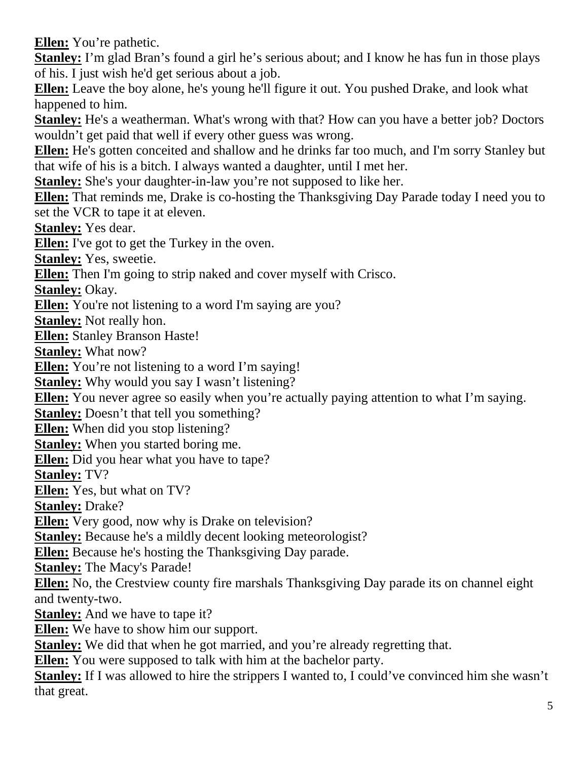**Ellen:** You're pathetic.

**Stanley:** I'm glad Bran's found a girl he's serious about; and I know he has fun in those plays of his. I just wish he'd get serious about a job.

**Ellen:** Leave the boy alone, he's young he'll figure it out. You pushed Drake, and look what happened to him.

**Stanley:** He's a weatherman. What's wrong with that? How can you have a better job? Doctors wouldn't get paid that well if every other guess was wrong.

**Ellen:** He's gotten conceited and shallow and he drinks far too much, and I'm sorry Stanley but that wife of his is a bitch. I always wanted a daughter, until I met her.

**Stanley:** She's your daughter-in-law you're not supposed to like her.

**Ellen:** That reminds me, Drake is co-hosting the Thanksgiving Day Parade today I need you to set the VCR to tape it at eleven.

**Stanley:** Yes dear.

**Ellen:** I've got to get the Turkey in the oven.

**Stanley:** Yes, sweetie.

**Ellen:** Then I'm going to strip naked and cover myself with Crisco.

**Stanley:** Okay.

**Ellen:** You're not listening to a word I'm saying are you?

**Stanley:** Not really hon.

**Ellen:** Stanley Branson Haste!

**Stanley:** What now?

**Ellen:** You're not listening to a word I'm saying!

**Stanley:** Why would you say I wasn't listening?

**Ellen:** You never agree so easily when you're actually paying attention to what I'm saying.

**Stanley:** Doesn't that tell you something?

**Ellen:** When did you stop listening?

**Stanley:** When you started boring me.

**Ellen:** Did you hear what you have to tape?

**Stanley:** TV?

**Ellen:** Yes, but what on TV?

**Stanley:** Drake?

**Ellen:** Very good, now why is Drake on television?

**Stanley:** Because he's a mildly decent looking meteorologist?

**Ellen:** Because he's hosting the Thanksgiving Day parade.

**Stanley:** The Macy's Parade!

**Ellen:** No, the Crestview county fire marshals Thanksgiving Day parade its on channel eight and twenty-two.

**Stanley:** And we have to tape it?

**Ellen:** We have to show him our support.

**Stanley:** We did that when he got married, and you're already regretting that.

**Ellen:** You were supposed to talk with him at the bachelor party.

**Stanley:** If I was allowed to hire the strippers I wanted to, I could've convinced him she wasn't that great.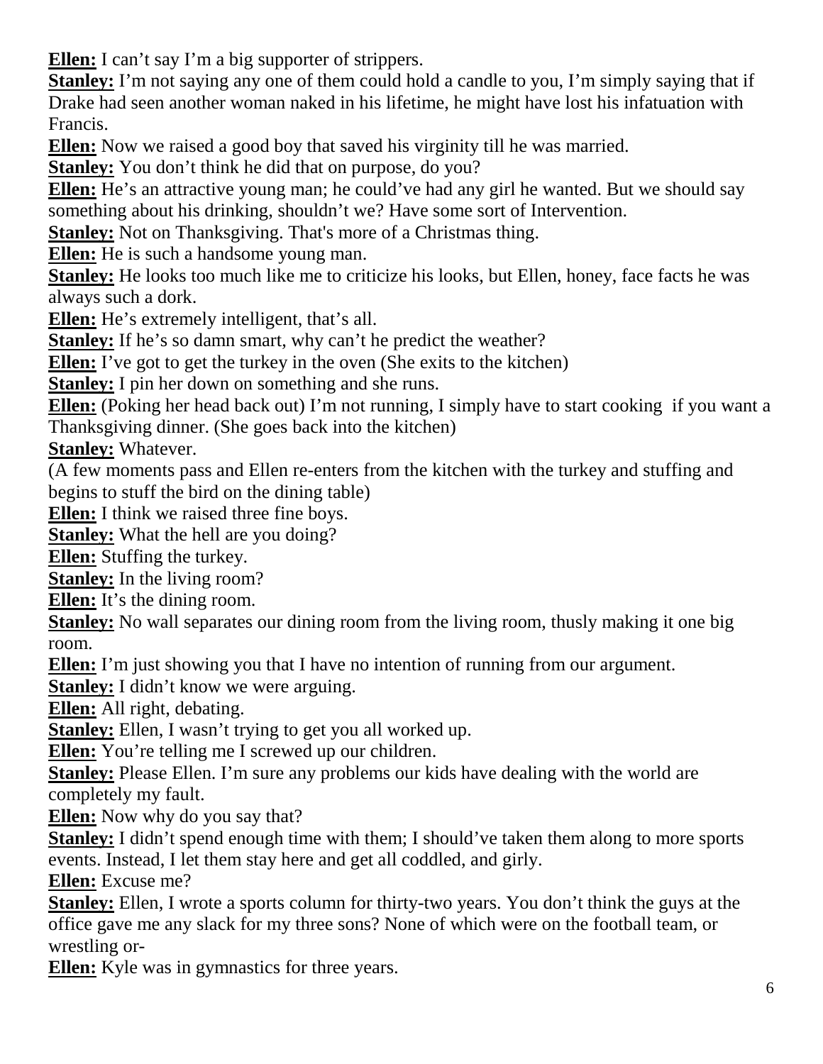**Ellen:** I can't say I'm a big supporter of strippers.

**Stanley:** I'm not saying any one of them could hold a candle to you, I'm simply saying that if Drake had seen another woman naked in his lifetime, he might have lost his infatuation with Francis.

**Ellen:** Now we raised a good boy that saved his virginity till he was married.

**Stanley:** You don't think he did that on purpose, do you?

**Ellen:** He's an attractive young man; he could've had any girl he wanted. But we should say something about his drinking, shouldn't we? Have some sort of Intervention.

**Stanley:** Not on Thanksgiving. That's more of a Christmas thing.

**Ellen:** He is such a handsome young man.

**Stanley:** He looks too much like me to criticize his looks, but Ellen, honey, face facts he was always such a dork.

**Ellen:** He's extremely intelligent, that's all.

**Stanley:** If he's so damn smart, why can't he predict the weather?

**Ellen:** I've got to get the turkey in the oven (She exits to the kitchen)

**Stanley:** I pin her down on something and she runs.

**Ellen:** (Poking her head back out) I'm not running, I simply have to start cooking if you want a Thanksgiving dinner. (She goes back into the kitchen)

**Stanley:** Whatever.

(A few moments pass and Ellen re-enters from the kitchen with the turkey and stuffing and begins to stuff the bird on the dining table)

**Ellen:** I think we raised three fine boys.

**Stanley:** What the hell are you doing?

**Ellen:** Stuffing the turkey.

**Stanley:** In the living room?

**Ellen:** It's the dining room.

**Stanley:** No wall separates our dining room from the living room, thusly making it one big room.

**Ellen:** I'm just showing you that I have no intention of running from our argument.

**Stanley:** I didn't know we were arguing.

**Ellen:** All right, debating.

**Stanley:** Ellen, I wasn't trying to get you all worked up.

**Ellen:** You're telling me I screwed up our children.

**Stanley:** Please Ellen. I'm sure any problems our kids have dealing with the world are completely my fault.

**Ellen:** Now why do you say that?

**Stanley:** I didn't spend enough time with them; I should've taken them along to more sports events. Instead, I let them stay here and get all coddled, and girly.

**Ellen:** Excuse me?

**Stanley:** Ellen, I wrote a sports column for thirty-two years. You don't think the guys at the office gave me any slack for my three sons? None of which were on the football team, or wrestling or-

**Ellen:** Kyle was in gymnastics for three years.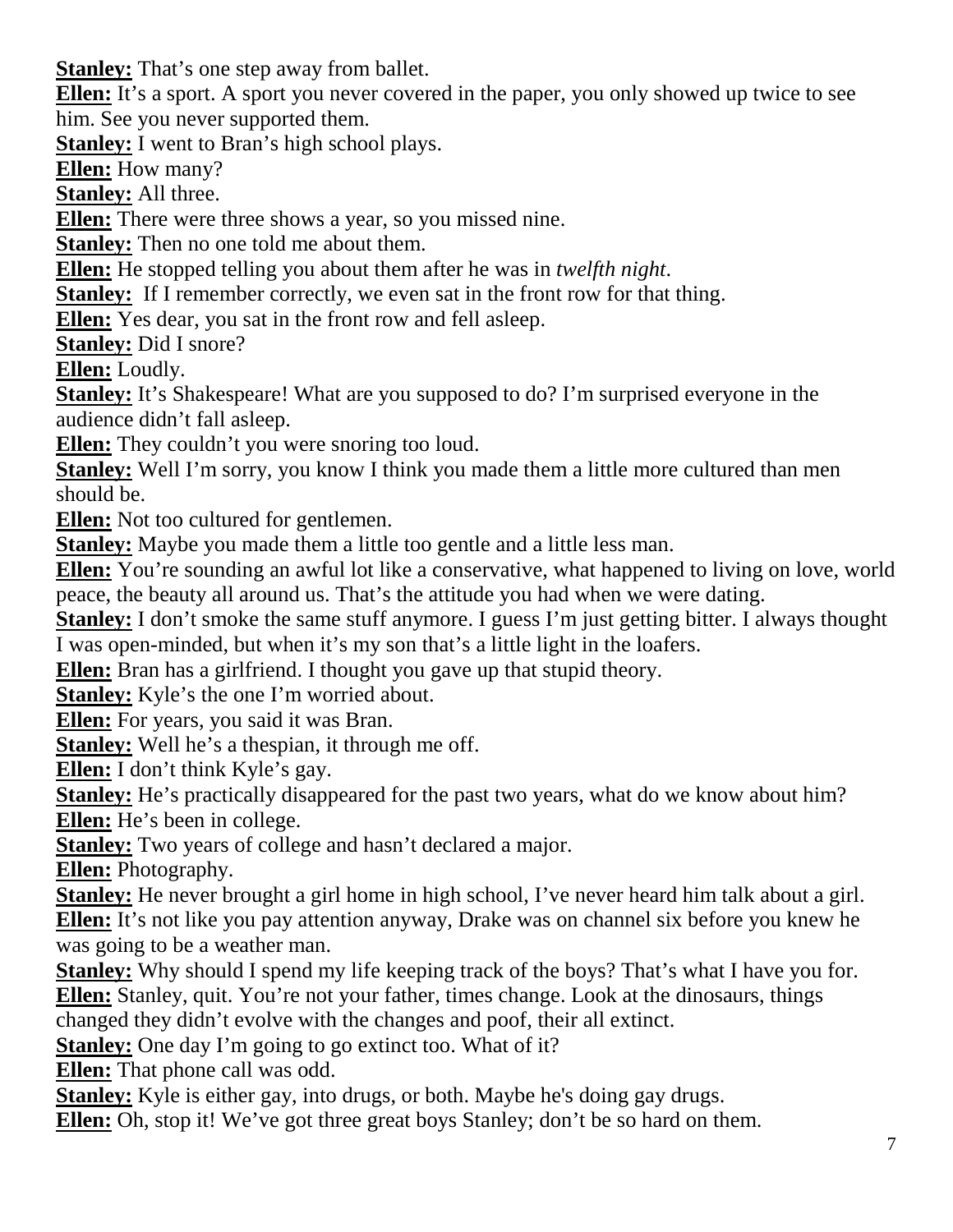**Stanley:** That's one step away from ballet.

**Ellen:** It's a sport. A sport you never covered in the paper, you only showed up twice to see him. See you never supported them.

**Stanley:** I went to Bran's high school plays.

**Ellen:** How many?

**Stanley:** All three.

**Ellen:** There were three shows a year, so you missed nine.

**Stanley:** Then no one told me about them.

**Ellen:** He stopped telling you about them after he was in *twelfth night*.

**Stanley:** If I remember correctly, we even sat in the front row for that thing.

**Ellen:** Yes dear, you sat in the front row and fell asleep.

**Stanley:** Did I snore?

**Ellen:** Loudly.

**Stanley:** It's Shakespeare! What are you supposed to do? I'm surprised everyone in the audience didn't fall asleep.

**Ellen:** They couldn't you were snoring too loud.

**Stanley:** Well I'm sorry, you know I think you made them a little more cultured than men should be.

**Ellen:** Not too cultured for gentlemen.

**Stanley:** Maybe you made them a little too gentle and a little less man.

**Ellen:** You're sounding an awful lot like a conservative, what happened to living on love, world peace, the beauty all around us. That's the attitude you had when we were dating.

**Stanley:** I don't smoke the same stuff anymore. I guess I'm just getting bitter. I always thought I was open-minded, but when it's my son that's a little light in the loafers.

**Ellen:** Bran has a girlfriend. I thought you gave up that stupid theory.

**Stanley:** Kyle's the one I'm worried about.

**Ellen:** For years, you said it was Bran.

**Stanley:** Well he's a thespian, it through me off.

**Ellen:** I don't think Kyle's gay.

**Stanley:** He's practically disappeared for the past two years, what do we know about him?

**Ellen:** He's been in college.

**Stanley:** Two years of college and hasn't declared a major.

**Ellen:** Photography.

**Stanley:** He never brought a girl home in high school, I've never heard him talk about a girl.

**Ellen:** It's not like you pay attention anyway, Drake was on channel six before you knew he was going to be a weather man.

**Stanley:** Why should I spend my life keeping track of the boys? That's what I have you for.

**Ellen:** Stanley, quit. You're not your father, times change. Look at the dinosaurs, things changed they didn't evolve with the changes and poof, their all extinct.

**Stanley:** One day I'm going to go extinct too. What of it?

**Ellen:** That phone call was odd.

**Stanley:** Kyle is either gay, into drugs, or both. Maybe he's doing gay drugs.

**Ellen:** Oh, stop it! We've got three great boys Stanley; don't be so hard on them.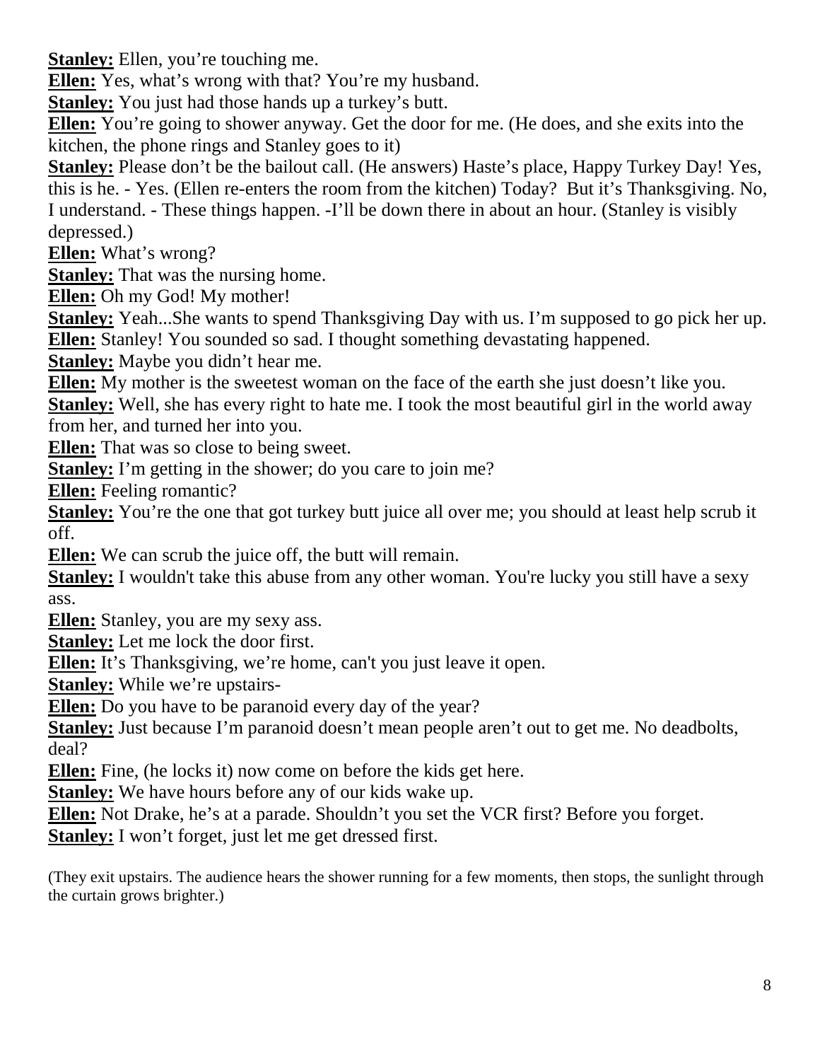**Stanley:** Ellen, you're touching me.

**Ellen:** Yes, what's wrong with that? You're my husband.

**Stanley:** You just had those hands up a turkey's butt.

**Ellen:** You're going to shower anyway. Get the door for me. (He does, and she exits into the kitchen, the phone rings and Stanley goes to it)

**Stanley:** Please don't be the bailout call. (He answers) Haste's place, Happy Turkey Day! Yes, this is he. - Yes. (Ellen re-enters the room from the kitchen) Today? But it's Thanksgiving. No, I understand. - These things happen. -I'll be down there in about an hour. (Stanley is visibly depressed.)

**Ellen:** What's wrong?

**Stanley:** That was the nursing home.

**Ellen:** Oh my God! My mother!

**Stanley:** Yeah...She wants to spend Thanksgiving Day with us. I'm supposed to go pick her up.

**Ellen:** Stanley! You sounded so sad. I thought something devastating happened.

**Stanley:** Maybe you didn't hear me.

**Ellen:** My mother is the sweetest woman on the face of the earth she just doesn't like you.

**Stanley:** Well, she has every right to hate me. I took the most beautiful girl in the world away from her, and turned her into you.

**Ellen:** That was so close to being sweet.

**Stanley:** I'm getting in the shower; do you care to join me?

**Ellen:** Feeling romantic?

**Stanley:** You're the one that got turkey butt juice all over me; you should at least help scrub it off.

**Ellen:** We can scrub the juice off, the butt will remain.

**Stanley:** I wouldn't take this abuse from any other woman. You're lucky you still have a sexy ass.

**Ellen:** Stanley, you are my sexy ass.

**Stanley:** Let me lock the door first.

**Ellen:** It's Thanksgiving, we're home, can't you just leave it open.

**Stanley:** While we're upstairs-

**Ellen:** Do you have to be paranoid every day of the year?

**Stanley:** Just because I'm paranoid doesn't mean people aren't out to get me. No deadbolts, deal?

**Ellen:** Fine, (he locks it) now come on before the kids get here.

**Stanley:** We have hours before any of our kids wake up.

**Ellen:** Not Drake, he's at a parade. Shouldn't you set the VCR first? Before you forget.

**Stanley:** I won't forget, just let me get dressed first.

(They exit upstairs. The audience hears the shower running for a few moments, then stops, the sunlight through the curtain grows brighter.)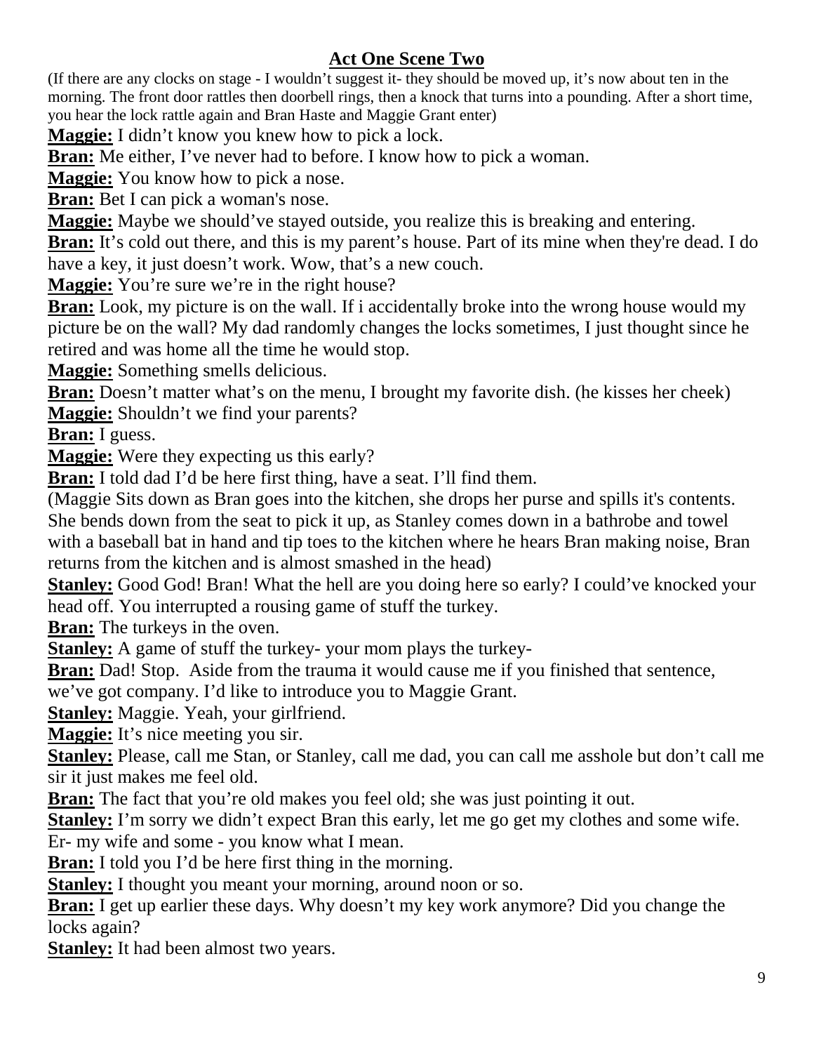## Act One Scene Two

(If there are any clocks on stage - I wouldn't suggest it- they should be moved up, it's now about ten in the morning. The front door rattles then doorbell rings, then a knock that turns into a pounding. After a short time, you hear the lock rattle again and Bran Haste and Maggie Grant enter)

**Maggie:** I didn't know you knew how to pick a lock.

**Bran:** Me either, I've never had to before. I know how to pick a woman.

**Maggie:** You know how to pick a nose.

**Bran:** Bet I can pick a woman's nose.

**Maggie:** Maybe we should've stayed outside, you realize this is breaking and entering.

**Bran:** It's cold out there, and this is my parent's house. Part of its mine when they're dead. I do have a key, it just doesn't work. Wow, that's a new couch.

**Maggie:** You're sure we're in the right house?

**Bran:** Look, my picture is on the wall. If i accidentally broke into the wrong house would my picture be on the wall? My dad randomly changes the locks sometimes, I just thought since he retired and was home all the time he would stop.

**Maggie:** Something smells delicious.

**Bran:** Doesn't matter what's on the menu, I brought my favorite dish. (he kisses her cheek)

**Maggie:** Shouldn't we find your parents?

**Bran:** I guess.

**Maggie:** Were they expecting us this early?

**Bran:** I told dad I'd be here first thing, have a seat. I'll find them.

(Maggie Sits down as Bran goes into the kitchen, she drops her purse and spills it's contents. She bends down from the seat to pick it up, as Stanley comes down in a bathrobe and towel with a baseball bat in hand and tip toes to the kitchen where he hears Bran making noise, Bran returns from the kitchen and is almost smashed in the head)

**Stanley:** Good God! Bran! What the hell are you doing here so early? I could've knocked your head off. You interrupted a rousing game of stuff the turkey.

**Bran:** The turkeys in the oven.

**Stanley:** A game of stuff the turkey- your mom plays the turkey-

**Bran:** Dad! Stop. Aside from the trauma it would cause me if you finished that sentence, we've got company. I'd like to introduce you to Maggie Grant.

**Stanley:** Maggie. Yeah, your girlfriend.

**Maggie:** It's nice meeting you sir.

**Stanley:** Please, call me Stan, or Stanley, call me dad, you can call me asshole but don't call me sir it just makes me feel old.

**Bran:** The fact that you're old makes you feel old; she was just pointing it out.

**Stanley:** I'm sorry we didn't expect Bran this early, let me go get my clothes and some wife. Er- my wife and some - you know what I mean.

**Bran:** I told you I'd be here first thing in the morning.

**Stanley:** I thought you meant your morning, around noon or so.

**Bran:** I get up earlier these days. Why doesn't my key work anymore? Did you change the locks again?

**Stanley:** It had been almost two years.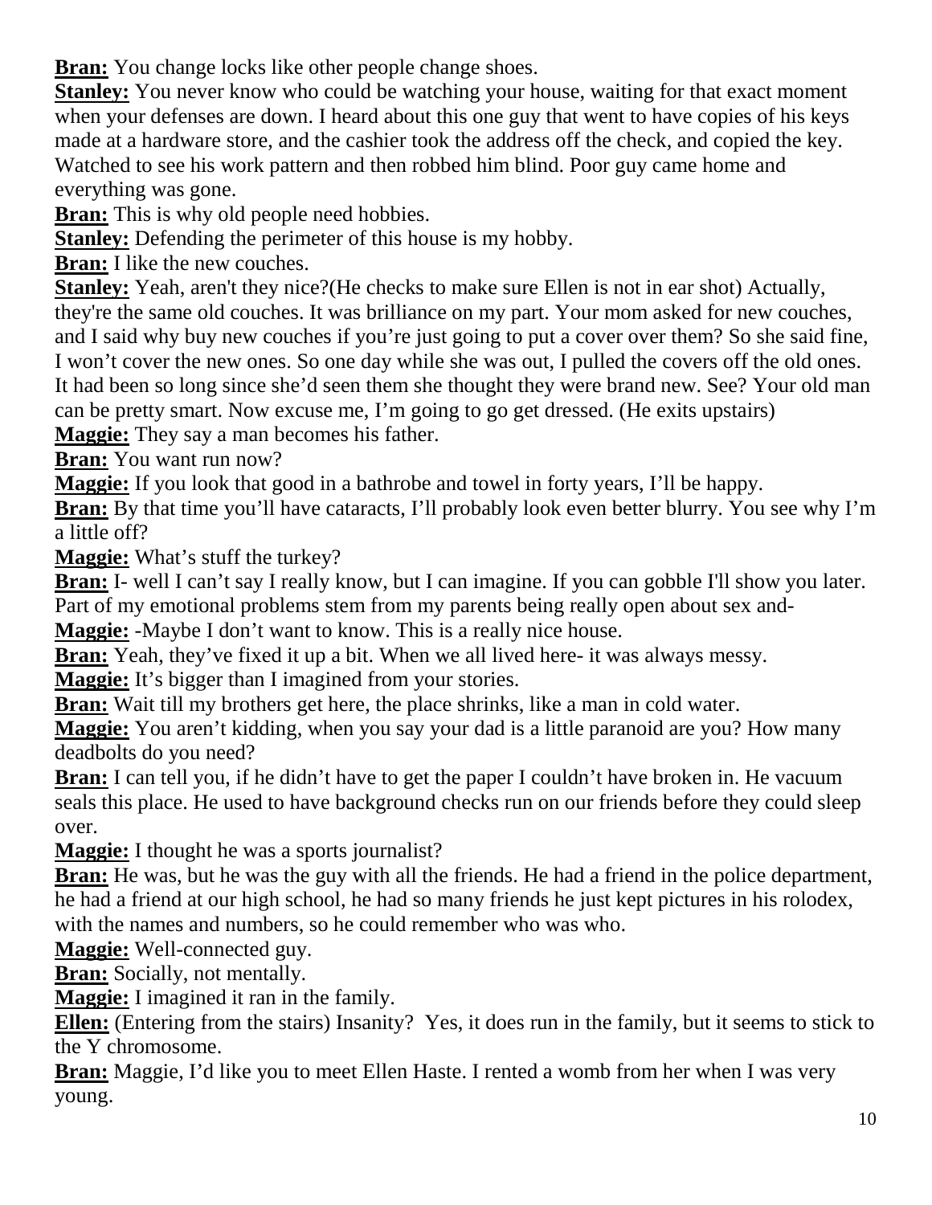**Bran:** You change locks like other people change shoes.

**Stanley:** You never know who could be watching your house, waiting for that exact moment when your defenses are down. I heard about this one guy that went to have copies of his keys made at a hardware store, and the cashier took the address off the check, and copied the key. Watched to see his work pattern and then robbed him blind. Poor guy came home and everything was gone.

**Bran:** This is why old people need hobbies.

**Stanley:** Defending the perimeter of this house is my hobby.

**Bran:** I like the new couches.

**Stanley:** Yeah, aren't they nice?(He checks to make sure Ellen is not in ear shot) Actually, they're the same old couches. It was brilliance on my part. Your mom asked for new couches, and I said why buy new couches if you're just going to put a cover over them? So she said fine, I won't cover the new ones. So one day while she was out, I pulled the covers off the old ones. It had been so long since she'd seen them she thought they were brand new. See? Your old man can be pretty smart. Now excuse me, I'm going to go get dressed. (He exits upstairs)

**Maggie:** They say a man becomes his father.

**Bran:** You want run now?

**Maggie:** If you look that good in a bathrobe and towel in forty years, I'll be happy.

**Bran:** By that time you'll have cataracts, I'll probably look even better blurry. You see why I'm a little off?

**Maggie:** What's stuff the turkey?

**Bran:** I- well I can't say I really know, but I can imagine. If you can gobble I'll show you later. Part of my emotional problems stem from my parents being really open about sex and-

**Maggie:** -Maybe I don't want to know. This is a really nice house.

**Bran:** Yeah, they've fixed it up a bit. When we all lived here- it was always messy.

**Maggie:** It's bigger than I imagined from your stories.

**Bran:** Wait till my brothers get here, the place shrinks, like a man in cold water.

**Maggie:** You aren't kidding, when you say your dad is a little paranoid are you? How many deadbolts do you need?

**Bran:** I can tell you, if he didn't have to get the paper I couldn't have broken in. He vacuum seals this place. He used to have background checks run on our friends before they could sleep over.

**Maggie:** I thought he was a sports journalist?

**Bran:** He was, but he was the guy with all the friends. He had a friend in the police department, he had a friend at our high school, he had so many friends he just kept pictures in his rolodex, with the names and numbers, so he could remember who was who.

**Maggie:** Well-connected guy.

**Bran:** Socially, not mentally.

**Maggie:** I imagined it ran in the family.

**Ellen:** (Entering from the stairs) Insanity? Yes, it does run in the family, but it seems to stick to the Y chromosome.

**Bran:** Maggie, I'd like you to meet Ellen Haste. I rented a womb from her when I was very young.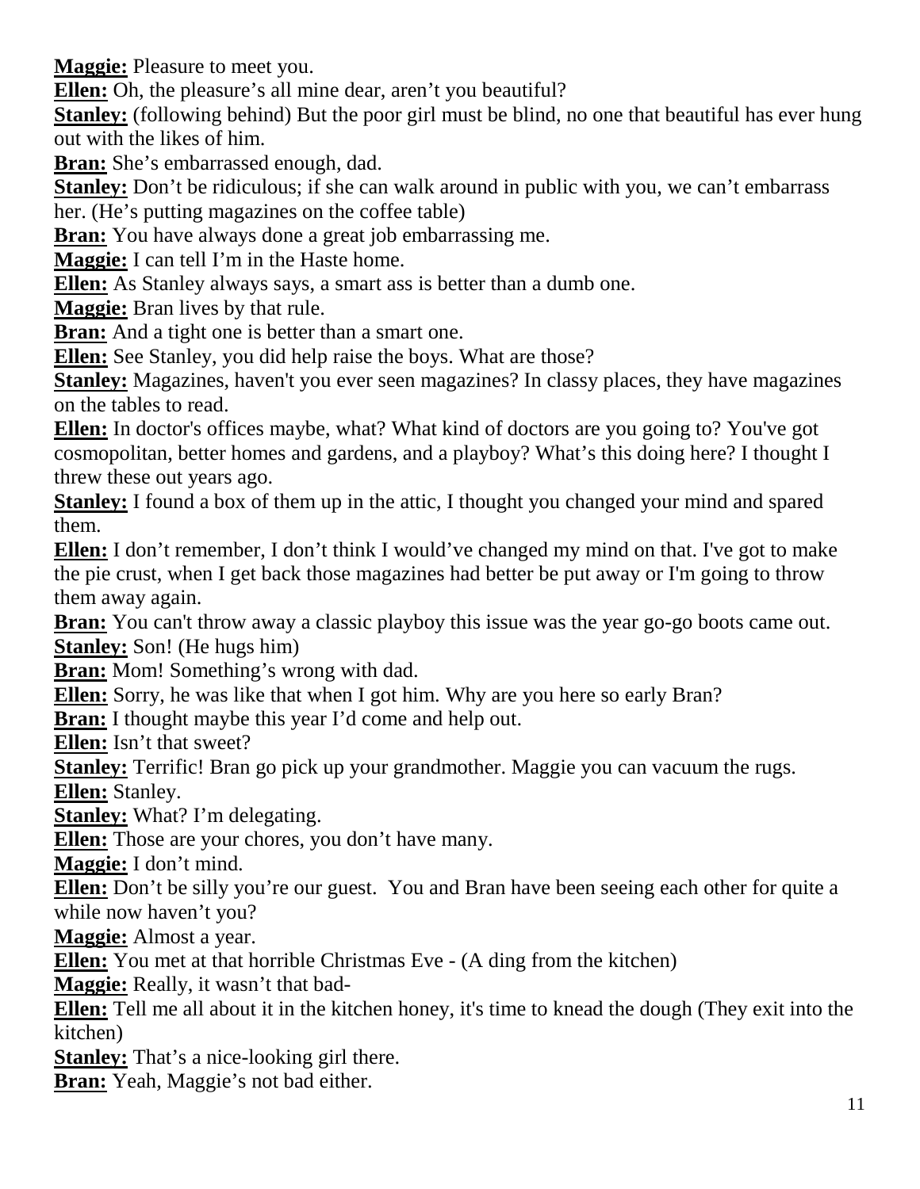**Maggie:** Pleasure to meet you.

**Ellen:** Oh, the pleasure's all mine dear, aren't you beautiful?

**Stanley:** (following behind) But the poor girl must be blind, no one that beautiful has ever hung out with the likes of him.

**Bran:** She's embarrassed enough, dad.

**Stanley:** Don't be ridiculous; if she can walk around in public with you, we can't embarrass her. (He's putting magazines on the coffee table)

**Bran:** You have always done a great job embarrassing me.

**Maggie:** I can tell I'm in the Haste home.

**Ellen:** As Stanley always says, a smart ass is better than a dumb one.

**Maggie:** Bran lives by that rule.

**Bran:** And a tight one is better than a smart one.

**Ellen:** See Stanley, you did help raise the boys. What are those?

**Stanley:** Magazines, haven't you ever seen magazines? In classy places, they have magazines on the tables to read.

**Ellen:** In doctor's offices maybe, what? What kind of doctors are you going to? You've got cosmopolitan, better homes and gardens, and a playboy? What's this doing here? I thought I threw these out years ago.

**Stanley:** I found a box of them up in the attic, I thought you changed your mind and spared them.

**Ellen:** I don't remember, I don't think I would've changed my mind on that. I've got to make the pie crust, when I get back those magazines had better be put away or I'm going to throw them away again.

**Bran:** You can't throw away a classic playboy this issue was the year go-go boots came out.

**Stanley:** Son! (He hugs him)

**Bran:** Mom! Something's wrong with dad.

**Ellen:** Sorry, he was like that when I got him. Why are you here so early Bran?

**Bran:** I thought maybe this year I'd come and help out.

**Ellen:** Isn't that sweet?

**Stanley:** Terrific! Bran go pick up your grandmother. Maggie you can vacuum the rugs.

**Ellen:** Stanley.

**Stanley:** What? I'm delegating.

**Ellen:** Those are your chores, you don't have many.

**Maggie:** I don't mind.

**Ellen:** Don't be silly you're our guest. You and Bran have been seeing each other for quite a while now haven't you?

**Maggie:** Almost a year.

**Ellen:** You met at that horrible Christmas Eve - (A ding from the kitchen)

**Maggie:** Really, it wasn't that bad-

**Ellen:** Tell me all about it in the kitchen honey, it's time to knead the dough (They exit into the kitchen)

**Stanley:** That's a nice-looking girl there.

**Bran:** Yeah, Maggie's not bad either.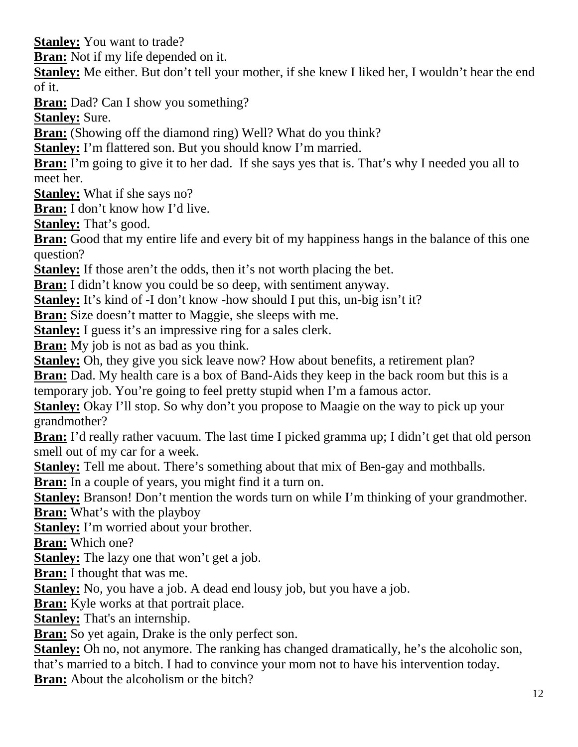**Stanley:** You want to trade?
**Bran:** Not if my life depended on it.
**Stanley:** Me either. But don't tell your mother, if she knew I liked her, I wouldn't hear the end of it.
**Bran:** Dad? Can I show you something?
**Stanley:** Sure.
**Bran:** (Showing off the diamond ring) Well? What do you think?
**Stanley:** I'm flattered son. But you should know I'm married.
**Bran:** I'm going to give it to her dad. If she says yes that is. That's why I needed you all to meet her.
**Stanley:** What if she says no?
**Bran:** I don't know how I'd live.
**Stanley:** That's good.
**Bran:** Good that my entire life and every bit of my happiness hangs in the balance of this one question?
**Stanley:** If those aren't the odds, then it's not worth placing the bet.
**Bran:** I didn't know you could be so deep, with sentiment anyway.
**Stanley:** It's kind of -I don't know -how should I put this, un-big isn't it?
**Bran:** Size doesn't matter to Maggie, she sleeps with me.
**Stanley:** I guess it's an impressive ring for a sales clerk.
**Bran:** My job is not as bad as you think.
**Stanley:** Oh, they give you sick leave now? How about benefits, a retirement plan?
**Bran:** Dad. My health care is a box of Band-Aids they keep in the back room but this is a temporary job. You're going to feel pretty stupid when I'm a famous actor.
**Stanley:** Okay I'll stop. So why don't you propose to Maagie on the way to pick up your grandmother?
**Bran:** I'd really rather vacuum. The last time I picked gramma up; I didn't get that old person smell out of my car for a week.
**Stanley:** Tell me about. There's something about that mix of Ben-gay and mothballs.
**Bran:** In a couple of years, you might find it a turn on.
**Stanley:** Branson! Don't mention the words turn on while I'm thinking of your grandmother.
**Bran:** What's with the playboy
**Stanley:** I'm worried about your brother.
**Bran:** Which one?
**Stanley:** The lazy one that won't get a job.
**Bran:** I thought that was me.
**Stanley:** No, you have a job. A dead end lousy job, but you have a job.
**Bran:** Kyle works at that portrait place.
**Stanley:** That's an internship.
**Bran:** So yet again, Drake is the only perfect son.
**Stanley:** Oh no, not anymore. The ranking has changed dramatically, he's the alcoholic son, that's married to a bitch. I had to convince your mom not to have his intervention today.
**Bran:** About the alcoholism or the bitch?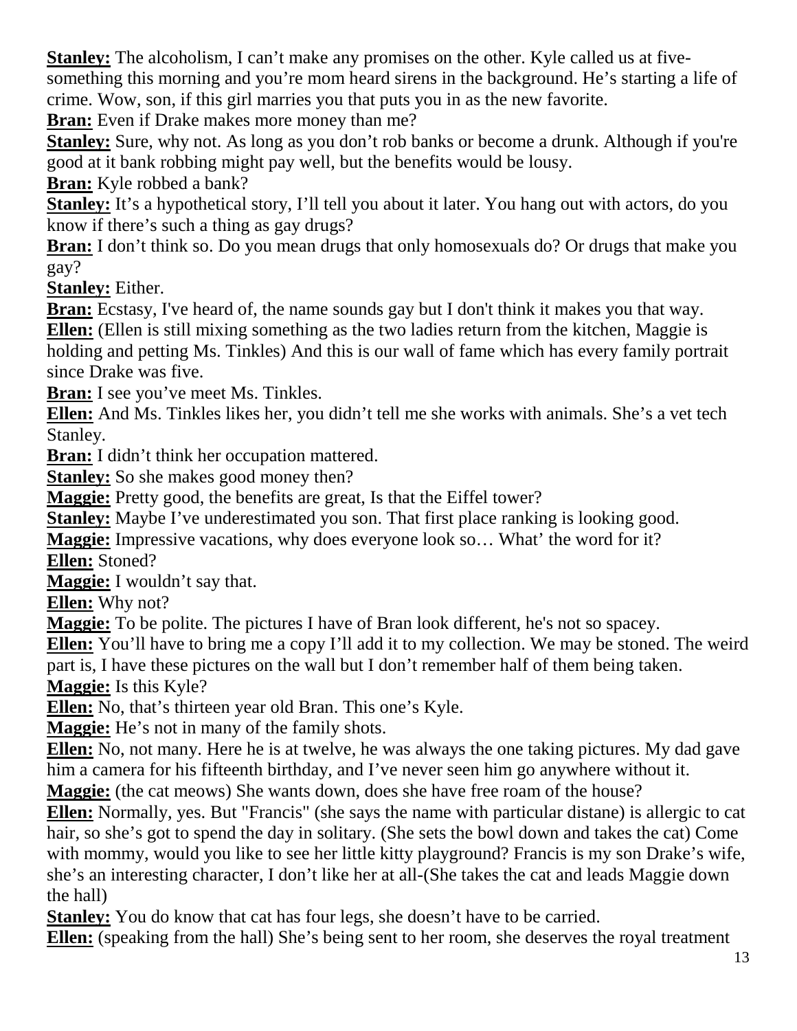**Stanley:** The alcoholism, I can't make any promises on the other. Kyle called us at five-something this morning and you're mom heard sirens in the background. He's starting a life of crime. Wow, son, if this girl marries you that puts you in as the new favorite.

**Bran:** Even if Drake makes more money than me?

**Stanley:** Sure, why not. As long as you don't rob banks or become a drunk. Although if you're good at it bank robbing might pay well, but the benefits would be lousy.

**Bran:** Kyle robbed a bank?

**Stanley:** It's a hypothetical story, I'll tell you about it later. You hang out with actors, do you know if there's such a thing as gay drugs?

**Bran:** I don't think so. Do you mean drugs that only homosexuals do? Or drugs that make you gay?

**Stanley:** Either.

**Bran:** Ecstasy, I've heard of, the name sounds gay but I don't think it makes you that way.

**Ellen:** (Ellen is still mixing something as the two ladies return from the kitchen, Maggie is holding and petting Ms. Tinkles) And this is our wall of fame which has every family portrait since Drake was five.

**Bran:** I see you've meet Ms. Tinkles.

**Ellen:** And Ms. Tinkles likes her, you didn't tell me she works with animals. She's a vet tech Stanley.

**Bran:** I didn't think her occupation mattered.

**Stanley:** So she makes good money then?

**Maggie:** Pretty good, the benefits are great, Is that the Eiffel tower?

**Stanley:** Maybe I've underestimated you son. That first place ranking is looking good.

**Maggie:** Impressive vacations, why does everyone look so… What' the word for it?

**Ellen:** Stoned?

**Maggie:** I wouldn't say that.

**Ellen:** Why not?

**Maggie:** To be polite. The pictures I have of Bran look different, he's not so spacey.

**Ellen:** You'll have to bring me a copy I'll add it to my collection. We may be stoned. The weird part is, I have these pictures on the wall but I don't remember half of them being taken.

**Maggie:** Is this Kyle?

**Ellen:** No, that's thirteen year old Bran. This one's Kyle.

**Maggie:** He's not in many of the family shots.

**Ellen:** No, not many. Here he is at twelve, he was always the one taking pictures. My dad gave him a camera for his fifteenth birthday, and I've never seen him go anywhere without it.

**Maggie:** (the cat meows) She wants down, does she have free roam of the house?

**Ellen:** Normally, yes. But "Francis" (she says the name with particular distane) is allergic to cat hair, so she's got to spend the day in solitary. (She sets the bowl down and takes the cat) Come with mommy, would you like to see her little kitty playground? Francis is my son Drake's wife, she's an interesting character, I don't like her at all-(She takes the cat and leads Maggie down the hall)

**Stanley:** You do know that cat has four legs, she doesn't have to be carried.

**Ellen:** (speaking from the hall) She's being sent to her room, she deserves the royal treatment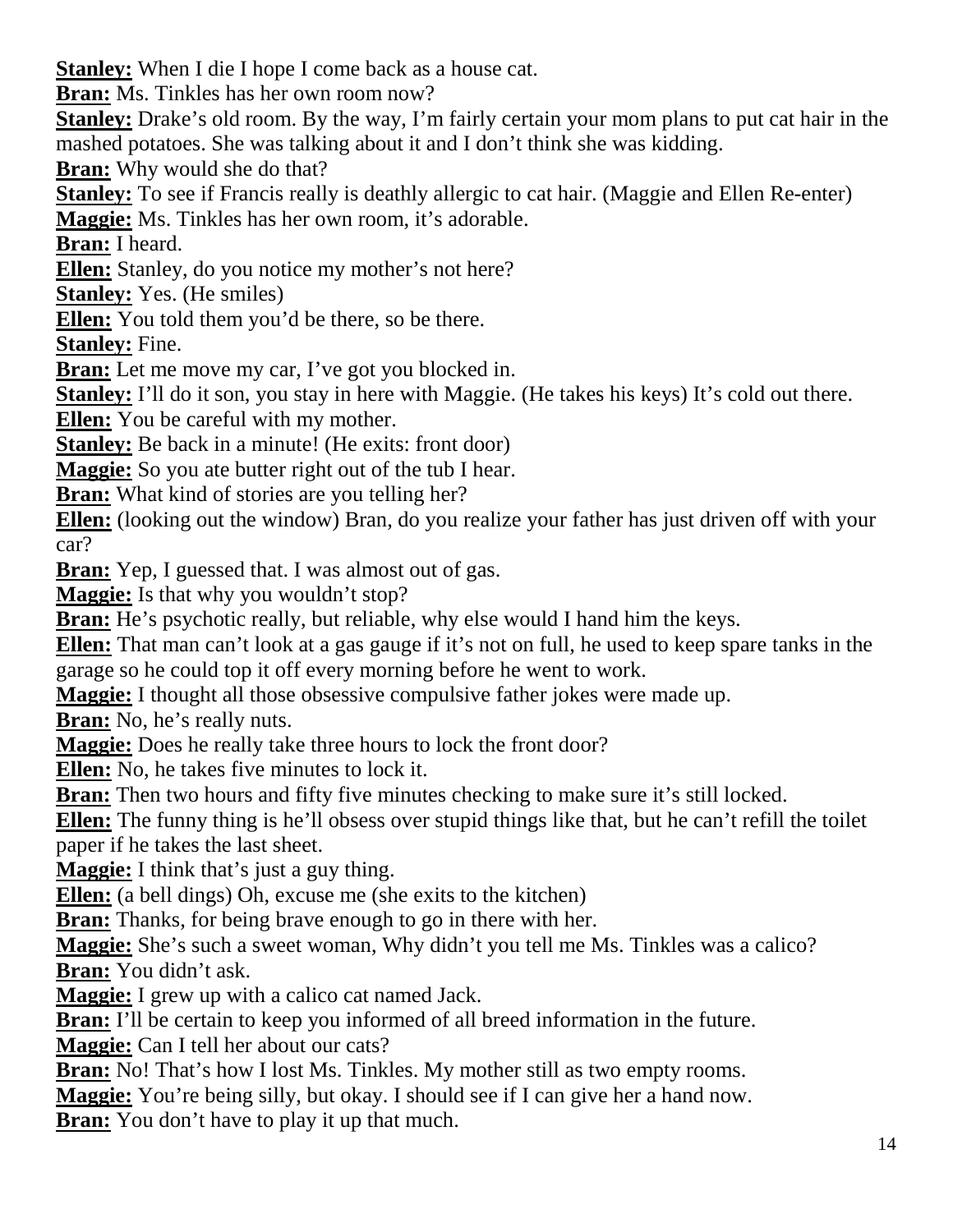**Stanley:** When I die I hope I come back as a house cat.

**Bran:** Ms. Tinkles has her own room now?

**Stanley:** Drake's old room. By the way, I'm fairly certain your mom plans to put cat hair in the mashed potatoes. She was talking about it and I don't think she was kidding.

**Bran:** Why would she do that?

**Stanley:** To see if Francis really is deathly allergic to cat hair. (Maggie and Ellen Re-enter)

**Maggie:** Ms. Tinkles has her own room, it's adorable.

**Bran:** I heard.

**Ellen:** Stanley, do you notice my mother's not here?

**Stanley:** Yes. (He smiles)

**Ellen:** You told them you'd be there, so be there.

**Stanley:** Fine.

**Bran:** Let me move my car, I've got you blocked in.

**Stanley:** I'll do it son, you stay in here with Maggie. (He takes his keys) It's cold out there.

**Ellen:** You be careful with my mother.

**Stanley:** Be back in a minute! (He exits: front door)

**Maggie:** So you ate butter right out of the tub I hear.

**Bran:** What kind of stories are you telling her?

**Ellen:** (looking out the window) Bran, do you realize your father has just driven off with your car?

**Bran:** Yep, I guessed that. I was almost out of gas.

**Maggie:** Is that why you wouldn't stop?

**Bran:** He's psychotic really, but reliable, why else would I hand him the keys.

**Ellen:** That man can't look at a gas gauge if it's not on full, he used to keep spare tanks in the garage so he could top it off every morning before he went to work.

**Maggie:** I thought all those obsessive compulsive father jokes were made up.

**Bran:** No, he's really nuts.

**Maggie:** Does he really take three hours to lock the front door?

**Ellen:** No, he takes five minutes to lock it.

**Bran:** Then two hours and fifty five minutes checking to make sure it's still locked.

**Ellen:** The funny thing is he'll obsess over stupid things like that, but he can't refill the toilet paper if he takes the last sheet.

**Maggie:** I think that's just a guy thing.

**Ellen:** (a bell dings) Oh, excuse me (she exits to the kitchen)

**Bran:** Thanks, for being brave enough to go in there with her.

**Maggie:** She's such a sweet woman, Why didn't you tell me Ms. Tinkles was a calico?

**Bran:** You didn't ask.

**Maggie:** I grew up with a calico cat named Jack.

**Bran:** I'll be certain to keep you informed of all breed information in the future.

**Maggie:** Can I tell her about our cats?

**Bran:** No! That's how I lost Ms. Tinkles. My mother still as two empty rooms.

**Maggie:** You're being silly, but okay. I should see if I can give her a hand now.

**Bran:** You don't have to play it up that much.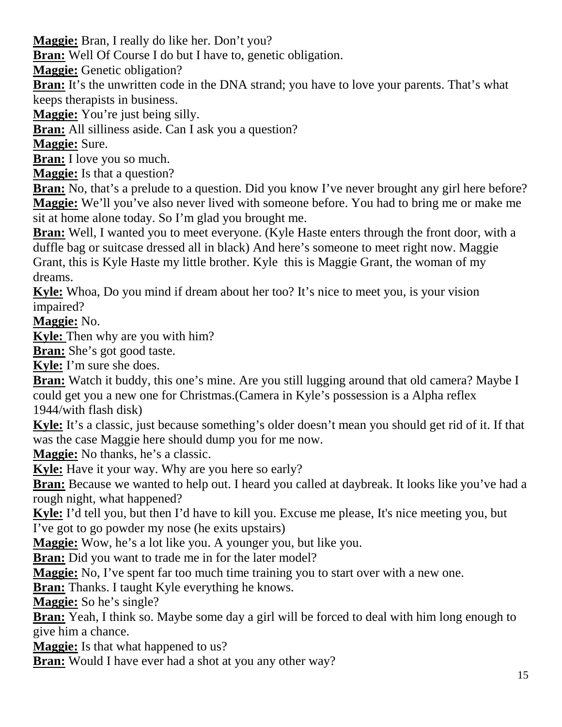**Maggie:** Bran, I really do like her. Don't you?

**Bran:** Well Of Course I do but I have to, genetic obligation.

**Maggie:** Genetic obligation?

**Bran:** It's the unwritten code in the DNA strand; you have to love your parents. That's what keeps therapists in business.

**Maggie:** You're just being silly.

**Bran:** All silliness aside. Can I ask you a question?

**Maggie:** Sure.

**Bran:** I love you so much.

**Maggie:** Is that a question?

**Bran:** No, that's a prelude to a question. Did you know I've never brought any girl here before?

**Maggie:** We'll you've also never lived with someone before. You had to bring me or make me sit at home alone today. So I'm glad you brought me.

**Bran:** Well, I wanted you to meet everyone. (Kyle Haste enters through the front door, with a duffle bag or suitcase dressed all in black) And here's someone to meet right now. Maggie Grant, this is Kyle Haste my little brother. Kyle this is Maggie Grant, the woman of my dreams.

**Kyle:** Whoa, Do you mind if dream about her too? It's nice to meet you, is your vision impaired?

**Maggie:** No.

**Kyle:** Then why are you with him?

**Bran:** She's got good taste.

**Kyle:** I'm sure she does.

**Bran:** Watch it buddy, this one's mine. Are you still lugging around that old camera? Maybe I could get you a new one for Christmas.(Camera in Kyle's possession is a Alpha reflex 1944/with flash disk)

**Kyle:** It's a classic, just because something's older doesn't mean you should get rid of it. If that was the case Maggie here should dump you for me now.

**Maggie:** No thanks, he's a classic.

**Kyle:** Have it your way. Why are you here so early?

**Bran:** Because we wanted to help out. I heard you called at daybreak. It looks like you've had a rough night, what happened?

**Kyle:** I'd tell you, but then I'd have to kill you. Excuse me please, It's nice meeting you, but I've got to go powder my nose (he exits upstairs)

**Maggie:** Wow, he's a lot like you. A younger you, but like you.

**Bran:** Did you want to trade me in for the later model?

**Maggie:** No, I've spent far too much time training you to start over with a new one.

**Bran:** Thanks. I taught Kyle everything he knows.

**Maggie:** So he's single?

**Bran:** Yeah, I think so. Maybe some day a girl will be forced to deal with him long enough to give him a chance.

**Maggie:** Is that what happened to us?

**Bran:** Would I have ever had a shot at you any other way?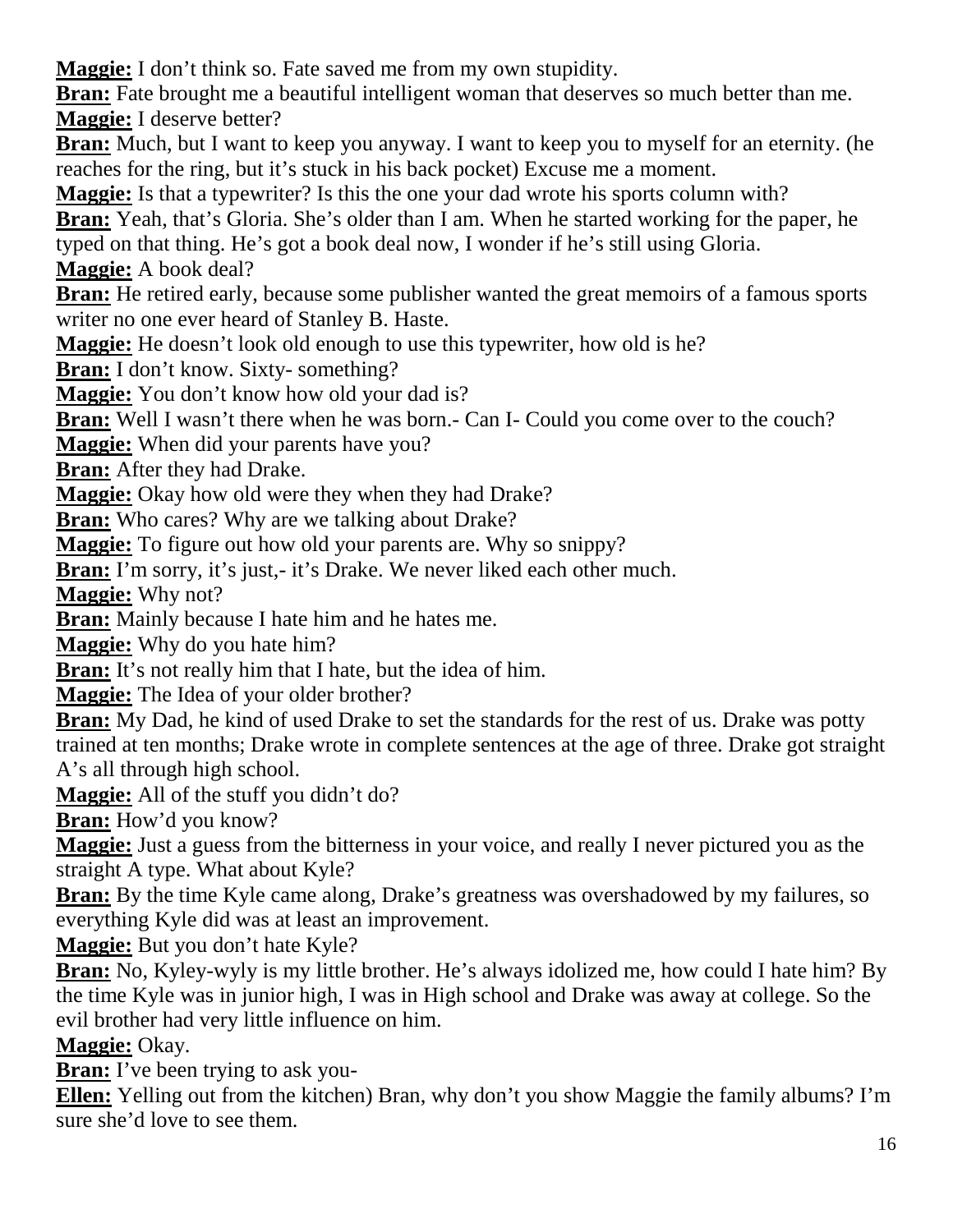**Maggie:** I don't think so. Fate saved me from my own stupidity.

**Bran:** Fate brought me a beautiful intelligent woman that deserves so much better than me.

**Maggie:** I deserve better?

**Bran:** Much, but I want to keep you anyway. I want to keep you to myself for an eternity. (he reaches for the ring, but it's stuck in his back pocket) Excuse me a moment.

**Maggie:** Is that a typewriter? Is this the one your dad wrote his sports column with?

**Bran:** Yeah, that's Gloria. She's older than I am. When he started working for the paper, he typed on that thing. He's got a book deal now, I wonder if he's still using Gloria.

**Maggie:** A book deal?

**Bran:** He retired early, because some publisher wanted the great memoirs of a famous sports writer no one ever heard of Stanley B. Haste.

**Maggie:** He doesn't look old enough to use this typewriter, how old is he?

**Bran:** I don't know. Sixty- something?

**Maggie:** You don't know how old your dad is?

**Bran:** Well I wasn't there when he was born.- Can I- Could you come over to the couch?

**Maggie:** When did your parents have you?

**Bran:** After they had Drake.

**Maggie:** Okay how old were they when they had Drake?

**Bran:** Who cares? Why are we talking about Drake?

**Maggie:** To figure out how old your parents are. Why so snippy?

**Bran:** I'm sorry, it's just,- it's Drake. We never liked each other much.

**Maggie:** Why not?

**Bran:** Mainly because I hate him and he hates me.

**Maggie:** Why do you hate him?

**Bran:** It's not really him that I hate, but the idea of him.

**Maggie:** The Idea of your older brother?

**Bran:** My Dad, he kind of used Drake to set the standards for the rest of us. Drake was potty trained at ten months; Drake wrote in complete sentences at the age of three. Drake got straight A's all through high school.

**Maggie:** All of the stuff you didn't do?

**Bran:** How'd you know?

**Maggie:** Just a guess from the bitterness in your voice, and really I never pictured you as the straight A type. What about Kyle?

**Bran:** By the time Kyle came along, Drake's greatness was overshadowed by my failures, so everything Kyle did was at least an improvement.

**Maggie:** But you don't hate Kyle?

**Bran:** No, Kyley-wyly is my little brother. He's always idolized me, how could I hate him? By the time Kyle was in junior high, I was in High school and Drake was away at college. So the evil brother had very little influence on him.

**Maggie:** Okay.

**Bran:** I've been trying to ask you-

**Ellen:** Yelling out from the kitchen) Bran, why don't you show Maggie the family albums? I'm sure she'd love to see them.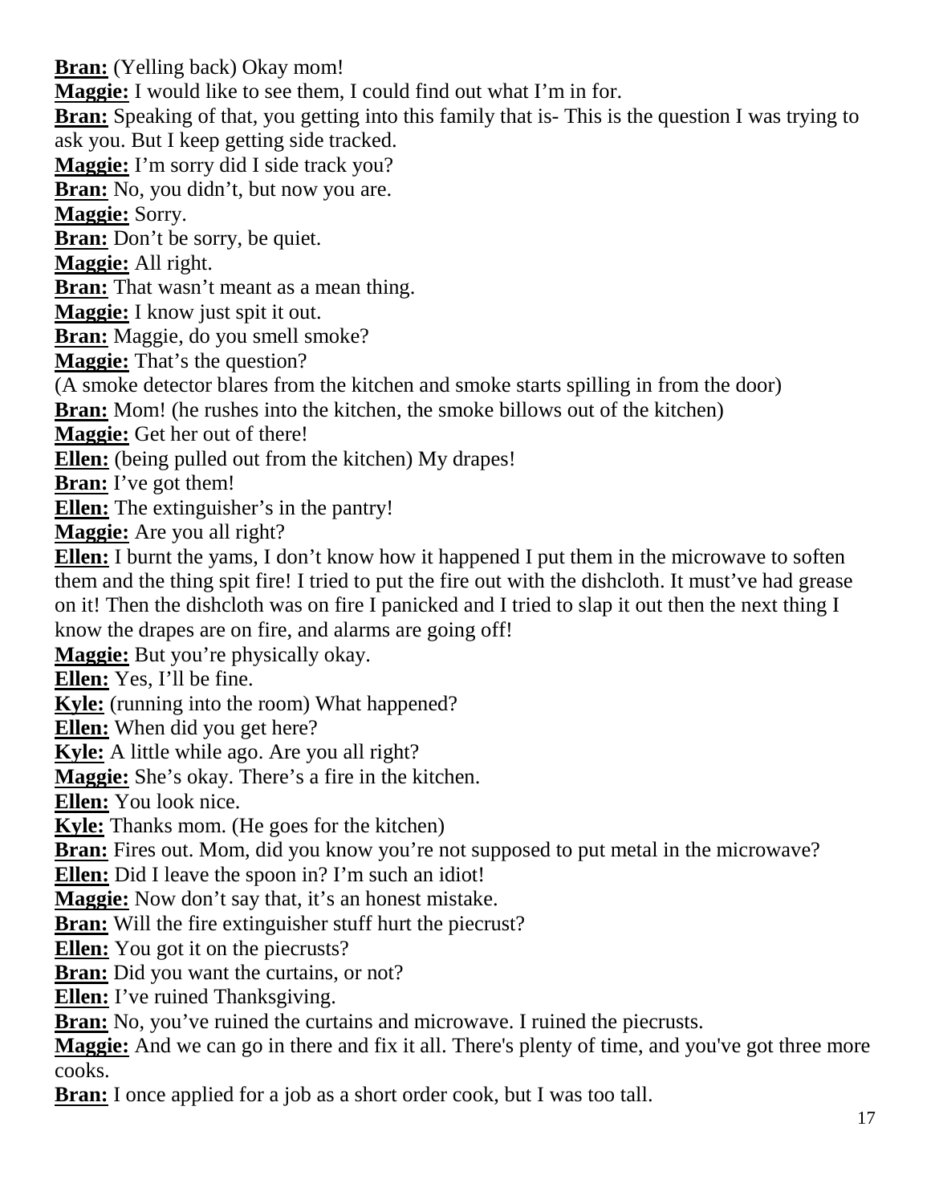**Bran:** (Yelling back) Okay mom!
**Maggie:** I would like to see them, I could find out what I'm in for.
**Bran:** Speaking of that, you getting into this family that is- This is the question I was trying to ask you. But I keep getting side tracked.
**Maggie:** I'm sorry did I side track you?
**Bran:** No, you didn't, but now you are.
**Maggie:** Sorry.
**Bran:** Don't be sorry, be quiet.
**Maggie:** All right.
**Bran:** That wasn't meant as a mean thing.
**Maggie:** I know just spit it out.
**Bran:** Maggie, do you smell smoke?
**Maggie:** That's the question?
(A smoke detector blares from the kitchen and smoke starts spilling in from the door)
**Bran:** Mom! (he rushes into the kitchen, the smoke billows out of the kitchen)
**Maggie:** Get her out of there!
**Ellen:** (being pulled out from the kitchen) My drapes!
**Bran:** I've got them!
**Ellen:** The extinguisher's in the pantry!
**Maggie:** Are you all right?
**Ellen:** I burnt the yams, I don't know how it happened I put them in the microwave to soften them and the thing spit fire! I tried to put the fire out with the dishcloth. It must've had grease on it! Then the dishcloth was on fire I panicked and I tried to slap it out then the next thing I know the drapes are on fire, and alarms are going off!
**Maggie:** But you're physically okay.
**Ellen:** Yes, I'll be fine.
**Kyle:** (running into the room) What happened?
**Ellen:** When did you get here?
**Kyle:** A little while ago. Are you all right?
**Maggie:** She's okay. There's a fire in the kitchen.
**Ellen:** You look nice.
**Kyle:** Thanks mom. (He goes for the kitchen)
**Bran:** Fires out. Mom, did you know you're not supposed to put metal in the microwave?
**Ellen:** Did I leave the spoon in? I'm such an idiot!
**Maggie:** Now don't say that, it's an honest mistake.
**Bran:** Will the fire extinguisher stuff hurt the piecrust?
**Ellen:** You got it on the piecrusts?
**Bran:** Did you want the curtains, or not?
**Ellen:** I've ruined Thanksgiving.
**Bran:** No, you've ruined the curtains and microwave. I ruined the piecrusts.
**Maggie:** And we can go in there and fix it all. There's plenty of time, and you've got three more cooks.
**Bran:** I once applied for a job as a short order cook, but I was too tall.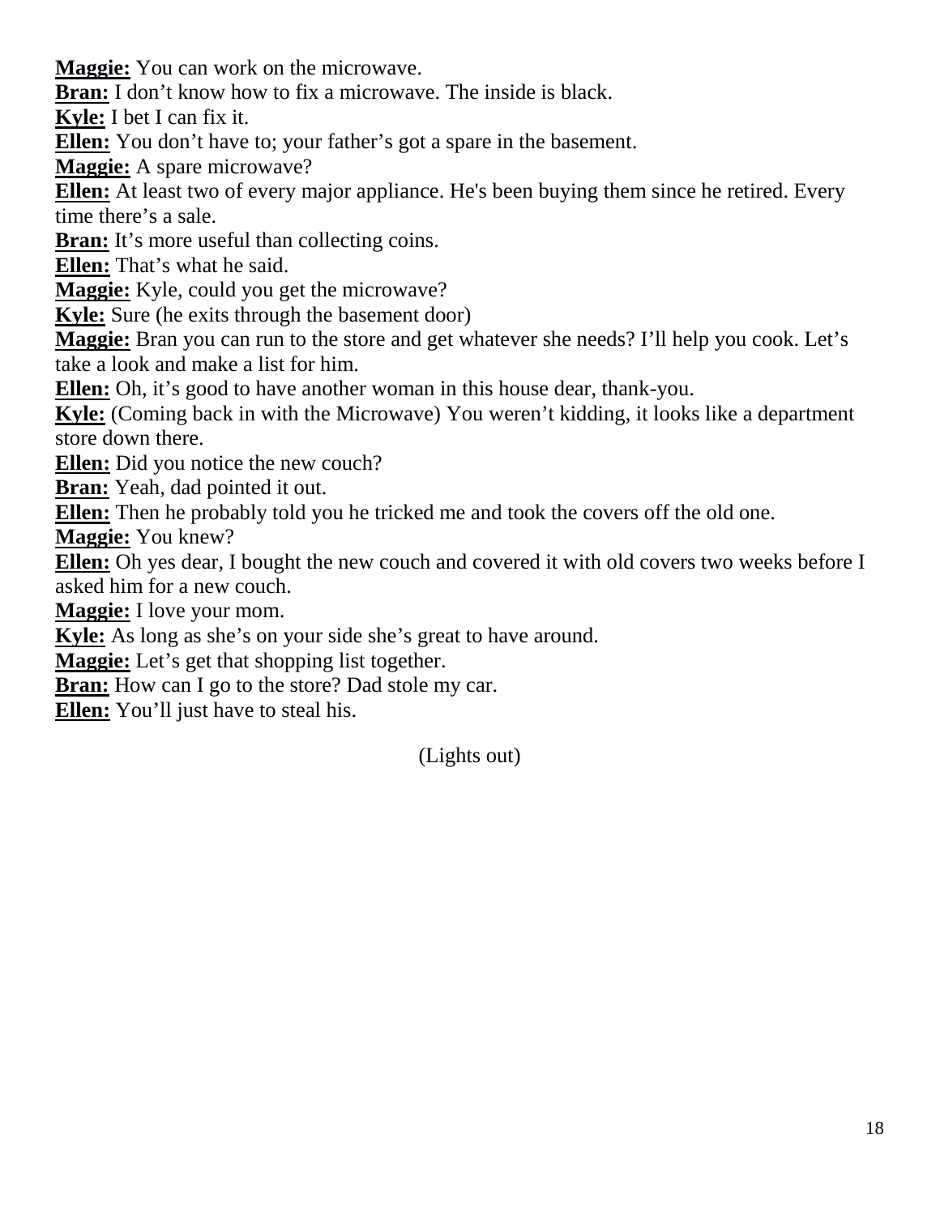**Maggie:** You can work on the microwave.
**Bran:** I don't know how to fix a microwave. The inside is black.
**Kyle:** I bet I can fix it.
**Ellen:** You don't have to; your father's got a spare in the basement.
**Maggie:** A spare microwave?
**Ellen:** At least two of every major appliance. He's been buying them since he retired. Every time there's a sale.
**Bran:** It's more useful than collecting coins.
**Ellen:** That's what he said.
**Maggie:** Kyle, could you get the microwave?
**Kyle:** Sure (he exits through the basement door)
**Maggie:** Bran you can run to the store and get whatever she needs? I'll help you cook. Let's take a look and make a list for him.
**Ellen:** Oh, it's good to have another woman in this house dear, thank-you.
**Kyle:** (Coming back in with the Microwave) You weren't kidding, it looks like a department store down there.
**Ellen:** Did you notice the new couch?
**Bran:** Yeah, dad pointed it out.
**Ellen:** Then he probably told you he tricked me and took the covers off the old one.
**Maggie:** You knew?
**Ellen:** Oh yes dear, I bought the new couch and covered it with old covers two weeks before I asked him for a new couch.
**Maggie:** I love your mom.
**Kyle:** As long as she's on your side she's great to have around.
**Maggie:** Let's get that shopping list together.
**Bran:** How can I go to the store? Dad stole my car.
**Ellen:** You'll just have to steal his.

(Lights out)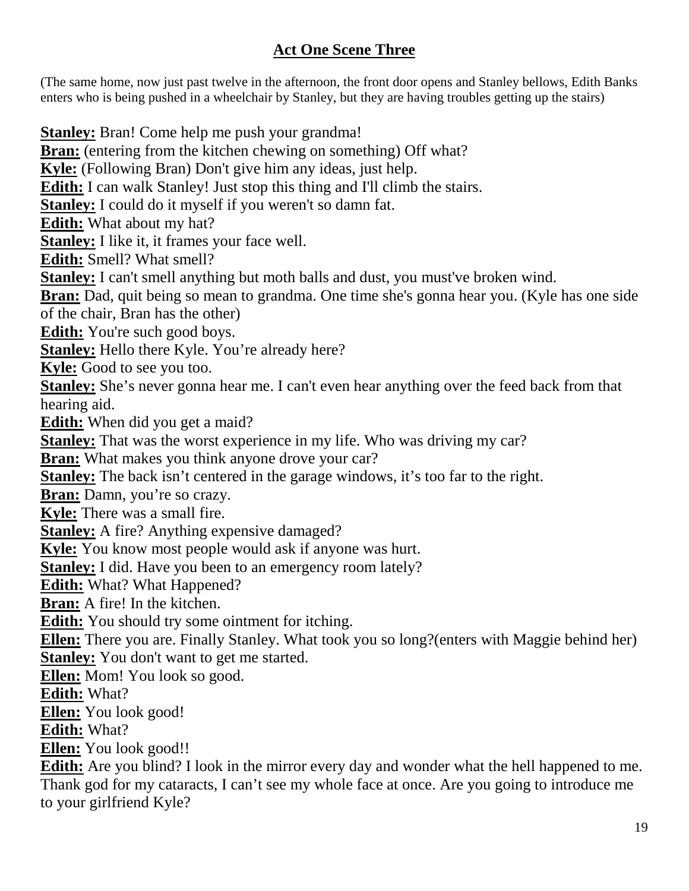## Act One Scene Three

(The same home, now just past twelve in the afternoon, the front door opens and Stanley bellows, Edith Banks enters who is being pushed in a wheelchair by Stanley, but they are having troubles getting up the stairs)

**Stanley:** Bran! Come help me push your grandma!
**Bran:** (entering from the kitchen chewing on something) Off what?
**Kyle:** (Following Bran) Don't give him any ideas, just help.
**Edith:** I can walk Stanley! Just stop this thing and I'll climb the stairs.
**Stanley:** I could do it myself if you weren't so damn fat.
**Edith:** What about my hat?
**Stanley:** I like it, it frames your face well.
**Edith:** Smell? What smell?
**Stanley:** I can't smell anything but moth balls and dust, you must've broken wind.
**Bran:** Dad, quit being so mean to grandma. One time she's gonna hear you. (Kyle has one side of the chair, Bran has the other)
**Edith:** You're such good boys.
**Stanley:** Hello there Kyle. You're already here?
**Kyle:** Good to see you too.
**Stanley:** She's never gonna hear me. I can't even hear anything over the feed back from that hearing aid.
**Edith:** When did you get a maid?
**Stanley:** That was the worst experience in my life. Who was driving my car?
**Bran:** What makes you think anyone drove your car?
**Stanley:** The back isn't centered in the garage windows, it's too far to the right.
**Bran:** Damn, you're so crazy.
**Kyle:** There was a small fire.
**Stanley:** A fire? Anything expensive damaged?
**Kyle:** You know most people would ask if anyone was hurt.
**Stanley:** I did. Have you been to an emergency room lately?
**Edith:** What? What Happened?
**Bran:** A fire! In the kitchen.
**Edith:** You should try some ointment for itching.
**Ellen:** There you are. Finally Stanley. What took you so long?(enters with Maggie behind her)
**Stanley:** You don't want to get me started.
**Ellen:** Mom! You look so good.
**Edith:** What?
**Ellen:** You look good!
**Edith:** What?
**Ellen:** You look good!!
**Edith:** Are you blind? I look in the mirror every day and wonder what the hell happened to me. Thank god for my cataracts, I can't see my whole face at once. Are you going to introduce me to your girlfriend Kyle?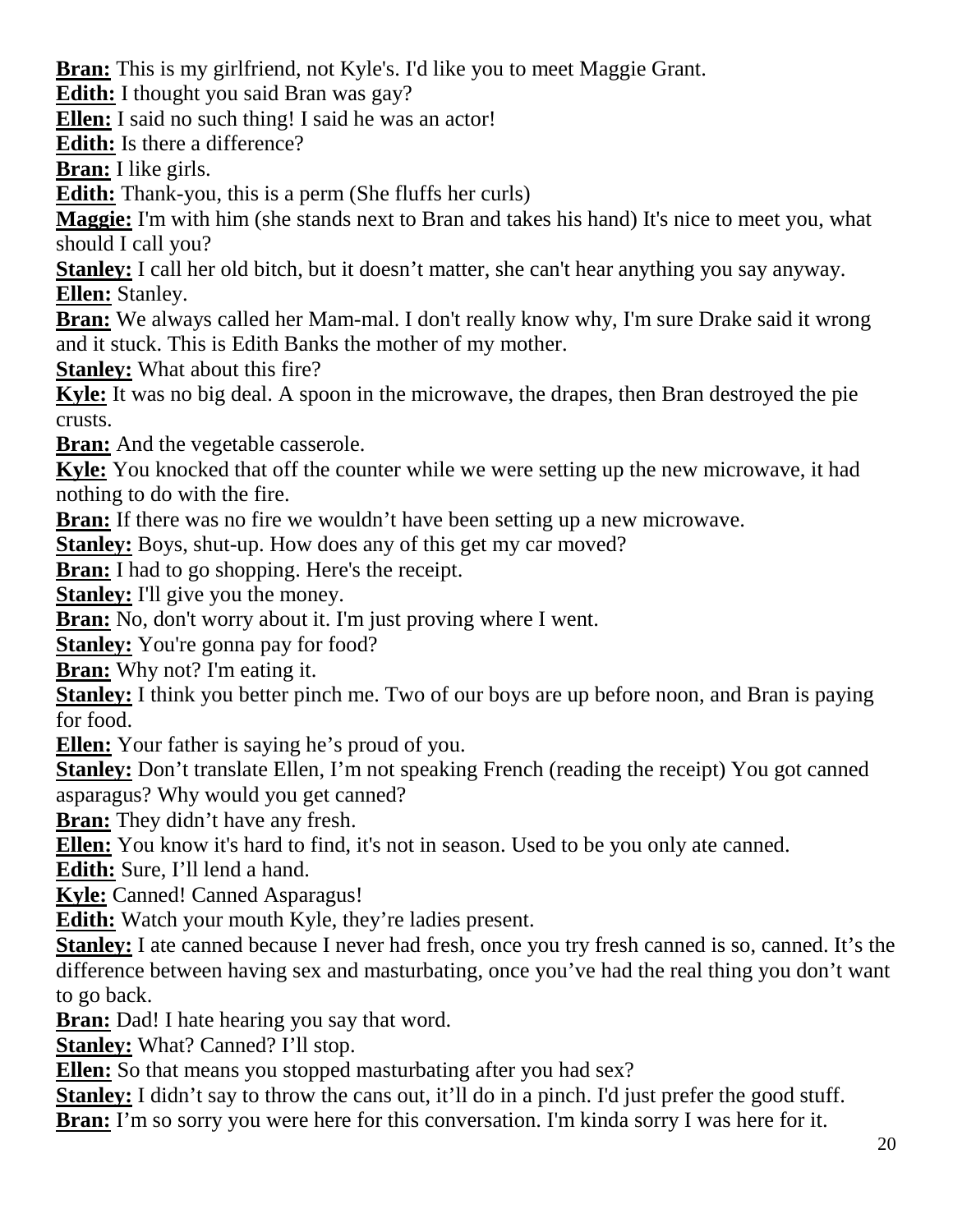**Bran:** This is my girlfriend, not Kyle's. I'd like you to meet Maggie Grant.

**Edith:** I thought you said Bran was gay?

**Ellen:** I said no such thing! I said he was an actor!

**Edith:** Is there a difference?

**Bran:** I like girls.

**Edith:** Thank-you, this is a perm (She fluffs her curls)

**Maggie:** I'm with him (she stands next to Bran and takes his hand) It's nice to meet you, what should I call you?

**Stanley:** I call her old bitch, but it doesn't matter, she can't hear anything you say anyway.

**Ellen:** Stanley.

**Bran:** We always called her Mam-mal. I don't really know why, I'm sure Drake said it wrong and it stuck. This is Edith Banks the mother of my mother.

**Stanley:** What about this fire?

**Kyle:** It was no big deal. A spoon in the microwave, the drapes, then Bran destroyed the pie crusts.

**Bran:** And the vegetable casserole.

**Kyle:** You knocked that off the counter while we were setting up the new microwave, it had nothing to do with the fire.

**Bran:** If there was no fire we wouldn't have been setting up a new microwave.

**Stanley:** Boys, shut-up. How does any of this get my car moved?

**Bran:** I had to go shopping. Here's the receipt.

**Stanley:** I'll give you the money.

**Bran:** No, don't worry about it. I'm just proving where I went.

**Stanley:** You're gonna pay for food?

**Bran:** Why not? I'm eating it.

**Stanley:** I think you better pinch me. Two of our boys are up before noon, and Bran is paying for food.

**Ellen:** Your father is saying he's proud of you.

**Stanley:** Don't translate Ellen, I'm not speaking French (reading the receipt) You got canned asparagus? Why would you get canned?

**Bran:** They didn't have any fresh.

**Ellen:** You know it's hard to find, it's not in season. Used to be you only ate canned.

**Edith:** Sure, I'll lend a hand.

**Kyle:** Canned! Canned Asparagus!

**Edith:** Watch your mouth Kyle, they're ladies present.

**Stanley:** I ate canned because I never had fresh, once you try fresh canned is so, canned. It's the difference between having sex and masturbating, once you've had the real thing you don't want to go back.

**Bran:** Dad! I hate hearing you say that word.

**Stanley:** What? Canned? I'll stop.

**Ellen:** So that means you stopped masturbating after you had sex?

**Stanley:** I didn't say to throw the cans out, it'll do in a pinch. I'd just prefer the good stuff.

**Bran:** I'm so sorry you were here for this conversation. I'm kinda sorry I was here for it.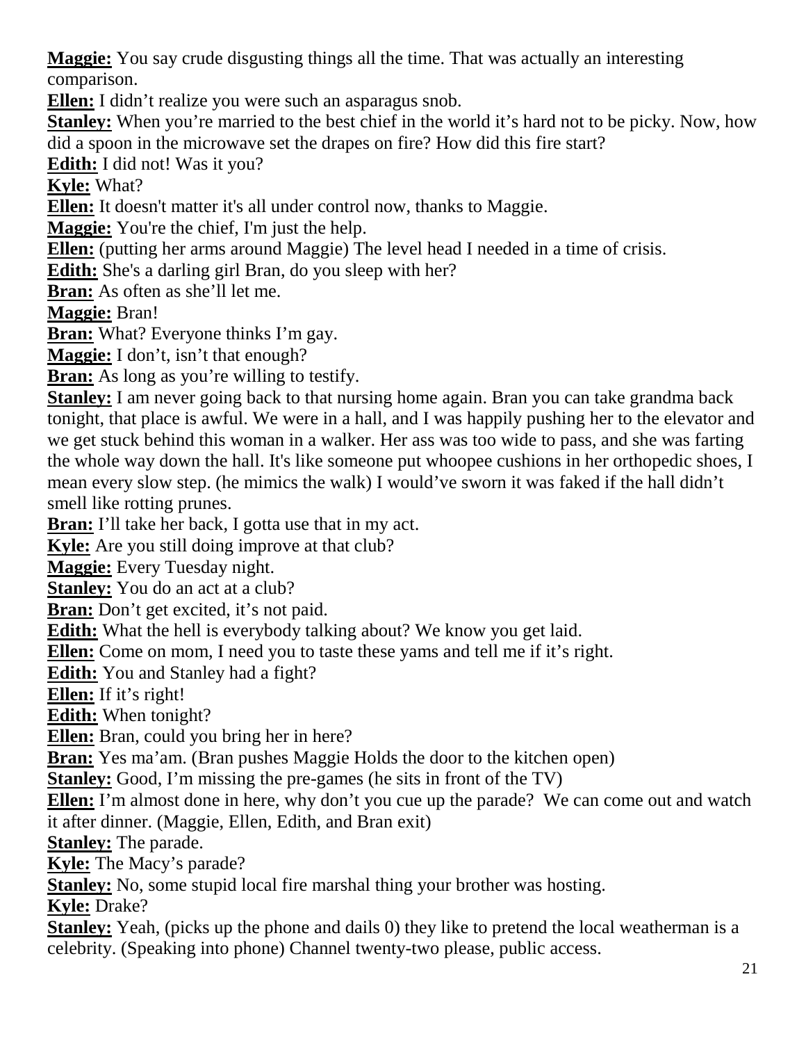**Maggie:** You say crude disgusting things all the time. That was actually an interesting comparison.

**Ellen:** I didn't realize you were such an asparagus snob.

**Stanley:** When you're married to the best chief in the world it's hard not to be picky. Now, how did a spoon in the microwave set the drapes on fire? How did this fire start?

**Edith:** I did not! Was it you?

**Kyle:** What?

**Ellen:** It doesn't matter it's all under control now, thanks to Maggie.

**Maggie:** You're the chief, I'm just the help.

**Ellen:** (putting her arms around Maggie) The level head I needed in a time of crisis.

**Edith:** She's a darling girl Bran, do you sleep with her?

**Bran:** As often as she'll let me.

**Maggie:** Bran!

**Bran:** What? Everyone thinks I'm gay.

**Maggie:** I don't, isn't that enough?

**Bran:** As long as you're willing to testify.

**Stanley:** I am never going back to that nursing home again. Bran you can take grandma back tonight, that place is awful. We were in a hall, and I was happily pushing her to the elevator and we get stuck behind this woman in a walker. Her ass was too wide to pass, and she was farting the whole way down the hall. It's like someone put whoopee cushions in her orthopedic shoes, I mean every slow step. (he mimics the walk) I would've sworn it was faked if the hall didn't smell like rotting prunes.

**Bran:** I'll take her back, I gotta use that in my act.

**Kyle:** Are you still doing improve at that club?

**Maggie:** Every Tuesday night.

**Stanley:** You do an act at a club?

**Bran:** Don't get excited, it's not paid.

**Edith:** What the hell is everybody talking about? We know you get laid.

**Ellen:** Come on mom, I need you to taste these yams and tell me if it's right.

**Edith:** You and Stanley had a fight?

**Ellen:** If it's right!

**Edith:** When tonight?

**Ellen:** Bran, could you bring her in here?

**Bran:** Yes ma'am. (Bran pushes Maggie Holds the door to the kitchen open)

**Stanley:** Good, I'm missing the pre-games (he sits in front of the TV)

**Ellen:** I'm almost done in here, why don't you cue up the parade? We can come out and watch it after dinner. (Maggie, Ellen, Edith, and Bran exit)

**Stanley:** The parade.

**Kyle:** The Macy's parade?

**Stanley:** No, some stupid local fire marshal thing your brother was hosting.

**Kyle:** Drake?

**Stanley:** Yeah, (picks up the phone and dails 0) they like to pretend the local weatherman is a celebrity. (Speaking into phone) Channel twenty-two please, public access.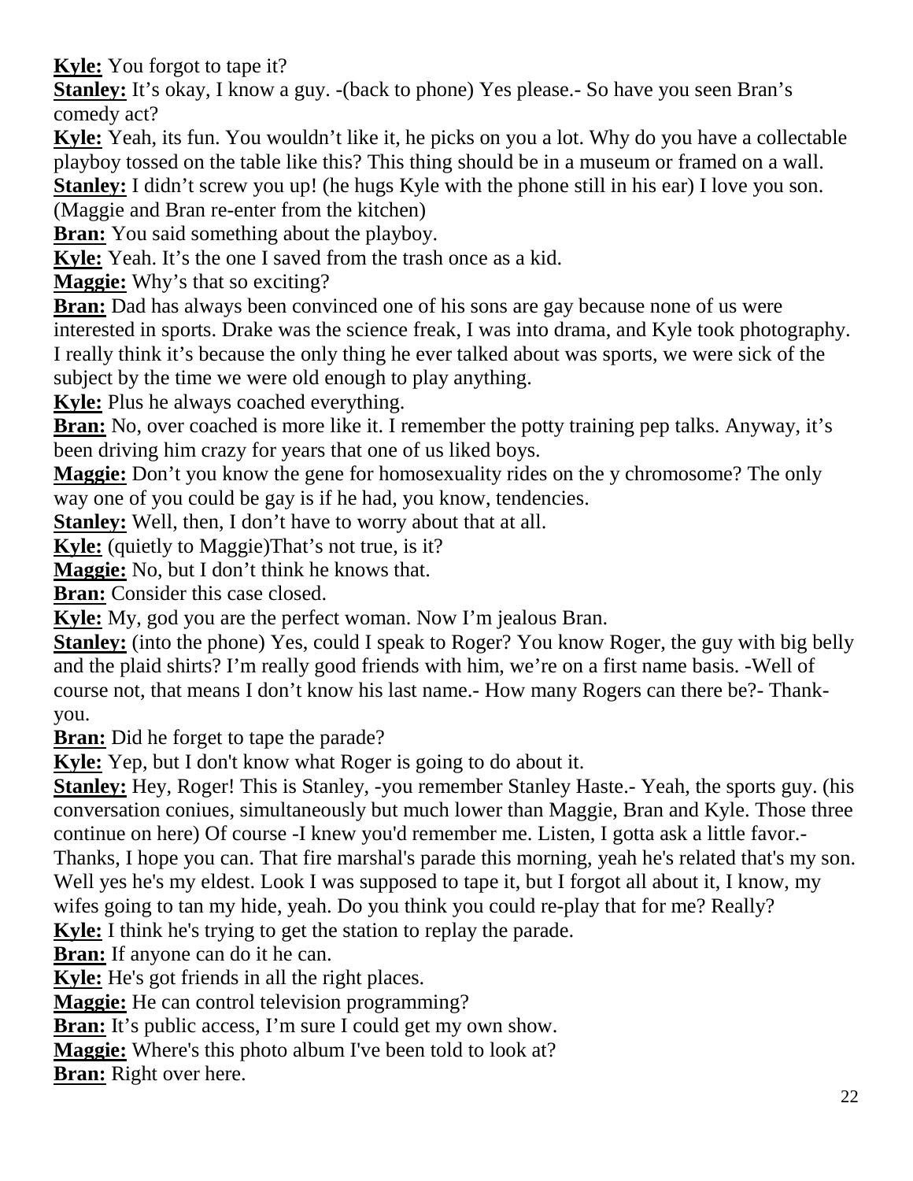**Kyle:** You forgot to tape it?

**Stanley:** It's okay, I know a guy. -(back to phone) Yes please.- So have you seen Bran's comedy act?

**Kyle:** Yeah, its fun. You wouldn't like it, he picks on you a lot. Why do you have a collectable playboy tossed on the table like this? This thing should be in a museum or framed on a wall.

**Stanley:** I didn't screw you up! (he hugs Kyle with the phone still in his ear) I love you son. (Maggie and Bran re-enter from the kitchen)

**Bran:** You said something about the playboy.

**Kyle:** Yeah. It's the one I saved from the trash once as a kid.

**Maggie:** Why's that so exciting?

**Bran:** Dad has always been convinced one of his sons are gay because none of us were interested in sports. Drake was the science freak, I was into drama, and Kyle took photography. I really think it's because the only thing he ever talked about was sports, we were sick of the subject by the time we were old enough to play anything.

**Kyle:** Plus he always coached everything.

**Bran:** No, over coached is more like it. I remember the potty training pep talks. Anyway, it's been driving him crazy for years that one of us liked boys.

**Maggie:** Don't you know the gene for homosexuality rides on the y chromosome? The only way one of you could be gay is if he had, you know, tendencies.

**Stanley:** Well, then, I don't have to worry about that at all.

**Kyle:** (quietly to Maggie)That's not true, is it?

**Maggie:** No, but I don't think he knows that.

**Bran:** Consider this case closed.

**Kyle:** My, god you are the perfect woman. Now I'm jealous Bran.

**Stanley:** (into the phone) Yes, could I speak to Roger? You know Roger, the guy with big belly and the plaid shirts? I'm really good friends with him, we're on a first name basis. -Well of course not, that means I don't know his last name.- How many Rogers can there be?- Thank-you.

**Bran:** Did he forget to tape the parade?

**Kyle:** Yep, but I don't know what Roger is going to do about it.

**Stanley:** Hey, Roger! This is Stanley, -you remember Stanley Haste.- Yeah, the sports guy. (his conversation coniues, simultaneously but much lower than Maggie, Bran and Kyle. Those three continue on here) Of course -I knew you'd remember me. Listen, I gotta ask a little favor.- Thanks, I hope you can. That fire marshal's parade this morning, yeah he's related that's my son. Well yes he's my eldest. Look I was supposed to tape it, but I forgot all about it, I know, my wifes going to tan my hide, yeah. Do you think you could re-play that for me? Really?

**Kyle:** I think he's trying to get the station to replay the parade.

**Bran:** If anyone can do it he can.

**Kyle:** He's got friends in all the right places.

**Maggie:** He can control television programming?

**Bran:** It's public access, I'm sure I could get my own show.

**Maggie:** Where's this photo album I've been told to look at?

**Bran:** Right over here.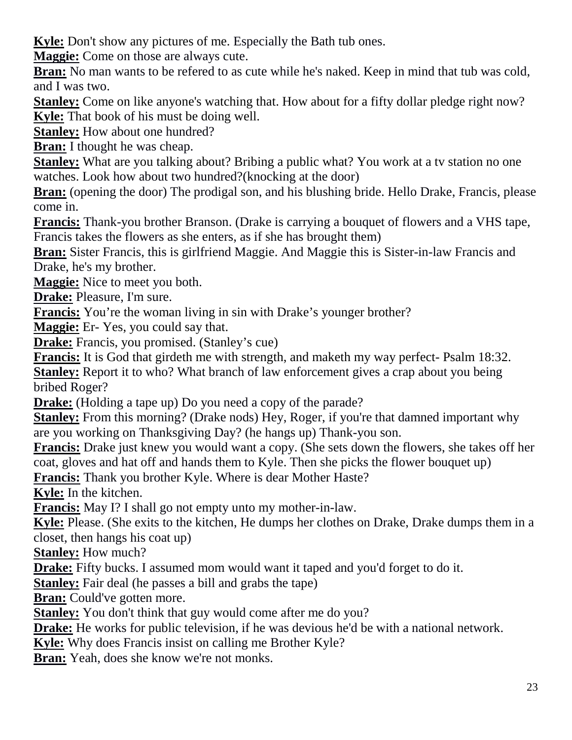**Kyle:** Don't show any pictures of me. Especially the Bath tub ones.

**Maggie:** Come on those are always cute.

**Bran:** No man wants to be refered to as cute while he's naked. Keep in mind that tub was cold, and I was two.

**Stanley:** Come on like anyone's watching that. How about for a fifty dollar pledge right now?

**Kyle:** That book of his must be doing well.

**Stanley:** How about one hundred?

**Bran:** I thought he was cheap.

**Stanley:** What are you talking about? Bribing a public what? You work at a tv station no one watches. Look how about two hundred?(knocking at the door)

**Bran:** (opening the door) The prodigal son, and his blushing bride. Hello Drake, Francis, please come in.

**Francis:** Thank-you brother Branson. (Drake is carrying a bouquet of flowers and a VHS tape, Francis takes the flowers as she enters, as if she has brought them)

**Bran:** Sister Francis, this is girlfriend Maggie. And Maggie this is Sister-in-law Francis and Drake, he's my brother.

**Maggie:** Nice to meet you both.

**Drake:** Pleasure, I'm sure.

**Francis:** You're the woman living in sin with Drake's younger brother?

**Maggie:** Er- Yes, you could say that.

**Drake:** Francis, you promised. (Stanley's cue)

**Francis:** It is God that girdeth me with strength, and maketh my way perfect- Psalm 18:32.

**Stanley:** Report it to who? What branch of law enforcement gives a crap about you being bribed Roger?

**Drake:** (Holding a tape up) Do you need a copy of the parade?

**Stanley:** From this morning? (Drake nods) Hey, Roger, if you're that damned important why are you working on Thanksgiving Day? (he hangs up) Thank-you son.

**Francis:** Drake just knew you would want a copy. (She sets down the flowers, she takes off her coat, gloves and hat off and hands them to Kyle. Then she picks the flower bouquet up)

**Francis:** Thank you brother Kyle. Where is dear Mother Haste?

**Kyle:** In the kitchen.

**Francis:** May I? I shall go not empty unto my mother-in-law.

**Kyle:** Please. (She exits to the kitchen, He dumps her clothes on Drake, Drake dumps them in a closet, then hangs his coat up)

**Stanley:** How much?

**Drake:** Fifty bucks. I assumed mom would want it taped and you'd forget to do it.

**Stanley:** Fair deal (he passes a bill and grabs the tape)

**Bran:** Could've gotten more.

**Stanley:** You don't think that guy would come after me do you?

**Drake:** He works for public television, if he was devious he'd be with a national network.

**Kyle:** Why does Francis insist on calling me Brother Kyle?

**Bran:** Yeah, does she know we're not monks.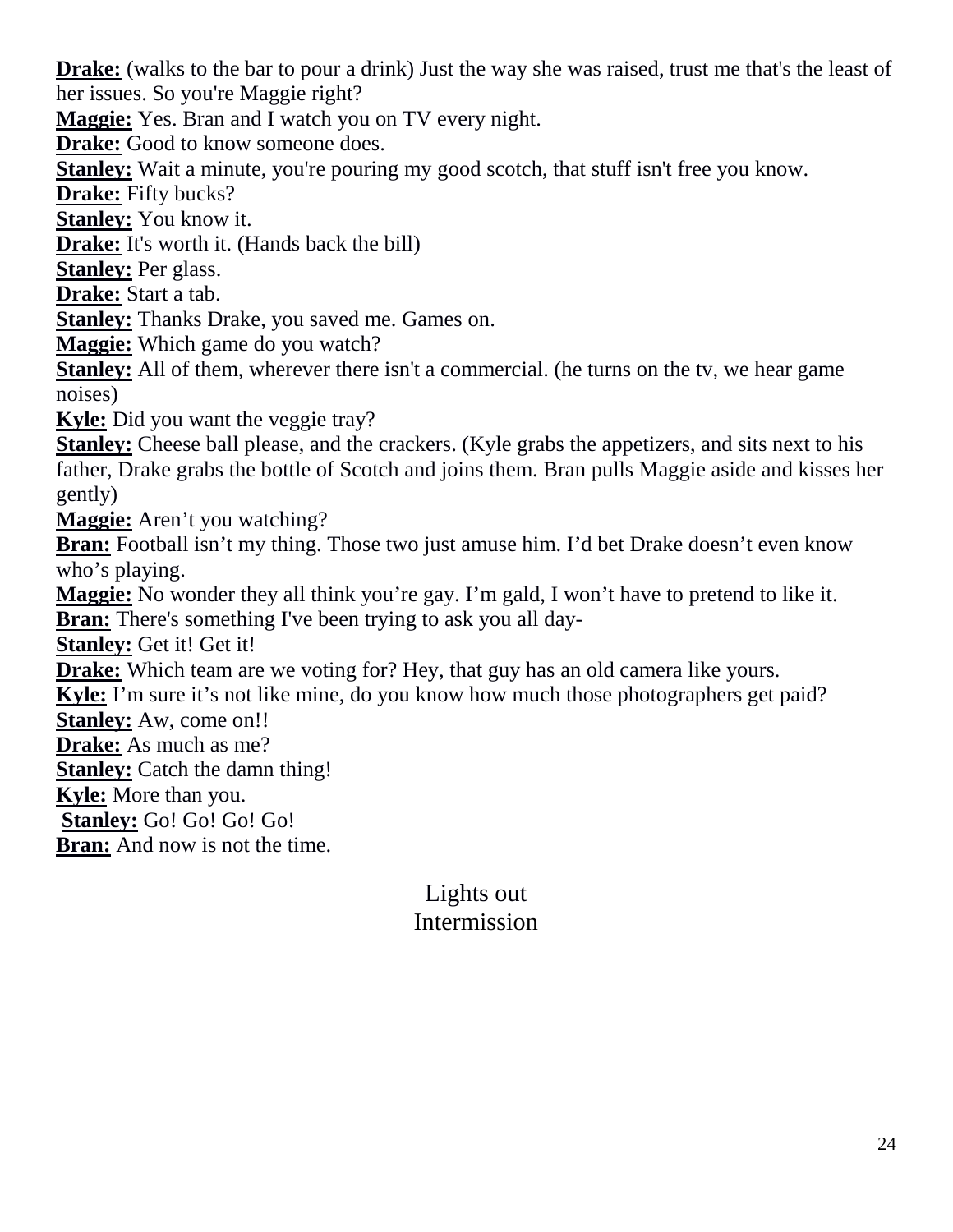**Drake:** (walks to the bar to pour a drink) Just the way she was raised, trust me that's the least of her issues. So you're Maggie right?

**Maggie:** Yes. Bran and I watch you on TV every night.

**Drake:** Good to know someone does.

**Stanley:** Wait a minute, you're pouring my good scotch, that stuff isn't free you know.

**Drake:** Fifty bucks?

**Stanley:** You know it.

**Drake:** It's worth it. (Hands back the bill)

**Stanley:** Per glass.

**Drake:** Start a tab.

**Stanley:** Thanks Drake, you saved me. Games on.

**Maggie:** Which game do you watch?

**Stanley:** All of them, wherever there isn't a commercial. (he turns on the tv, we hear game noises)

**Kyle:** Did you want the veggie tray?

**Stanley:** Cheese ball please, and the crackers. (Kyle grabs the appetizers, and sits next to his father, Drake grabs the bottle of Scotch and joins them. Bran pulls Maggie aside and kisses her gently)

**Maggie:** Aren't you watching?

**Bran:** Football isn't my thing. Those two just amuse him. I'd bet Drake doesn't even know who's playing.

**Maggie:** No wonder they all think you're gay. I'm gald, I won't have to pretend to like it.

**Bran:** There's something I've been trying to ask you all day-

**Stanley:** Get it! Get it!

**Drake:** Which team are we voting for? Hey, that guy has an old camera like yours.

**Kyle:** I'm sure it's not like mine, do you know how much those photographers get paid?

**Stanley:** Aw, come on!!

**Drake:** As much as me?

**Stanley:** Catch the damn thing!

**Kyle:** More than you.

**Stanley:** Go! Go! Go! Go!

**Bran:** And now is not the time.

Lights out

Intermission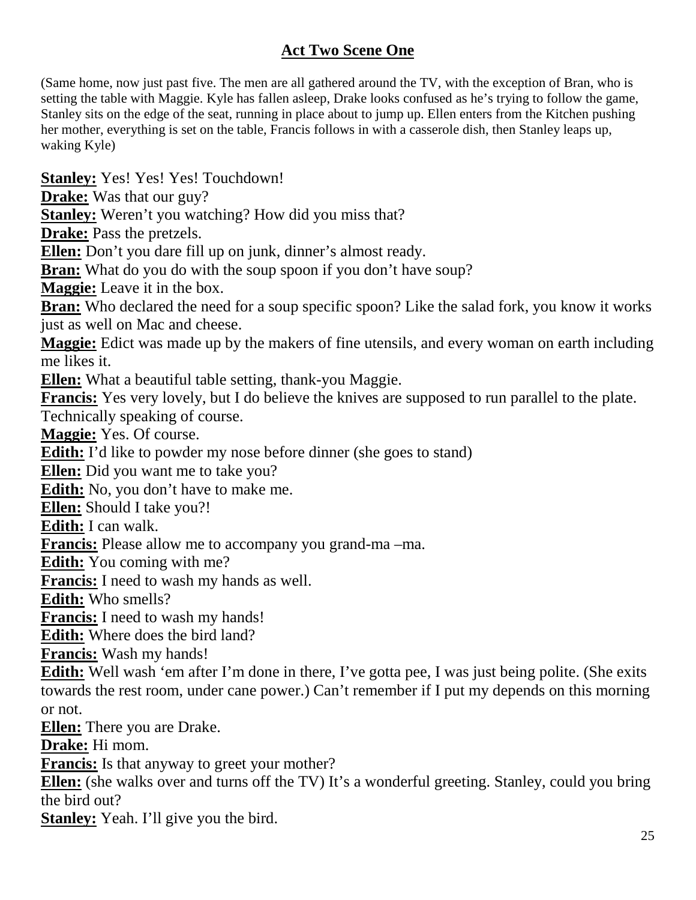## Act Two Scene One

(Same home, now just past five. The men are all gathered around the TV, with the exception of Bran, who is setting the table with Maggie. Kyle has fallen asleep, Drake looks confused as he's trying to follow the game, Stanley sits on the edge of the seat, running in place about to jump up. Ellen enters from the Kitchen pushing her mother, everything is set on the table, Francis follows in with a casserole dish, then Stanley leaps up, waking Kyle)

**Stanley:** Yes! Yes! Yes! Touchdown!

**Drake:** Was that our guy?

**Stanley:** Weren't you watching? How did you miss that?

**Drake:** Pass the pretzels.

**Ellen:** Don't you dare fill up on junk, dinner's almost ready.

**Bran:** What do you do with the soup spoon if you don't have soup?

**Maggie:** Leave it in the box.

**Bran:** Who declared the need for a soup specific spoon? Like the salad fork, you know it works just as well on Mac and cheese.

**Maggie:** Edict was made up by the makers of fine utensils, and every woman on earth including me likes it.

**Ellen:** What a beautiful table setting, thank-you Maggie.

**Francis:** Yes very lovely, but I do believe the knives are supposed to run parallel to the plate. Technically speaking of course.

**Maggie:** Yes. Of course.

**Edith:** I'd like to powder my nose before dinner (she goes to stand)

**Ellen:** Did you want me to take you?

**Edith:** No, you don't have to make me.

**Ellen:** Should I take you?!

**Edith:** I can walk.

**Francis:** Please allow me to accompany you grand-ma –ma.

**Edith:** You coming with me?

**Francis:** I need to wash my hands as well.

**Edith:** Who smells?

**Francis:** I need to wash my hands!

**Edith:** Where does the bird land?

**Francis:** Wash my hands!

**Edith:** Well wash 'em after I'm done in there, I've gotta pee, I was just being polite. (She exits towards the rest room, under cane power.) Can't remember if I put my depends on this morning or not.

**Ellen:** There you are Drake.

**Drake:** Hi mom.

**Francis:** Is that anyway to greet your mother?

**Ellen:** (she walks over and turns off the TV) It's a wonderful greeting. Stanley, could you bring the bird out?

**Stanley:** Yeah. I'll give you the bird.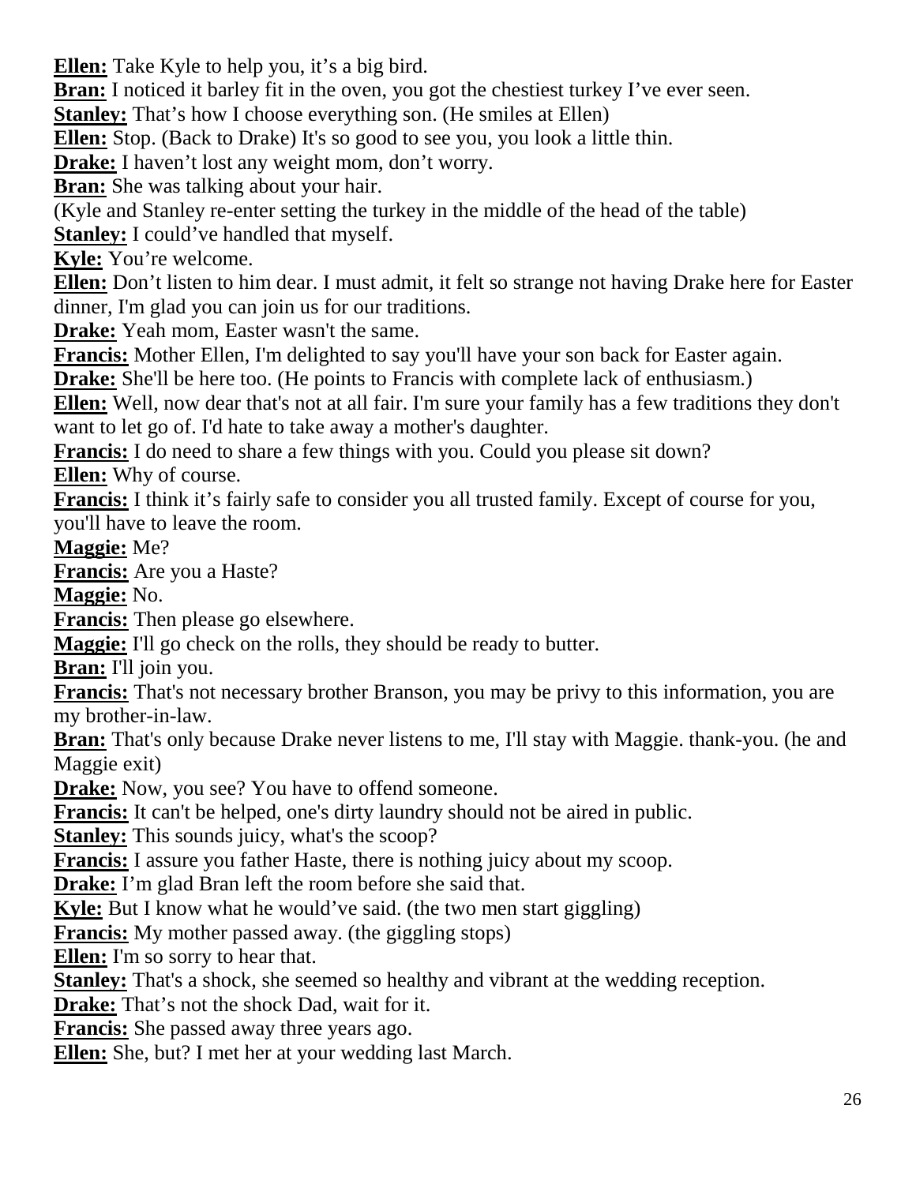**Ellen:** Take Kyle to help you, it's a big bird.

**Bran:** I noticed it barley fit in the oven, you got the chestiest turkey I've ever seen.

**Stanley:** That's how I choose everything son. (He smiles at Ellen)

**Ellen:** Stop. (Back to Drake) It's so good to see you, you look a little thin.

**Drake:** I haven't lost any weight mom, don't worry.

**Bran:** She was talking about your hair.

(Kyle and Stanley re-enter setting the turkey in the middle of the head of the table)

**Stanley:** I could've handled that myself.

**Kyle:** You're welcome.

**Ellen:** Don't listen to him dear. I must admit, it felt so strange not having Drake here for Easter dinner, I'm glad you can join us for our traditions.

**Drake:** Yeah mom, Easter wasn't the same.

**Francis:** Mother Ellen, I'm delighted to say you'll have your son back for Easter again.

**Drake:** She'll be here too. (He points to Francis with complete lack of enthusiasm.)

**Ellen:** Well, now dear that's not at all fair. I'm sure your family has a few traditions they don't want to let go of. I'd hate to take away a mother's daughter.

**Francis:** I do need to share a few things with you. Could you please sit down?

**Ellen:** Why of course.

**Francis:** I think it's fairly safe to consider you all trusted family. Except of course for you, you'll have to leave the room.

**Maggie:** Me?

**Francis:** Are you a Haste?

**Maggie:** No.

**Francis:** Then please go elsewhere.

**Maggie:** I'll go check on the rolls, they should be ready to butter.

**Bran:** I'll join you.

**Francis:** That's not necessary brother Branson, you may be privy to this information, you are my brother-in-law.

**Bran:** That's only because Drake never listens to me, I'll stay with Maggie. thank-you. (he and Maggie exit)

**Drake:** Now, you see? You have to offend someone.

**Francis:** It can't be helped, one's dirty laundry should not be aired in public.

**Stanley:** This sounds juicy, what's the scoop?

**Francis:** I assure you father Haste, there is nothing juicy about my scoop.

**Drake:** I'm glad Bran left the room before she said that.

**Kyle:** But I know what he would've said. (the two men start giggling)

**Francis:** My mother passed away. (the giggling stops)

**Ellen:** I'm so sorry to hear that.

**Stanley:** That's a shock, she seemed so healthy and vibrant at the wedding reception.

**Drake:** That's not the shock Dad, wait for it.

**Francis:** She passed away three years ago.

**Ellen:** She, but? I met her at your wedding last March.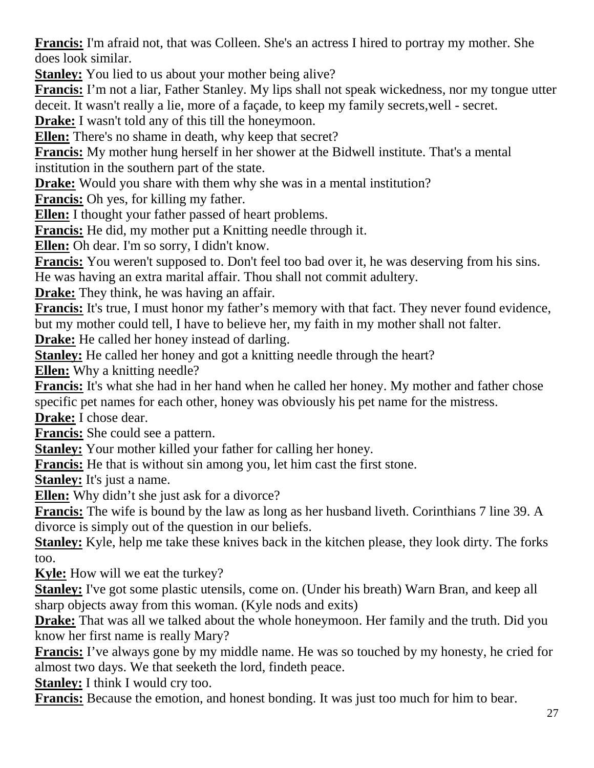**Francis:** I'm afraid not, that was Colleen. She's an actress I hired to portray my mother. She does look similar.

**Stanley:** You lied to us about your mother being alive?

**Francis:** I'm not a liar, Father Stanley. My lips shall not speak wickedness, nor my tongue utter deceit. It wasn't really a lie, more of a façade, to keep my family secrets,well - secret.

**Drake:** I wasn't told any of this till the honeymoon.

**Ellen:** There's no shame in death, why keep that secret?

**Francis:** My mother hung herself in her shower at the Bidwell institute. That's a mental institution in the southern part of the state.

**Drake:** Would you share with them why she was in a mental institution?

**Francis:** Oh yes, for killing my father.

**Ellen:** I thought your father passed of heart problems.

**Francis:** He did, my mother put a Knitting needle through it.

**Ellen:** Oh dear. I'm so sorry, I didn't know.

**Francis:** You weren't supposed to. Don't feel too bad over it, he was deserving from his sins. He was having an extra marital affair. Thou shall not commit adultery.

**Drake:** They think, he was having an affair.

**Francis:** It's true, I must honor my father's memory with that fact. They never found evidence, but my mother could tell, I have to believe her, my faith in my mother shall not falter.

**Drake:** He called her honey instead of darling.

**Stanley:** He called her honey and got a knitting needle through the heart?

**Ellen:** Why a knitting needle?

**Francis:** It's what she had in her hand when he called her honey. My mother and father chose specific pet names for each other, honey was obviously his pet name for the mistress.

**Drake:** I chose dear.

**Francis:** She could see a pattern.

**Stanley:** Your mother killed your father for calling her honey.

**Francis:** He that is without sin among you, let him cast the first stone.

**Stanley:** It's just a name.

**Ellen:** Why didn't she just ask for a divorce?

**Francis:** The wife is bound by the law as long as her husband liveth. Corinthians 7 line 39. A divorce is simply out of the question in our beliefs.

**Stanley:** Kyle, help me take these knives back in the kitchen please, they look dirty. The forks too.

**Kyle:** How will we eat the turkey?

**Stanley:** I've got some plastic utensils, come on. (Under his breath) Warn Bran, and keep all sharp objects away from this woman. (Kyle nods and exits)

**Drake:** That was all we talked about the whole honeymoon. Her family and the truth. Did you know her first name is really Mary?

**Francis:** I've always gone by my middle name. He was so touched by my honesty, he cried for almost two days. We that seeketh the lord, findeth peace.

**Stanley:** I think I would cry too.

**Francis:** Because the emotion, and honest bonding. It was just too much for him to bear.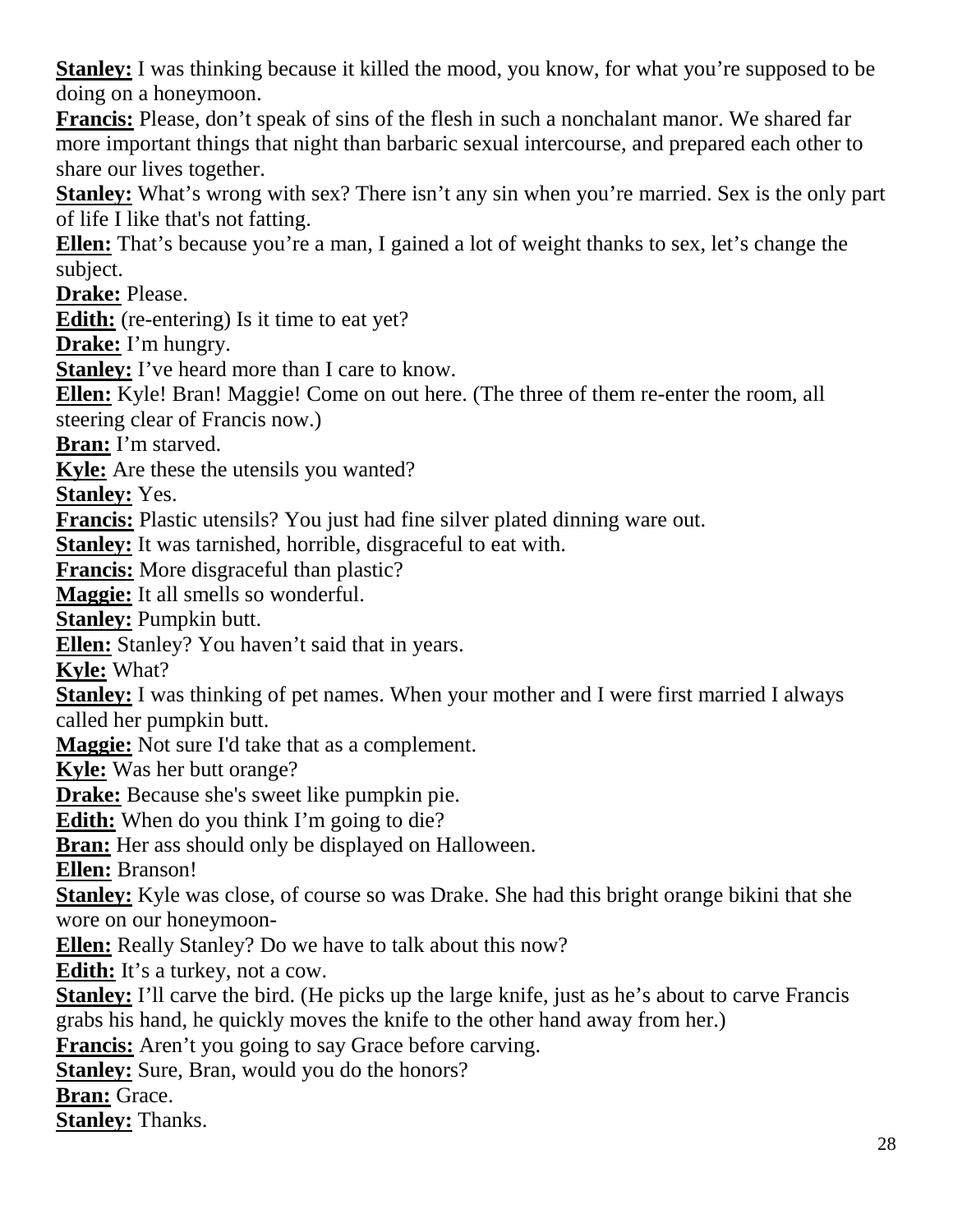**Stanley:** I was thinking because it killed the mood, you know, for what you're supposed to be doing on a honeymoon.

**Francis:** Please, don't speak of sins of the flesh in such a nonchalant manor. We shared far more important things that night than barbaric sexual intercourse, and prepared each other to share our lives together.

**Stanley:** What's wrong with sex? There isn't any sin when you're married. Sex is the only part of life I like that's not fatting.

**Ellen:** That's because you're a man, I gained a lot of weight thanks to sex, let's change the subject.

**Drake:** Please.

**Edith:** (re-entering) Is it time to eat yet?

**Drake:** I'm hungry.

**Stanley:** I've heard more than I care to know.

**Ellen:** Kyle! Bran! Maggie! Come on out here. (The three of them re-enter the room, all steering clear of Francis now.)

**Bran:** I'm starved.

**Kyle:** Are these the utensils you wanted?

**Stanley:** Yes.

**Francis:** Plastic utensils? You just had fine silver plated dinning ware out.

**Stanley:** It was tarnished, horrible, disgraceful to eat with.

**Francis:** More disgraceful than plastic?

**Maggie:** It all smells so wonderful.

**Stanley:** Pumpkin butt.

**Ellen:** Stanley? You haven't said that in years.

**Kyle:** What?

**Stanley:** I was thinking of pet names. When your mother and I were first married I always called her pumpkin butt.

**Maggie:** Not sure I'd take that as a complement.

**Kyle:** Was her butt orange?

**Drake:** Because she's sweet like pumpkin pie.

**Edith:** When do you think I'm going to die?

**Bran:** Her ass should only be displayed on Halloween.

**Ellen:** Branson!

**Stanley:** Kyle was close, of course so was Drake. She had this bright orange bikini that she wore on our honeymoon-

**Ellen:** Really Stanley? Do we have to talk about this now?

**Edith:** It's a turkey, not a cow.

**Stanley:** I'll carve the bird. (He picks up the large knife, just as he's about to carve Francis grabs his hand, he quickly moves the knife to the other hand away from her.)

**Francis:** Aren't you going to say Grace before carving.

**Stanley:** Sure, Bran, would you do the honors?

**Bran:** Grace.

**Stanley:** Thanks.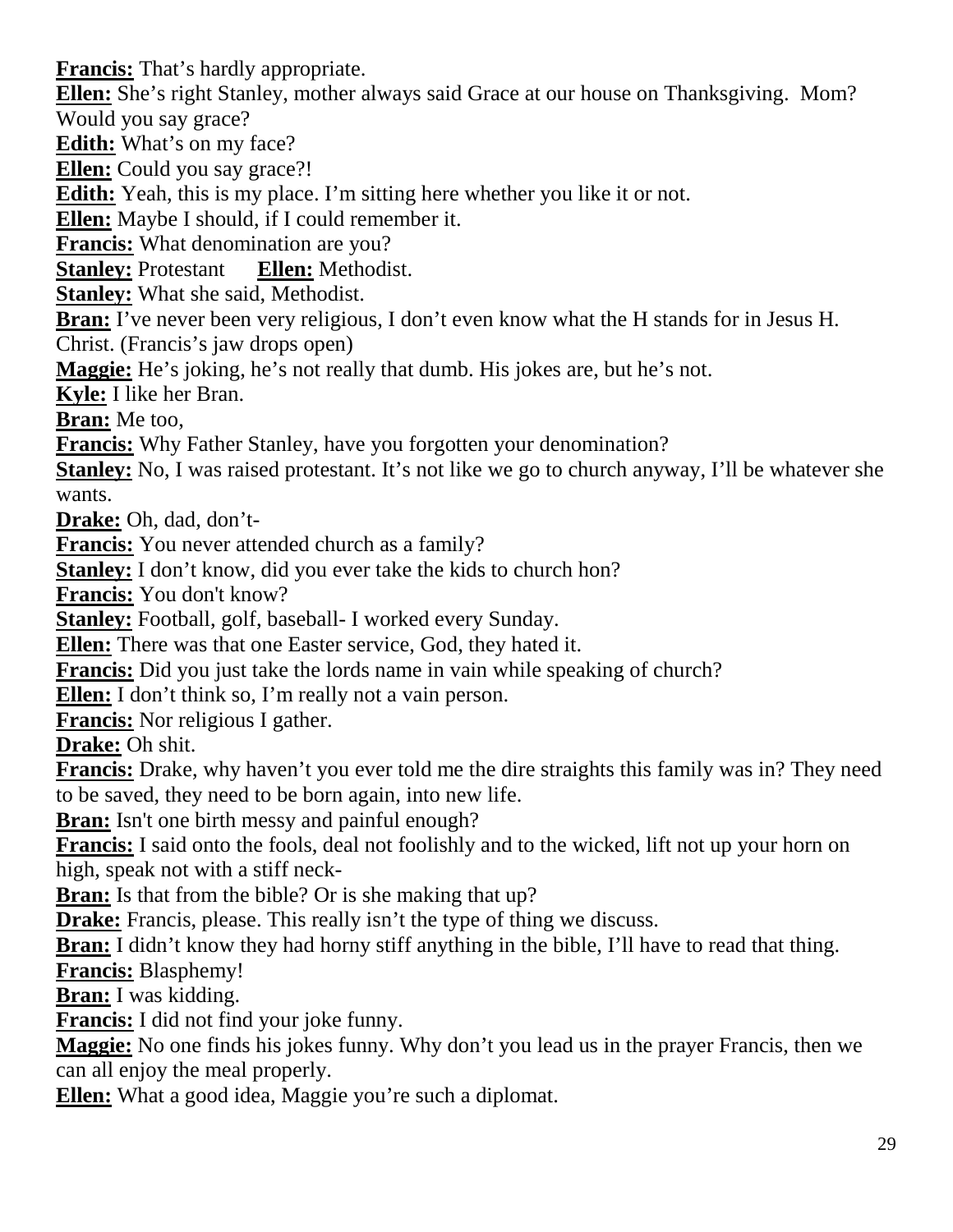**Francis:** That's hardly appropriate.

**Ellen:** She's right Stanley, mother always said Grace at our house on Thanksgiving. Mom? Would you say grace?

**Edith:** What's on my face?

**Ellen:** Could you say grace?!

**Edith:** Yeah, this is my place. I'm sitting here whether you like it or not.

**Ellen:** Maybe I should, if I could remember it.

**Francis:** What denomination are you?

**Stanley:** Protestant **Ellen:** Methodist.

**Stanley:** What she said, Methodist.

**Bran:** I've never been very religious, I don't even know what the H stands for in Jesus H. Christ. (Francis's jaw drops open)

**Maggie:** He's joking, he's not really that dumb. His jokes are, but he's not.

**Kyle:** I like her Bran.

**Bran:** Me too,

**Francis:** Why Father Stanley, have you forgotten your denomination?

**Stanley:** No, I was raised protestant. It's not like we go to church anyway, I'll be whatever she wants.

**Drake:** Oh, dad, don't-

**Francis:** You never attended church as a family?

**Stanley:** I don't know, did you ever take the kids to church hon?

**Francis:** You don't know?

**Stanley:** Football, golf, baseball- I worked every Sunday.

**Ellen:** There was that one Easter service, God, they hated it.

**Francis:** Did you just take the lords name in vain while speaking of church?

**Ellen:** I don't think so, I'm really not a vain person.

**Francis:** Nor religious I gather.

**Drake:** Oh shit.

**Francis:** Drake, why haven't you ever told me the dire straights this family was in? They need to be saved, they need to be born again, into new life.

**Bran:** Isn't one birth messy and painful enough?

**Francis:** I said onto the fools, deal not foolishly and to the wicked, lift not up your horn on high, speak not with a stiff neck-

**Bran:** Is that from the bible? Or is she making that up?

**Drake:** Francis, please. This really isn't the type of thing we discuss.

**Bran:** I didn't know they had horny stiff anything in the bible, I'll have to read that thing.

**Francis:** Blasphemy!

**Bran:** I was kidding.

**Francis:** I did not find your joke funny.

**Maggie:** No one finds his jokes funny. Why don't you lead us in the prayer Francis, then we can all enjoy the meal properly.

**Ellen:** What a good idea, Maggie you're such a diplomat.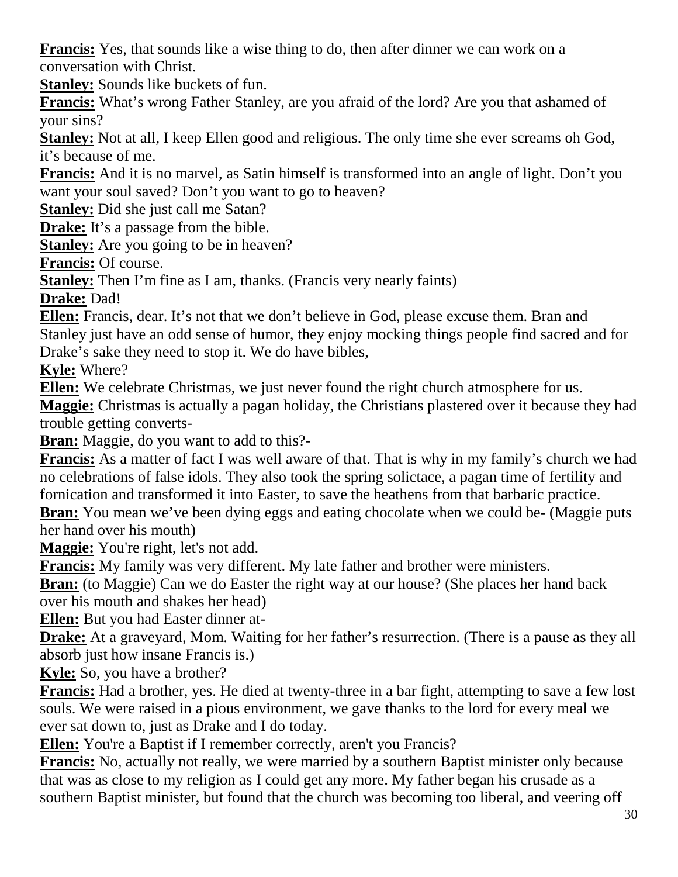**Francis:** Yes, that sounds like a wise thing to do, then after dinner we can work on a conversation with Christ.

**Stanley:** Sounds like buckets of fun.

**Francis:** What's wrong Father Stanley, are you afraid of the lord? Are you that ashamed of your sins?

**Stanley:** Not at all, I keep Ellen good and religious. The only time she ever screams oh God, it's because of me.

**Francis:** And it is no marvel, as Satin himself is transformed into an angle of light. Don't you want your soul saved? Don't you want to go to heaven?

**Stanley:** Did she just call me Satan?

**Drake:** It's a passage from the bible.

**Stanley:** Are you going to be in heaven?

**Francis:** Of course.

**Stanley:** Then I'm fine as I am, thanks. (Francis very nearly faints)

**Drake:** Dad!

**Ellen:** Francis, dear. It's not that we don't believe in God, please excuse them. Bran and Stanley just have an odd sense of humor, they enjoy mocking things people find sacred and for Drake's sake they need to stop it. We do have bibles,

**Kyle:** Where?

**Ellen:** We celebrate Christmas, we just never found the right church atmosphere for us.

**Maggie:** Christmas is actually a pagan holiday, the Christians plastered over it because they had trouble getting converts-

**Bran:** Maggie, do you want to add to this?-

**Francis:** As a matter of fact I was well aware of that. That is why in my family's church we had no celebrations of false idols. They also took the spring solictace, a pagan time of fertility and fornication and transformed it into Easter, to save the heathens from that barbaric practice.

**Bran:** You mean we've been dying eggs and eating chocolate when we could be- (Maggie puts her hand over his mouth)

**Maggie:** You're right, let's not add.

**Francis:** My family was very different. My late father and brother were ministers.

**Bran:** (to Maggie) Can we do Easter the right way at our house? (She places her hand back over his mouth and shakes her head)

**Ellen:** But you had Easter dinner at-

**Drake:** At a graveyard, Mom. Waiting for her father's resurrection. (There is a pause as they all absorb just how insane Francis is.)

**Kyle:** So, you have a brother?

**Francis:** Had a brother, yes. He died at twenty-three in a bar fight, attempting to save a few lost souls. We were raised in a pious environment, we gave thanks to the lord for every meal we ever sat down to, just as Drake and I do today.

**Ellen:** You're a Baptist if I remember correctly, aren't you Francis?

**Francis:** No, actually not really, we were married by a southern Baptist minister only because that was as close to my religion as I could get any more. My father began his crusade as a southern Baptist minister, but found that the church was becoming too liberal, and veering off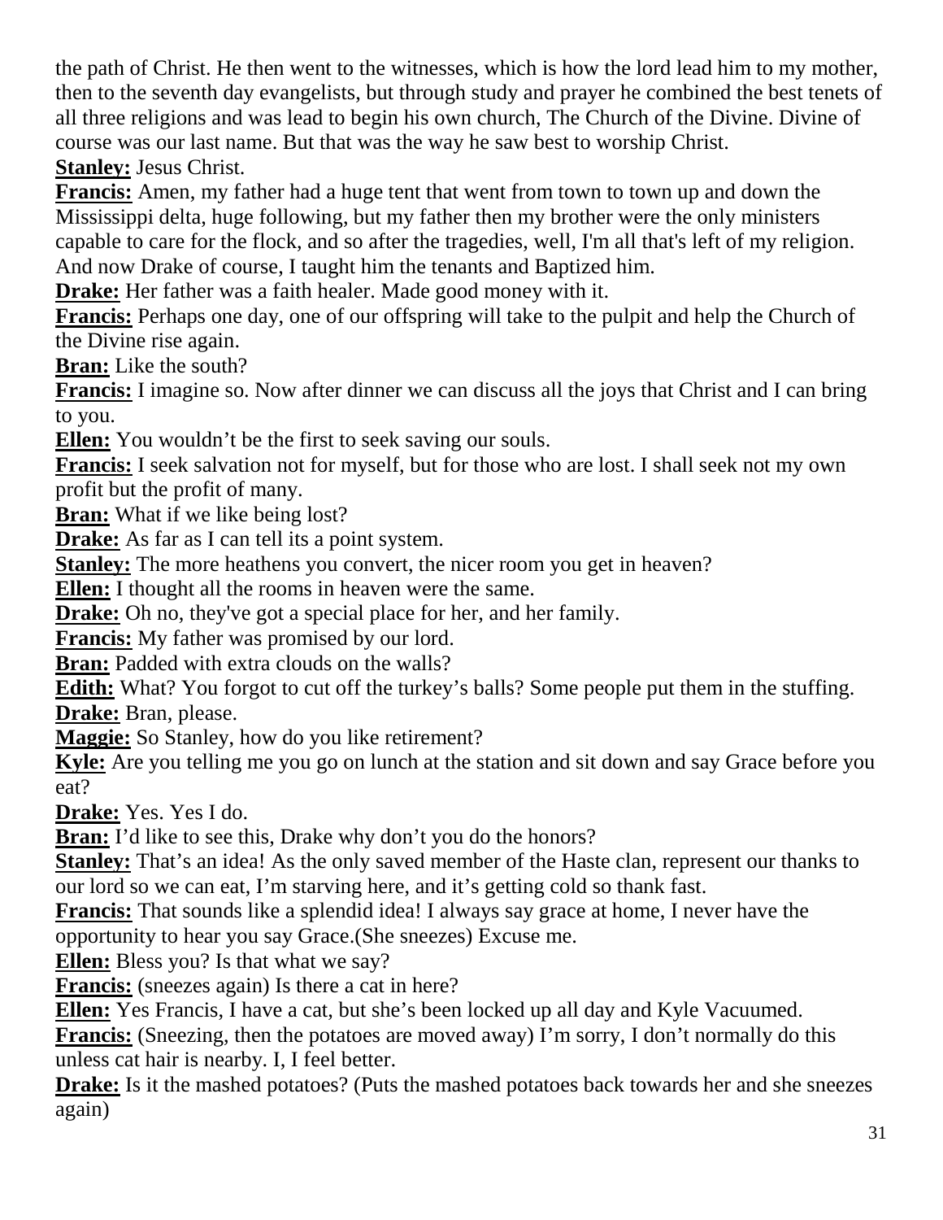the path of Christ. He then went to the witnesses, which is how the lord lead him to my mother, then to the seventh day evangelists, but through study and prayer he combined the best tenets of all three religions and was lead to begin his own church, The Church of the Divine. Divine of course was our last name. But that was the way he saw best to worship Christ.

**Stanley:** Jesus Christ.

**Francis:** Amen, my father had a huge tent that went from town to town up and down the Mississippi delta, huge following, but my father then my brother were the only ministers capable to care for the flock, and so after the tragedies, well, I'm all that's left of my religion. And now Drake of course, I taught him the tenants and Baptized him.

**Drake:** Her father was a faith healer. Made good money with it.

**Francis:** Perhaps one day, one of our offspring will take to the pulpit and help the Church of the Divine rise again.

**Bran:** Like the south?

**Francis:** I imagine so. Now after dinner we can discuss all the joys that Christ and I can bring to you.

**Ellen:** You wouldn't be the first to seek saving our souls.

**Francis:** I seek salvation not for myself, but for those who are lost. I shall seek not my own profit but the profit of many.

**Bran:** What if we like being lost?

**Drake:** As far as I can tell its a point system.

**Stanley:** The more heathens you convert, the nicer room you get in heaven?

**Ellen:** I thought all the rooms in heaven were the same.

**Drake:** Oh no, they've got a special place for her, and her family.

**Francis:** My father was promised by our lord.

**Bran:** Padded with extra clouds on the walls?

**Edith:** What? You forgot to cut off the turkey's balls? Some people put them in the stuffing.

**Drake:** Bran, please.

**Maggie:** So Stanley, how do you like retirement?

**Kyle:** Are you telling me you go on lunch at the station and sit down and say Grace before you eat?

**Drake:** Yes. Yes I do.

**Bran:** I'd like to see this, Drake why don't you do the honors?

**Stanley:** That's an idea! As the only saved member of the Haste clan, represent our thanks to our lord so we can eat, I'm starving here, and it's getting cold so thank fast.

**Francis:** That sounds like a splendid idea! I always say grace at home, I never have the opportunity to hear you say Grace.(She sneezes) Excuse me.

**Ellen:** Bless you? Is that what we say?

**Francis:** (sneezes again) Is there a cat in here?

**Ellen:** Yes Francis, I have a cat, but she's been locked up all day and Kyle Vacuumed.

**Francis:** (Sneezing, then the potatoes are moved away) I'm sorry, I don't normally do this unless cat hair is nearby. I, I feel better.

**Drake:** Is it the mashed potatoes? (Puts the mashed potatoes back towards her and she sneezes again)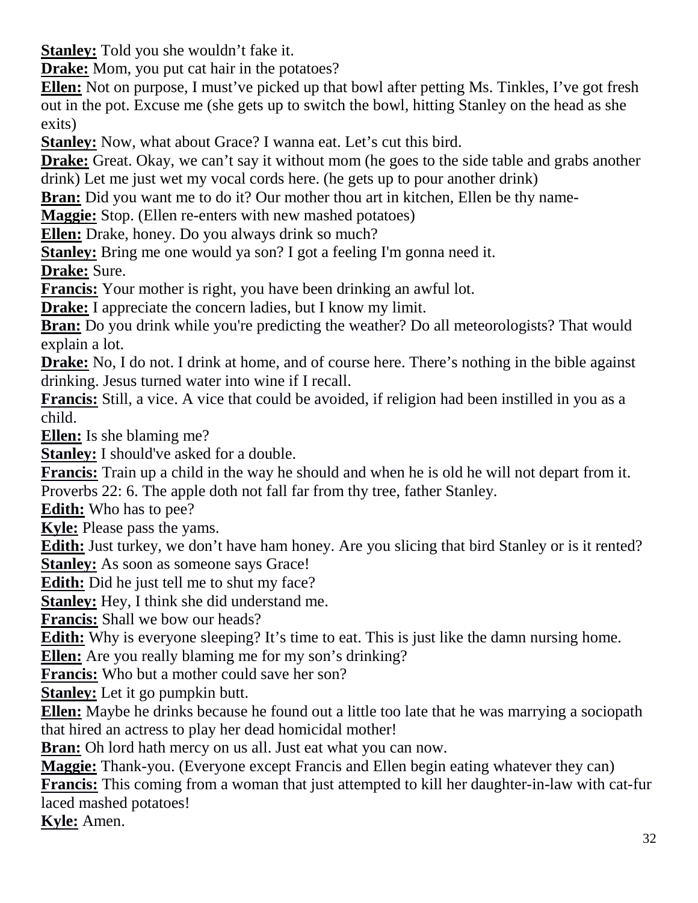**Stanley:** Told you she wouldn't fake it.

**Drake:** Mom, you put cat hair in the potatoes?

**Ellen:** Not on purpose, I must've picked up that bowl after petting Ms. Tinkles, I've got fresh out in the pot. Excuse me (she gets up to switch the bowl, hitting Stanley on the head as she exits)

**Stanley:** Now, what about Grace? I wanna eat. Let's cut this bird.

**Drake:** Great. Okay, we can't say it without mom (he goes to the side table and grabs another drink) Let me just wet my vocal cords here. (he gets up to pour another drink)

**Bran:** Did you want me to do it? Our mother thou art in kitchen, Ellen be thy name-

**Maggie:** Stop. (Ellen re-enters with new mashed potatoes)

**Ellen:** Drake, honey. Do you always drink so much?

**Stanley:** Bring me one would ya son? I got a feeling I'm gonna need it.

**Drake:** Sure.

**Francis:** Your mother is right, you have been drinking an awful lot.

**Drake:** I appreciate the concern ladies, but I know my limit.

**Bran:** Do you drink while you're predicting the weather? Do all meteorologists? That would explain a lot.

**Drake:** No, I do not. I drink at home, and of course here. There's nothing in the bible against drinking. Jesus turned water into wine if I recall.

**Francis:** Still, a vice. A vice that could be avoided, if religion had been instilled in you as a child.

**Ellen:** Is she blaming me?

**Stanley:** I should've asked for a double.

**Francis:** Train up a child in the way he should and when he is old he will not depart from it. Proverbs 22: 6. The apple doth not fall far from thy tree, father Stanley.

**Edith:** Who has to pee?

**Kyle:** Please pass the yams.

**Edith:** Just turkey, we don't have ham honey. Are you slicing that bird Stanley or is it rented?

**Stanley:** As soon as someone says Grace!

**Edith:** Did he just tell me to shut my face?

**Stanley:** Hey, I think she did understand me.

**Francis:** Shall we bow our heads?

**Edith:** Why is everyone sleeping? It's time to eat. This is just like the damn nursing home.

**Ellen:** Are you really blaming me for my son's drinking?

**Francis:** Who but a mother could save her son?

**Stanley:** Let it go pumpkin butt.

**Ellen:** Maybe he drinks because he found out a little too late that he was marrying a sociopath that hired an actress to play her dead homicidal mother!

**Bran:** Oh lord hath mercy on us all. Just eat what you can now.

**Maggie:** Thank-you. (Everyone except Francis and Ellen begin eating whatever they can)

**Francis:** This coming from a woman that just attempted to kill her daughter-in-law with cat-fur laced mashed potatoes!

**Kyle:** Amen.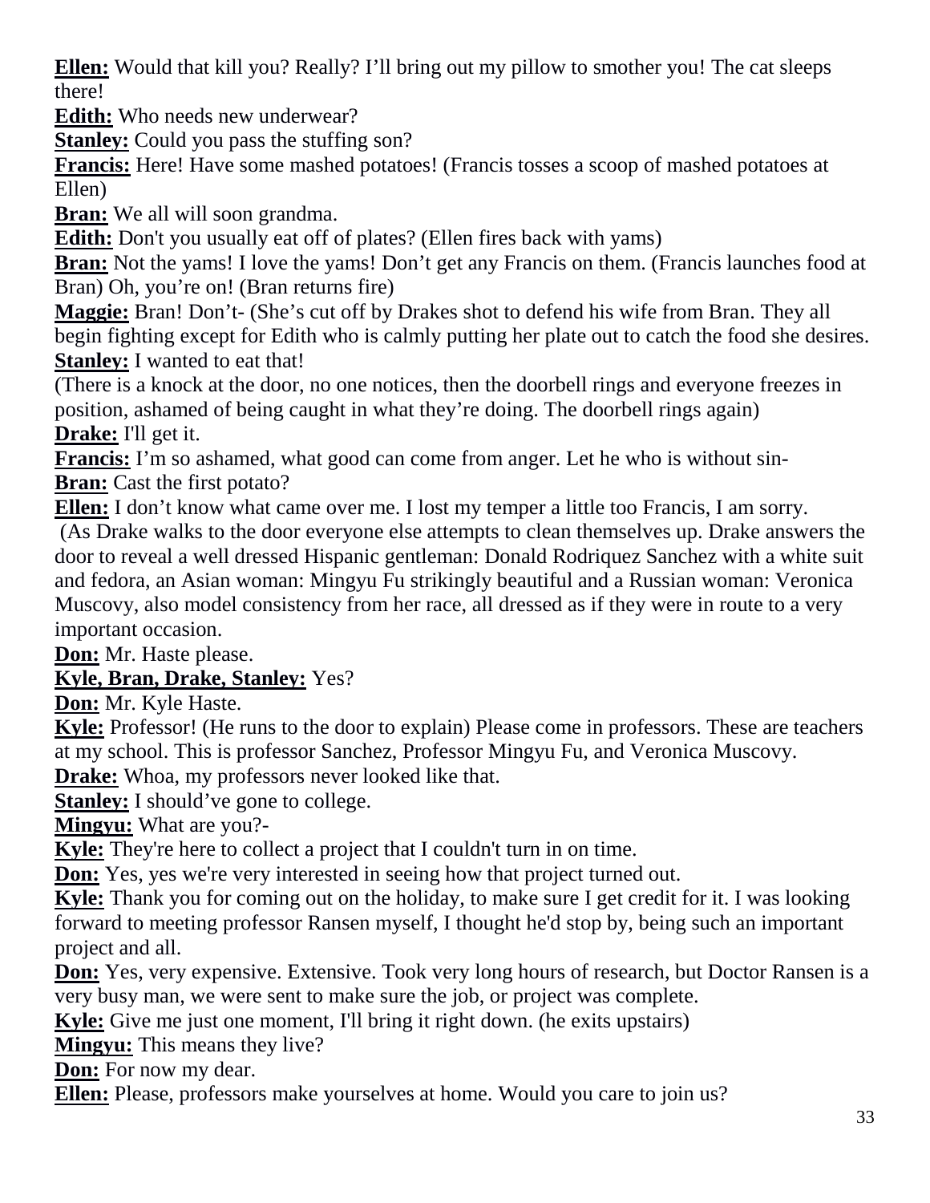**Ellen:** Would that kill you? Really? I'll bring out my pillow to smother you! The cat sleeps there!

**Edith:** Who needs new underwear?

**Stanley:** Could you pass the stuffing son?

**Francis:** Here! Have some mashed potatoes! (Francis tosses a scoop of mashed potatoes at Ellen)

**Bran:** We all will soon grandma.

**Edith:** Don't you usually eat off of plates? (Ellen fires back with yams)

**Bran:** Not the yams! I love the yams! Don't get any Francis on them. (Francis launches food at Bran) Oh, you're on! (Bran returns fire)

**Maggie:** Bran! Don't- (She's cut off by Drakes shot to defend his wife from Bran. They all begin fighting except for Edith who is calmly putting her plate out to catch the food she desires.

**Stanley:** I wanted to eat that!

(There is a knock at the door, no one notices, then the doorbell rings and everyone freezes in position, ashamed of being caught in what they're doing. The doorbell rings again)

**Drake:** I'll get it.

**Francis:** I'm so ashamed, what good can come from anger. Let he who is without sin-

**Bran:** Cast the first potato?

**Ellen:** I don't know what came over me. I lost my temper a little too Francis, I am sorry.

(As Drake walks to the door everyone else attempts to clean themselves up. Drake answers the door to reveal a well dressed Hispanic gentleman: Donald Rodriquez Sanchez with a white suit and fedora, an Asian woman: Mingyu Fu strikingly beautiful and a Russian woman: Veronica Muscovy, also model consistency from her race, all dressed as if they were in route to a very important occasion.

**Don:** Mr. Haste please.

**Kyle, Bran, Drake, Stanley:** Yes?

**Don:** Mr. Kyle Haste.

**Kyle:** Professor! (He runs to the door to explain) Please come in professors. These are teachers at my school. This is professor Sanchez, Professor Mingyu Fu, and Veronica Muscovy.

**Drake:** Whoa, my professors never looked like that.

**Stanley:** I should've gone to college.

**Mingyu:** What are you?-

**Kyle:** They're here to collect a project that I couldn't turn in on time.

**Don:** Yes, yes we're very interested in seeing how that project turned out.

**Kyle:** Thank you for coming out on the holiday, to make sure I get credit for it. I was looking forward to meeting professor Ransen myself, I thought he'd stop by, being such an important project and all.

**Don:** Yes, very expensive. Extensive. Took very long hours of research, but Doctor Ransen is a very busy man, we were sent to make sure the job, or project was complete.

**Kyle:** Give me just one moment, I'll bring it right down. (he exits upstairs)

**Mingyu:** This means they live?

**Don:** For now my dear.

**Ellen:** Please, professors make yourselves at home. Would you care to join us?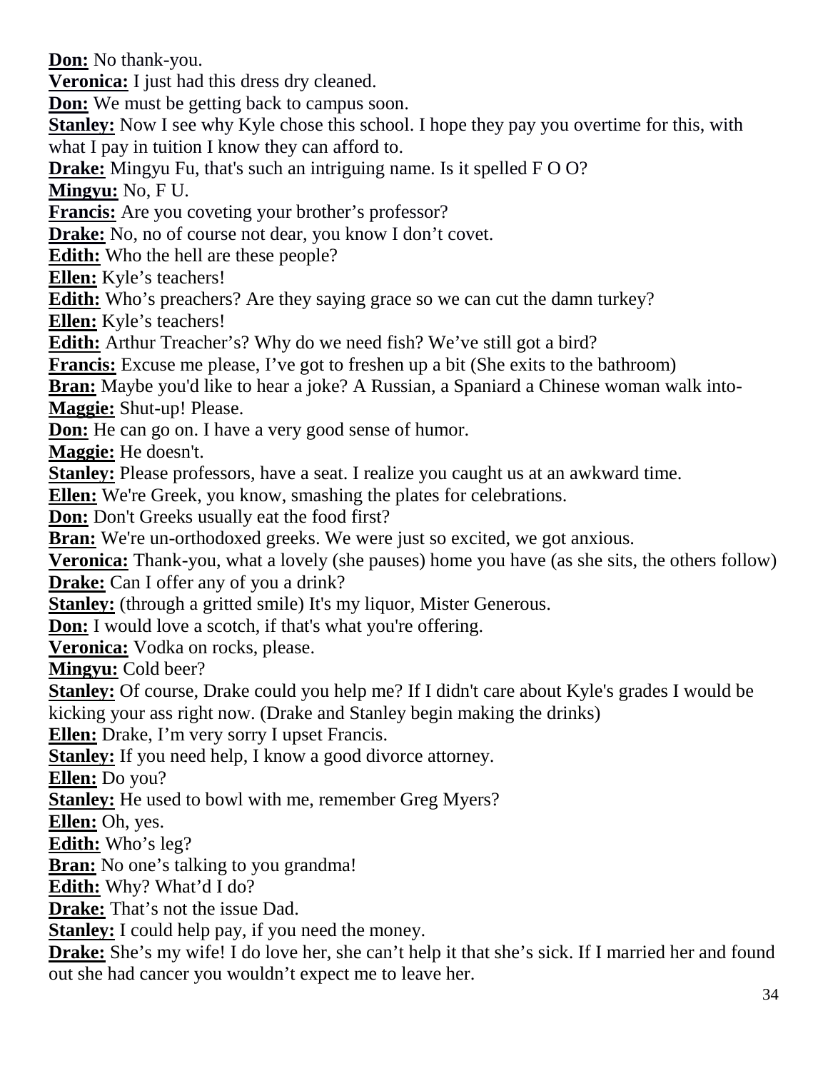**Don:** No thank-you.
**Veronica:** I just had this dress dry cleaned.
**Don:** We must be getting back to campus soon.
**Stanley:** Now I see why Kyle chose this school. I hope they pay you overtime for this, with what I pay in tuition I know they can afford to.
**Drake:** Mingyu Fu, that's such an intriguing name. Is it spelled F O O?
**Mingyu:** No, F U.
**Francis:** Are you coveting your brother's professor?
**Drake:** No, no of course not dear, you know I don't covet.
**Edith:** Who the hell are these people?
**Ellen:** Kyle's teachers!
**Edith:** Who's preachers? Are they saying grace so we can cut the damn turkey?
**Ellen:** Kyle's teachers!
**Edith:** Arthur Treacher's? Why do we need fish? We've still got a bird?
**Francis:** Excuse me please, I've got to freshen up a bit (She exits to the bathroom)
**Bran:** Maybe you'd like to hear a joke? A Russian, a Spaniard a Chinese woman walk into-
**Maggie:** Shut-up! Please.
**Don:** He can go on. I have a very good sense of humor.
**Maggie:** He doesn't.
**Stanley:** Please professors, have a seat. I realize you caught us at an awkward time.
**Ellen:** We're Greek, you know, smashing the plates for celebrations.
**Don:** Don't Greeks usually eat the food first?
**Bran:** We're un-orthodoxed greeks. We were just so excited, we got anxious.
**Veronica:** Thank-you, what a lovely (she pauses) home you have (as she sits, the others follow)
**Drake:** Can I offer any of you a drink?
**Stanley:** (through a gritted smile) It's my liquor, Mister Generous.
**Don:** I would love a scotch, if that's what you're offering.
**Veronica:** Vodka on rocks, please.
**Mingyu:** Cold beer?
**Stanley:** Of course, Drake could you help me? If I didn't care about Kyle's grades I would be kicking your ass right now. (Drake and Stanley begin making the drinks)
**Ellen:** Drake, I'm very sorry I upset Francis.
**Stanley:** If you need help, I know a good divorce attorney.
**Ellen:** Do you?
**Stanley:** He used to bowl with me, remember Greg Myers?
**Ellen:** Oh, yes.
**Edith:** Who's leg?
**Bran:** No one's talking to you grandma!
**Edith:** Why? What'd I do?
**Drake:** That's not the issue Dad.
**Stanley:** I could help pay, if you need the money.
**Drake:** She's my wife! I do love her, she can't help it that she's sick. If I married her and found out she had cancer you wouldn't expect me to leave her.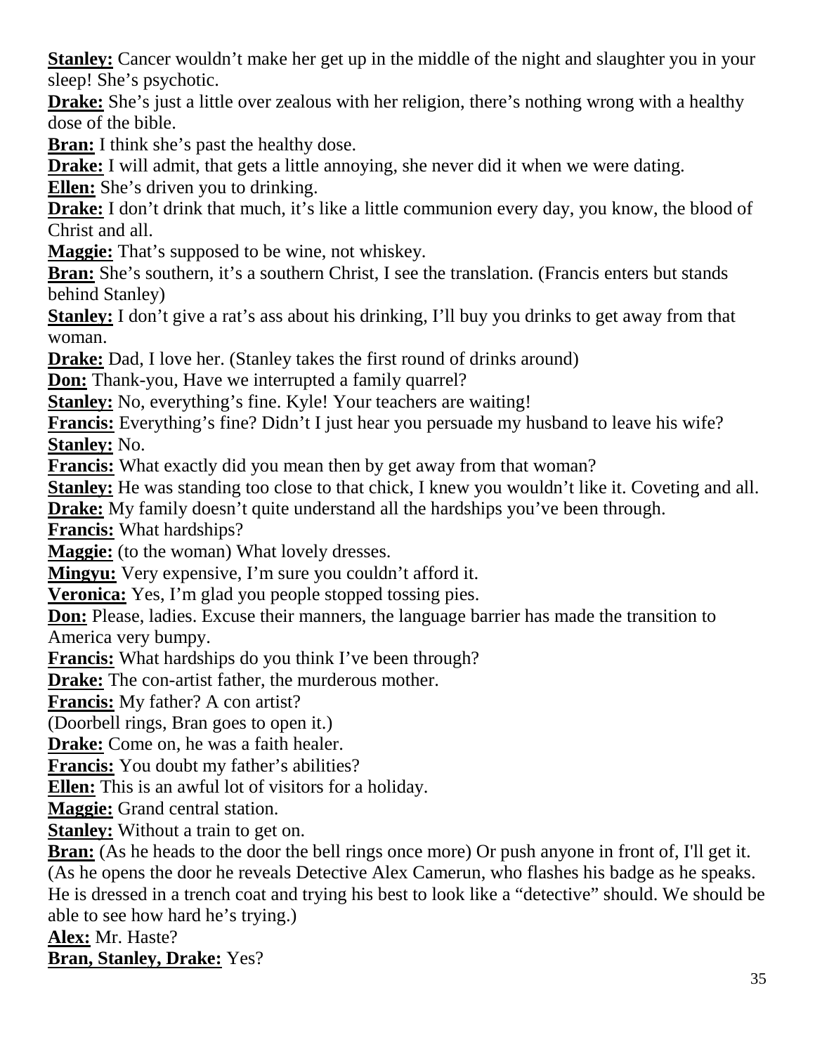**Stanley:** Cancer wouldn't make her get up in the middle of the night and slaughter you in your sleep! She's psychotic.

**Drake:** She's just a little over zealous with her religion, there's nothing wrong with a healthy dose of the bible.

**Bran:** I think she's past the healthy dose.

**Drake:** I will admit, that gets a little annoying, she never did it when we were dating.

**Ellen:** She's driven you to drinking.

**Drake:** I don't drink that much, it's like a little communion every day, you know, the blood of Christ and all.

**Maggie:** That's supposed to be wine, not whiskey.

**Bran:** She's southern, it's a southern Christ, I see the translation. (Francis enters but stands behind Stanley)

**Stanley:** I don't give a rat's ass about his drinking, I'll buy you drinks to get away from that woman.

**Drake:** Dad, I love her. (Stanley takes the first round of drinks around)

**Don:** Thank-you, Have we interrupted a family quarrel?

**Stanley:** No, everything's fine. Kyle! Your teachers are waiting!

**Francis:** Everything's fine? Didn't I just hear you persuade my husband to leave his wife?

**Stanley:** No.

**Francis:** What exactly did you mean then by get away from that woman?

**Stanley:** He was standing too close to that chick, I knew you wouldn't like it. Coveting and all.

**Drake:** My family doesn't quite understand all the hardships you've been through.

**Francis:** What hardships?

**Maggie:** (to the woman) What lovely dresses.

**Mingyu:** Very expensive, I'm sure you couldn't afford it.

**Veronica:** Yes, I'm glad you people stopped tossing pies.

**Don:** Please, ladies. Excuse their manners, the language barrier has made the transition to America very bumpy.

**Francis:** What hardships do you think I've been through?

**Drake:** The con-artist father, the murderous mother.

**Francis:** My father? A con artist?

(Doorbell rings, Bran goes to open it.)

**Drake:** Come on, he was a faith healer.

**Francis:** You doubt my father's abilities?

**Ellen:** This is an awful lot of visitors for a holiday.

**Maggie:** Grand central station.

**Stanley:** Without a train to get on.

**Bran:** (As he heads to the door the bell rings once more) Or push anyone in front of, I'll get it. (As he opens the door he reveals Detective Alex Camerun, who flashes his badge as he speaks. He is dressed in a trench coat and trying his best to look like a "detective" should. We should be able to see how hard he's trying.)

**Alex:** Mr. Haste?

**Bran, Stanley, Drake:** Yes?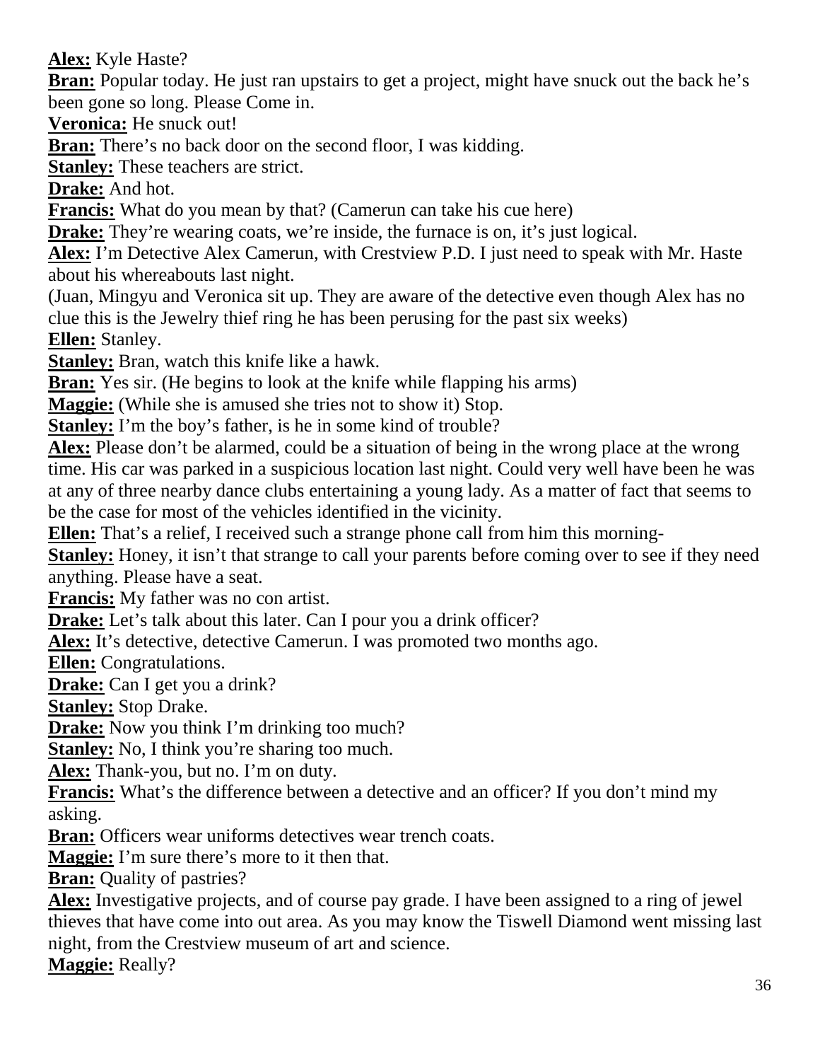**Alex:** Kyle Haste?

**Bran:** Popular today. He just ran upstairs to get a project, might have snuck out the back he's been gone so long. Please Come in.

**Veronica:** He snuck out!

**Bran:** There's no back door on the second floor, I was kidding.

**Stanley:** These teachers are strict.

**Drake:** And hot.

**Francis:** What do you mean by that? (Camerun can take his cue here)

**Drake:** They're wearing coats, we're inside, the furnace is on, it's just logical.

**Alex:** I'm Detective Alex Camerun, with Crestview P.D. I just need to speak with Mr. Haste about his whereabouts last night.

(Juan, Mingyu and Veronica sit up. They are aware of the detective even though Alex has no clue this is the Jewelry thief ring he has been perusing for the past six weeks)

**Ellen:** Stanley.

**Stanley:** Bran, watch this knife like a hawk.

**Bran:** Yes sir. (He begins to look at the knife while flapping his arms)

**Maggie:** (While she is amused she tries not to show it) Stop.

**Stanley:** I'm the boy's father, is he in some kind of trouble?

**Alex:** Please don't be alarmed, could be a situation of being in the wrong place at the wrong time. His car was parked in a suspicious location last night. Could very well have been he was at any of three nearby dance clubs entertaining a young lady. As a matter of fact that seems to be the case for most of the vehicles identified in the vicinity.

**Ellen:** That's a relief, I received such a strange phone call from him this morning-

**Stanley:** Honey, it isn't that strange to call your parents before coming over to see if they need anything. Please have a seat.

**Francis:** My father was no con artist.

**Drake:** Let's talk about this later. Can I pour you a drink officer?

**Alex:** It's detective, detective Camerun. I was promoted two months ago.

**Ellen:** Congratulations.

**Drake:** Can I get you a drink?

**Stanley:** Stop Drake.

**Drake:** Now you think I'm drinking too much?

**Stanley:** No, I think you're sharing too much.

**Alex:** Thank-you, but no. I'm on duty.

**Francis:** What's the difference between a detective and an officer? If you don't mind my asking.

**Bran:** Officers wear uniforms detectives wear trench coats.

**Maggie:** I'm sure there's more to it then that.

**Bran:** Quality of pastries?

**Alex:** Investigative projects, and of course pay grade. I have been assigned to a ring of jewel thieves that have come into out area. As you may know the Tiswell Diamond went missing last night, from the Crestview museum of art and science.

**Maggie:** Really?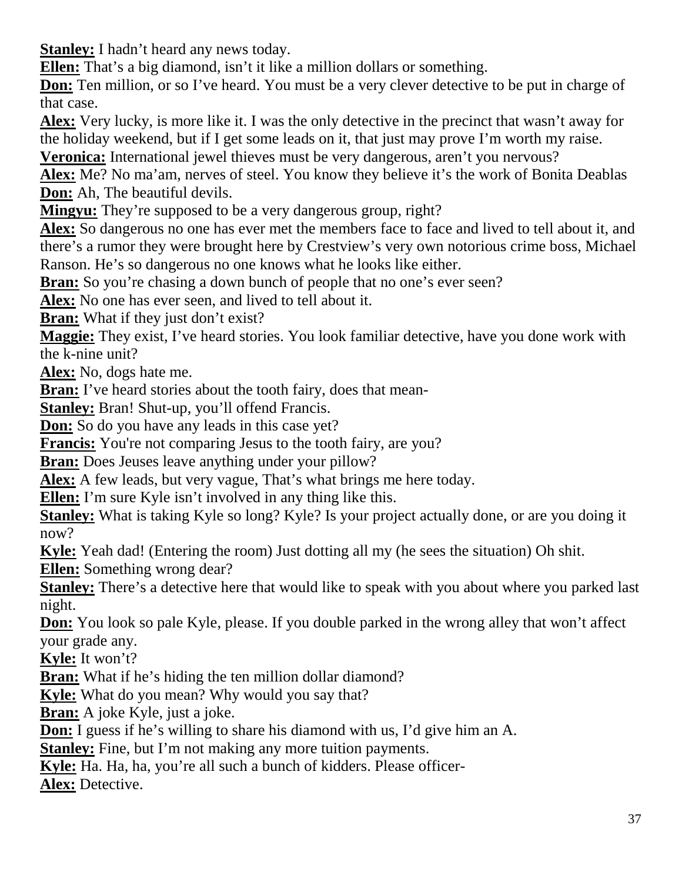**Stanley:** I hadn't heard any news today.

**Ellen:** That's a big diamond, isn't it like a million dollars or something.

**Don:** Ten million, or so I've heard. You must be a very clever detective to be put in charge of that case.

**Alex:** Very lucky, is more like it. I was the only detective in the precinct that wasn't away for the holiday weekend, but if I get some leads on it, that just may prove I'm worth my raise.

**Veronica:** International jewel thieves must be very dangerous, aren't you nervous?

**Alex:** Me? No ma'am, nerves of steel. You know they believe it's the work of Bonita Deablas

**Don:** Ah, The beautiful devils.

**Mingyu:** They're supposed to be a very dangerous group, right?

**Alex:** So dangerous no one has ever met the members face to face and lived to tell about it, and there's a rumor they were brought here by Crestview's very own notorious crime boss, Michael Ranson. He's so dangerous no one knows what he looks like either.

**Bran:** So you're chasing a down bunch of people that no one's ever seen?

**Alex:** No one has ever seen, and lived to tell about it.

**Bran:** What if they just don't exist?

**Maggie:** They exist, I've heard stories. You look familiar detective, have you done work with the k-nine unit?

**Alex:** No, dogs hate me.

**Bran:** I've heard stories about the tooth fairy, does that mean-

**Stanley:** Bran! Shut-up, you'll offend Francis.

**Don:** So do you have any leads in this case yet?

**Francis:** You're not comparing Jesus to the tooth fairy, are you?

**Bran:** Does Jeuses leave anything under your pillow?

**Alex:** A few leads, but very vague, That's what brings me here today.

**Ellen:** I'm sure Kyle isn't involved in any thing like this.

**Stanley:** What is taking Kyle so long? Kyle? Is your project actually done, or are you doing it now?

**Kyle:** Yeah dad! (Entering the room) Just dotting all my (he sees the situation) Oh shit.

**Ellen:** Something wrong dear?

**Stanley:** There's a detective here that would like to speak with you about where you parked last night.

**Don:** You look so pale Kyle, please. If you double parked in the wrong alley that won't affect your grade any.

**Kyle:** It won't?

**Bran:** What if he's hiding the ten million dollar diamond?

**Kyle:** What do you mean? Why would you say that?

**Bran:** A joke Kyle, just a joke.

**Don:** I guess if he's willing to share his diamond with us, I'd give him an A.

**Stanley:** Fine, but I'm not making any more tuition payments.

**Kyle:** Ha. Ha, ha, you're all such a bunch of kidders. Please officer-

**Alex:** Detective.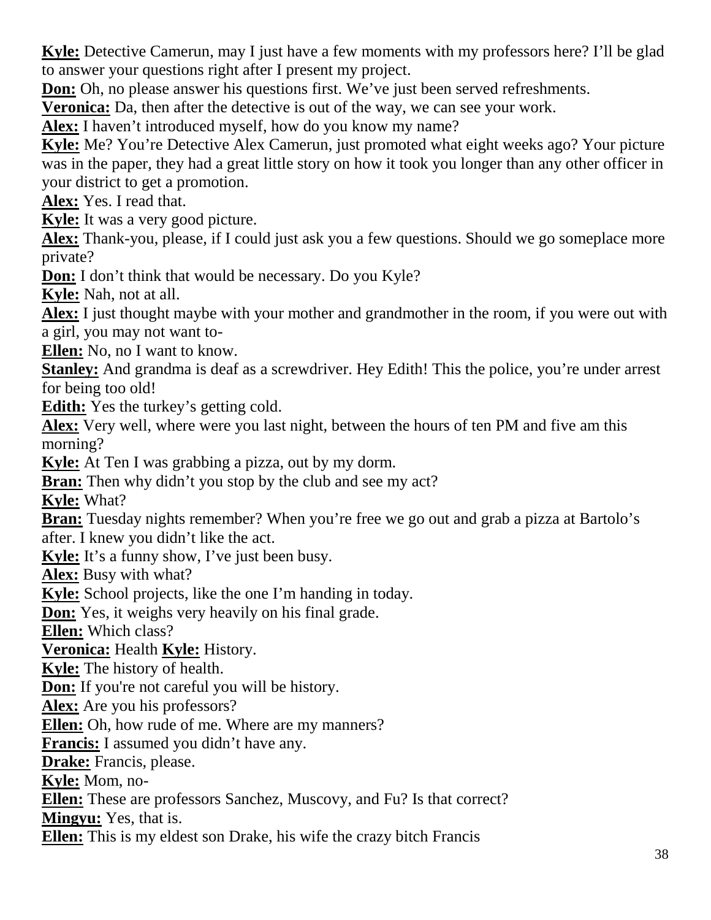**Kyle:** Detective Camerun, may I just have a few moments with my professors here? I'll be glad to answer your questions right after I present my project.

**Don:** Oh, no please answer his questions first. We've just been served refreshments.

**Veronica:** Da, then after the detective is out of the way, we can see your work.

**Alex:** I haven't introduced myself, how do you know my name?

**Kyle:** Me? You're Detective Alex Camerun, just promoted what eight weeks ago? Your picture was in the paper, they had a great little story on how it took you longer than any other officer in your district to get a promotion.

**Alex:** Yes. I read that.

**Kyle:** It was a very good picture.

**Alex:** Thank-you, please, if I could just ask you a few questions. Should we go someplace more private?

**Don:** I don't think that would be necessary. Do you Kyle?

**Kyle:** Nah, not at all.

**Alex:** I just thought maybe with your mother and grandmother in the room, if you were out with a girl, you may not want to-

**Ellen:** No, no I want to know.

**Stanley:** And grandma is deaf as a screwdriver. Hey Edith! This the police, you're under arrest for being too old!

**Edith:** Yes the turkey's getting cold.

**Alex:** Very well, where were you last night, between the hours of ten PM and five am this morning?

**Kyle:** At Ten I was grabbing a pizza, out by my dorm.

**Bran:** Then why didn't you stop by the club and see my act?

**Kyle:** What?

**Bran:** Tuesday nights remember? When you're free we go out and grab a pizza at Bartolo's after. I knew you didn't like the act.

**Kyle:** It's a funny show, I've just been busy.

**Alex:** Busy with what?

**Kyle:** School projects, like the one I'm handing in today.

**Don:** Yes, it weighs very heavily on his final grade.

**Ellen:** Which class?

**Veronica:** Health **Kyle:** History.

**Kyle:** The history of health.

**Don:** If you're not careful you will be history.

**Alex:** Are you his professors?

**Ellen:** Oh, how rude of me. Where are my manners?

**Francis:** I assumed you didn't have any.

**Drake:** Francis, please.

**Kyle:** Mom, no-

**Ellen:** These are professors Sanchez, Muscovy, and Fu? Is that correct?

**Mingyu:** Yes, that is.

**Ellen:** This is my eldest son Drake, his wife the crazy bitch Francis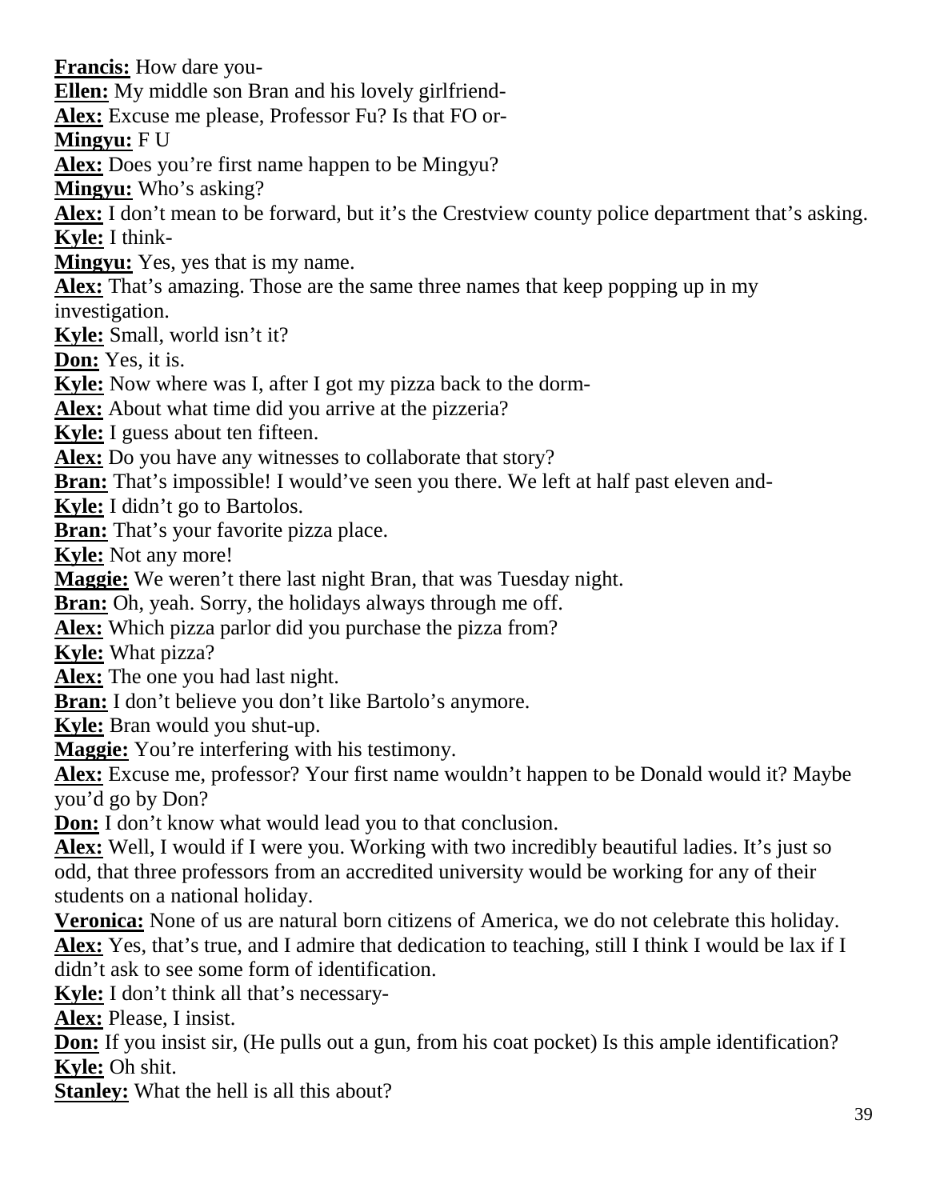**Francis:** How dare you-

**Ellen:** My middle son Bran and his lovely girlfriend-

**Alex:** Excuse me please, Professor Fu? Is that FO or-

**Mingyu:** F U

**Alex:** Does you're first name happen to be Mingyu?

**Mingyu:** Who's asking?

**Alex:** I don't mean to be forward, but it's the Crestview county police department that's asking.

**Kyle:** I think-

**Mingyu:** Yes, yes that is my name.

**Alex:** That's amazing. Those are the same three names that keep popping up in my investigation.

**Kyle:** Small, world isn't it?

**Don:** Yes, it is.

**Kyle:** Now where was I, after I got my pizza back to the dorm-

**Alex:** About what time did you arrive at the pizzeria?

**Kyle:** I guess about ten fifteen.

**Alex:** Do you have any witnesses to collaborate that story?

**Bran:** That's impossible! I would've seen you there. We left at half past eleven and-

**Kyle:** I didn't go to Bartolos.

**Bran:** That's your favorite pizza place.

**Kyle:** Not any more!

**Maggie:** We weren't there last night Bran, that was Tuesday night.

**Bran:** Oh, yeah. Sorry, the holidays always through me off.

**Alex:** Which pizza parlor did you purchase the pizza from?

**Kyle:** What pizza?

**Alex:** The one you had last night.

**Bran:** I don't believe you don't like Bartolo's anymore.

**Kyle:** Bran would you shut-up.

**Maggie:** You're interfering with his testimony.

**Alex:** Excuse me, professor? Your first name wouldn't happen to be Donald would it? Maybe you'd go by Don?

**Don:** I don't know what would lead you to that conclusion.

**Alex:** Well, I would if I were you. Working with two incredibly beautiful ladies. It's just so odd, that three professors from an accredited university would be working for any of their students on a national holiday.

**Veronica:** None of us are natural born citizens of America, we do not celebrate this holiday.

**Alex:** Yes, that's true, and I admire that dedication to teaching, still I think I would be lax if I didn't ask to see some form of identification.

**Kyle:** I don't think all that's necessary-

**Alex:** Please, I insist.

**Don:** If you insist sir, (He pulls out a gun, from his coat pocket) Is this ample identification?

**Kyle:** Oh shit.

**Stanley:** What the hell is all this about?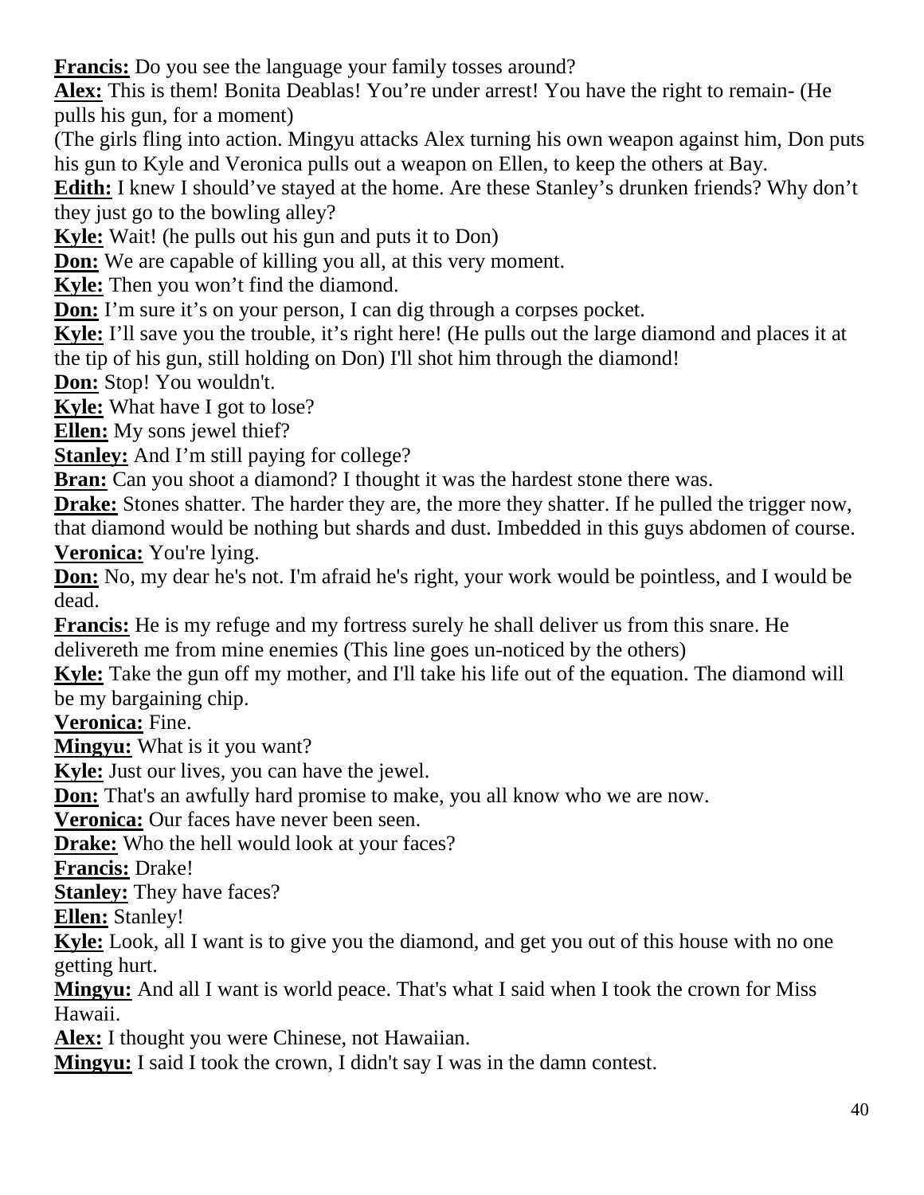**Francis:** Do you see the language your family tosses around?

**Alex:** This is them! Bonita Deablas! You're under arrest! You have the right to remain- (He pulls his gun, for a moment)

(The girls fling into action. Mingyu attacks Alex turning his own weapon against him, Don puts his gun to Kyle and Veronica pulls out a weapon on Ellen, to keep the others at Bay.

**Edith:** I knew I should've stayed at the home. Are these Stanley's drunken friends? Why don't they just go to the bowling alley?

**Kyle:** Wait! (he pulls out his gun and puts it to Don)

**Don:** We are capable of killing you all, at this very moment.

**Kyle:** Then you won't find the diamond.

**Don:** I'm sure it's on your person, I can dig through a corpses pocket.

**Kyle:** I'll save you the trouble, it's right here! (He pulls out the large diamond and places it at the tip of his gun, still holding on Don) I'll shot him through the diamond!

**Don:** Stop! You wouldn't.

**Kyle:** What have I got to lose?

**Ellen:** My sons jewel thief?

**Stanley:** And I'm still paying for college?

**Bran:** Can you shoot a diamond? I thought it was the hardest stone there was.

**Drake:** Stones shatter. The harder they are, the more they shatter. If he pulled the trigger now, that diamond would be nothing but shards and dust. Imbedded in this guys abdomen of course.

**Veronica:** You're lying.

**Don:** No, my dear he's not. I'm afraid he's right, your work would be pointless, and I would be dead.

**Francis:** He is my refuge and my fortress surely he shall deliver us from this snare. He delivereth me from mine enemies (This line goes un-noticed by the others)

**Kyle:** Take the gun off my mother, and I'll take his life out of the equation. The diamond will be my bargaining chip.

**Veronica:** Fine.

**Mingyu:** What is it you want?

**Kyle:** Just our lives, you can have the jewel.

**Don:** That's an awfully hard promise to make, you all know who we are now.

**Veronica:** Our faces have never been seen.

**Drake:** Who the hell would look at your faces?

**Francis:** Drake!

**Stanley:** They have faces?

**Ellen:** Stanley!

**Kyle:** Look, all I want is to give you the diamond, and get you out of this house with no one getting hurt.

**Mingyu:** And all I want is world peace. That's what I said when I took the crown for Miss Hawaii.

**Alex:** I thought you were Chinese, not Hawaiian.

**Mingyu:** I said I took the crown, I didn't say I was in the damn contest.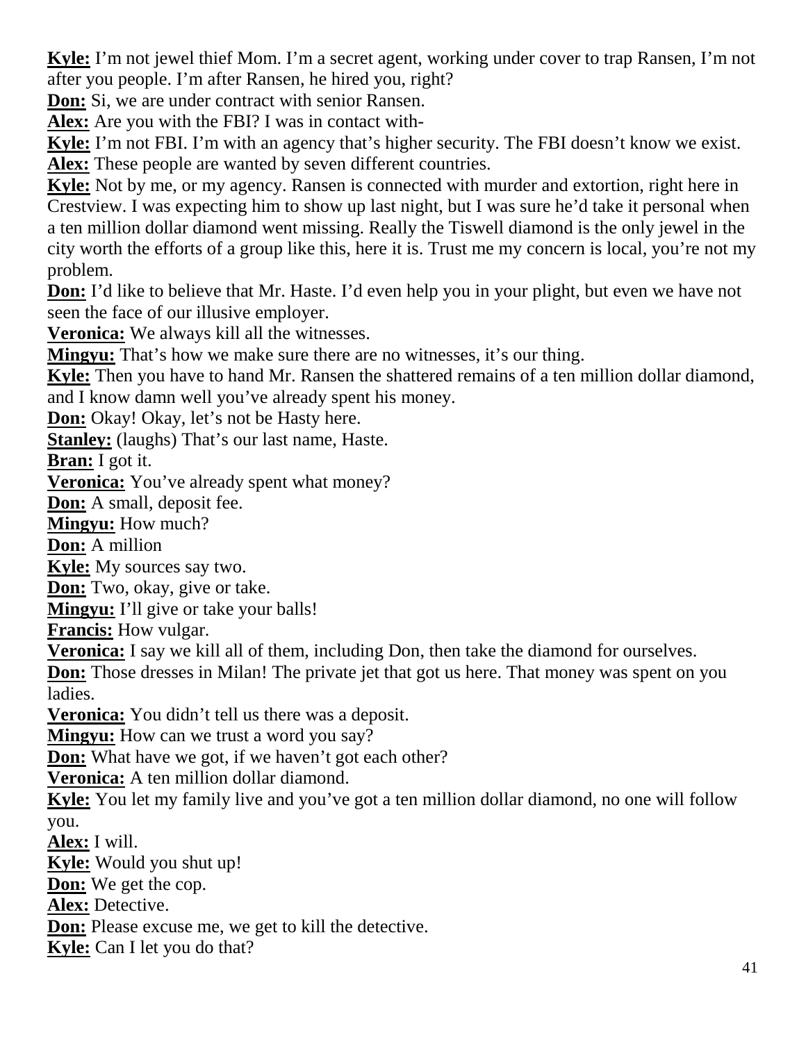**Kyle:** I'm not jewel thief Mom. I'm a secret agent, working under cover to trap Ransen, I'm not after you people. I'm after Ransen, he hired you, right?

**Don:** Si, we are under contract with senior Ransen.

**Alex:** Are you with the FBI? I was in contact with-

**Kyle:** I'm not FBI. I'm with an agency that's higher security. The FBI doesn't know we exist.

**Alex:** These people are wanted by seven different countries.

**Kyle:** Not by me, or my agency. Ransen is connected with murder and extortion, right here in Crestview. I was expecting him to show up last night, but I was sure he'd take it personal when a ten million dollar diamond went missing. Really the Tiswell diamond is the only jewel in the city worth the efforts of a group like this, here it is. Trust me my concern is local, you're not my problem.

**Don:** I'd like to believe that Mr. Haste. I'd even help you in your plight, but even we have not seen the face of our illusive employer.

**Veronica:** We always kill all the witnesses.

**Mingyu:** That's how we make sure there are no witnesses, it's our thing.

**Kyle:** Then you have to hand Mr. Ransen the shattered remains of a ten million dollar diamond, and I know damn well you've already spent his money.

**Don:** Okay! Okay, let's not be Hasty here.

**Stanley:** (laughs) That's our last name, Haste.

**Bran:** I got it.

**Veronica:** You've already spent what money?

**Don:** A small, deposit fee.

**Mingyu:** How much?

**Don:** A million

**Kyle:** My sources say two.

**Don:** Two, okay, give or take.

**Mingyu:** I'll give or take your balls!

**Francis:** How vulgar.

**Veronica:** I say we kill all of them, including Don, then take the diamond for ourselves.

**Don:** Those dresses in Milan! The private jet that got us here. That money was spent on you ladies.

**Veronica:** You didn't tell us there was a deposit.

**Mingyu:** How can we trust a word you say?

**Don:** What have we got, if we haven't got each other?

**Veronica:** A ten million dollar diamond.

**Kyle:** You let my family live and you've got a ten million dollar diamond, no one will follow you.

**Alex:** I will.

**Kyle:** Would you shut up!

**Don:** We get the cop.

**Alex:** Detective.

**Don:** Please excuse me, we get to kill the detective.

**Kyle:** Can I let you do that?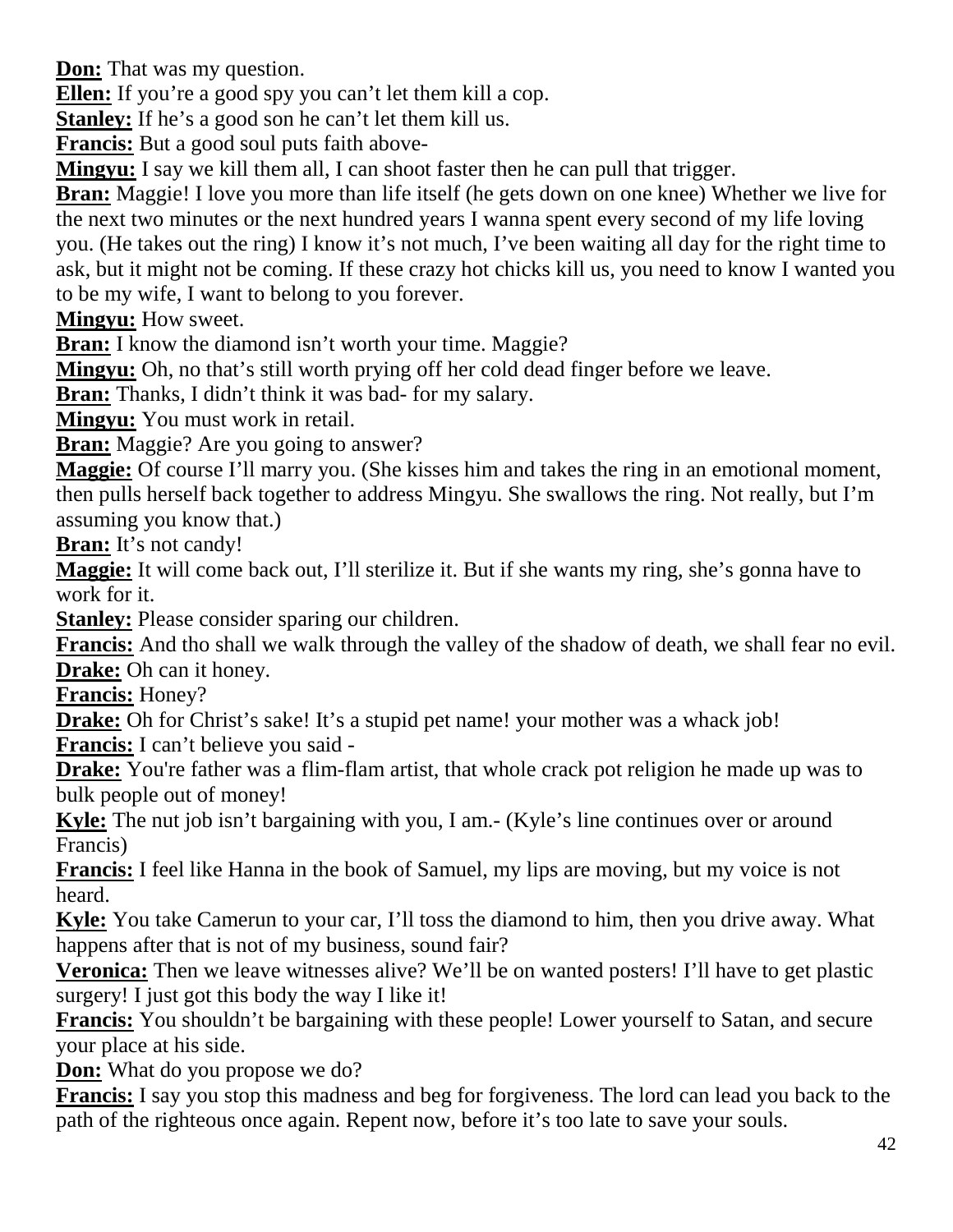**Don:** That was my question.

**Ellen:** If you're a good spy you can't let them kill a cop.

**Stanley:** If he's a good son he can't let them kill us.

**Francis:** But a good soul puts faith above-

**Mingyu:** I say we kill them all, I can shoot faster then he can pull that trigger.

**Bran:** Maggie! I love you more than life itself (he gets down on one knee) Whether we live for the next two minutes or the next hundred years I wanna spent every second of my life loving you. (He takes out the ring) I know it's not much, I've been waiting all day for the right time to ask, but it might not be coming. If these crazy hot chicks kill us, you need to know I wanted you to be my wife, I want to belong to you forever.

**Mingyu:** How sweet.

**Bran:** I know the diamond isn't worth your time. Maggie?

**Mingyu:** Oh, no that's still worth prying off her cold dead finger before we leave.

**Bran:** Thanks, I didn't think it was bad- for my salary.

**Mingyu:** You must work in retail.

**Bran:** Maggie? Are you going to answer?

**Maggie:** Of course I'll marry you. (She kisses him and takes the ring in an emotional moment, then pulls herself back together to address Mingyu. She swallows the ring. Not really, but I'm assuming you know that.)

**Bran:** It's not candy!

**Maggie:** It will come back out, I'll sterilize it. But if she wants my ring, she's gonna have to work for it.

**Stanley:** Please consider sparing our children.

**Francis:** And tho shall we walk through the valley of the shadow of death, we shall fear no evil.

**Drake:** Oh can it honey.

**Francis:** Honey?

**Drake:** Oh for Christ's sake! It's a stupid pet name! your mother was a whack job!

**Francis:** I can't believe you said -

**Drake:** You're father was a flim-flam artist, that whole crack pot religion he made up was to bulk people out of money!

**Kyle:** The nut job isn't bargaining with you, I am.- (Kyle's line continues over or around Francis)

**Francis:** I feel like Hanna in the book of Samuel, my lips are moving, but my voice is not heard.

**Kyle:** You take Camerun to your car, I'll toss the diamond to him, then you drive away. What happens after that is not of my business, sound fair?

**Veronica:** Then we leave witnesses alive? We'll be on wanted posters! I'll have to get plastic surgery! I just got this body the way I like it!

**Francis:** You shouldn't be bargaining with these people! Lower yourself to Satan, and secure your place at his side.

**Don:** What do you propose we do?

**Francis:** I say you stop this madness and beg for forgiveness. The lord can lead you back to the path of the righteous once again. Repent now, before it's too late to save your souls.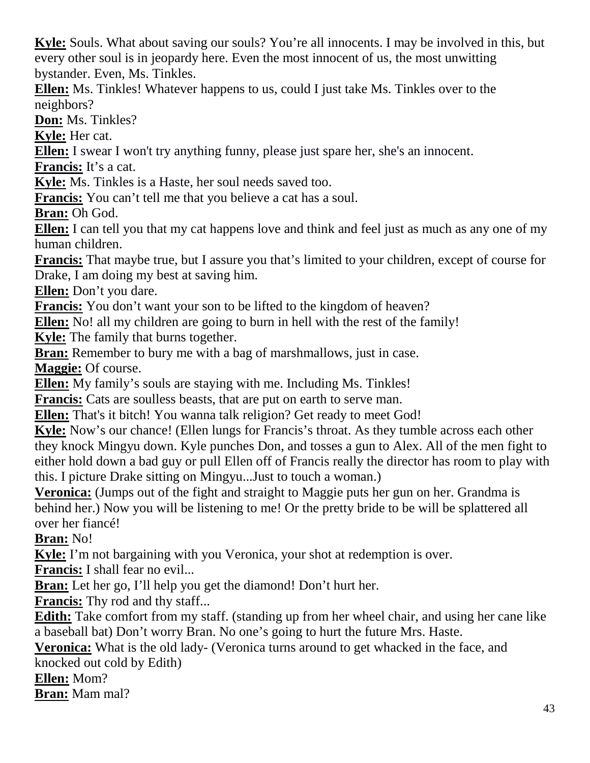**Kyle:** Souls. What about saving our souls? You're all innocents. I may be involved in this, but every other soul is in jeopardy here. Even the most innocent of us, the most unwitting bystander. Even, Ms. Tinkles.

**Ellen:** Ms. Tinkles! Whatever happens to us, could I just take Ms. Tinkles over to the neighbors?

**Don:** Ms. Tinkles?

**Kyle:** Her cat.

**Ellen:** I swear I won't try anything funny, please just spare her, she's an innocent.

**Francis:** It's a cat.

**Kyle:** Ms. Tinkles is a Haste, her soul needs saved too.

**Francis:** You can't tell me that you believe a cat has a soul.

**Bran:** Oh God.

**Ellen:** I can tell you that my cat happens love and think and feel just as much as any one of my human children.

**Francis:** That maybe true, but I assure you that's limited to your children, except of course for Drake, I am doing my best at saving him.

**Ellen:** Don't you dare.

**Francis:** You don't want your son to be lifted to the kingdom of heaven?

**Ellen:** No! all my children are going to burn in hell with the rest of the family!

**Kyle:** The family that burns together.

**Bran:** Remember to bury me with a bag of marshmallows, just in case.

**Maggie:** Of course.

**Ellen:** My family's souls are staying with me. Including Ms. Tinkles!

**Francis:** Cats are soulless beasts, that are put on earth to serve man.

**Ellen:** That's it bitch! You wanna talk religion? Get ready to meet God!

**Kyle:** Now's our chance! (Ellen lungs for Francis's throat. As they tumble across each other they knock Mingyu down. Kyle punches Don, and tosses a gun to Alex. All of the men fight to either hold down a bad guy or pull Ellen off of Francis really the director has room to play with this. I picture Drake sitting on Mingyu...Just to touch a woman.)

**Veronica:** (Jumps out of the fight and straight to Maggie puts her gun on her. Grandma is behind her.) Now you will be listening to me! Or the pretty bride to be will be splattered all over her fiancé!

**Bran:** No!

**Kyle:** I'm not bargaining with you Veronica, your shot at redemption is over.

**Francis:** I shall fear no evil...

**Bran:** Let her go, I'll help you get the diamond! Don't hurt her.

**Francis:** Thy rod and thy staff...

**Edith:** Take comfort from my staff. (standing up from her wheel chair, and using her cane like a baseball bat) Don't worry Bran. No one's going to hurt the future Mrs. Haste.

**Veronica:** What is the old lady- (Veronica turns around to get whacked in the face, and knocked out cold by Edith)

**Ellen:** Mom?

**Bran:** Mam mal?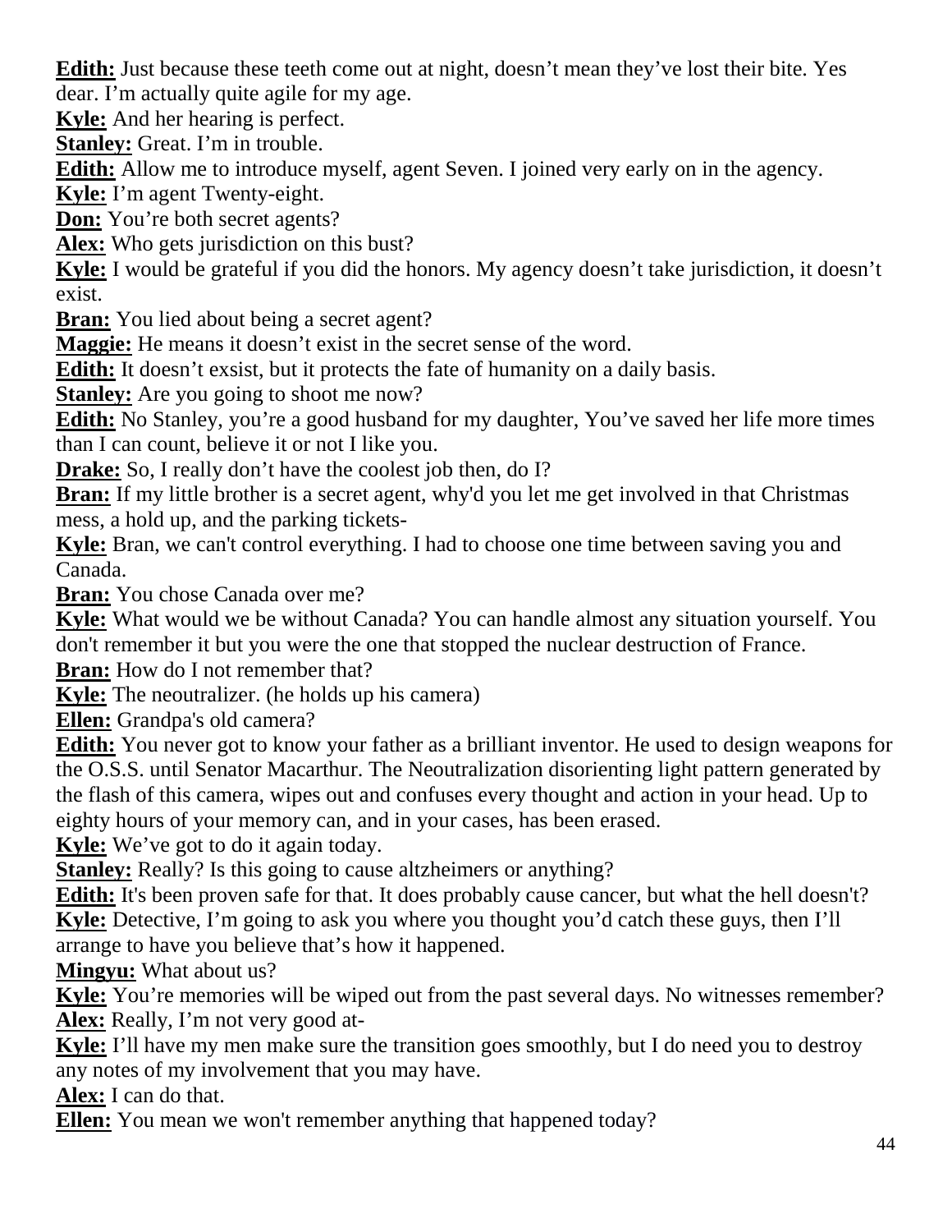**Edith:** Just because these teeth come out at night, doesn't mean they've lost their bite. Yes dear. I'm actually quite agile for my age.

**Kyle:** And her hearing is perfect.

**Stanley:** Great. I'm in trouble.

**Edith:** Allow me to introduce myself, agent Seven. I joined very early on in the agency.

**Kyle:** I'm agent Twenty-eight.

**Don:** You're both secret agents?

**Alex:** Who gets jurisdiction on this bust?

**Kyle:** I would be grateful if you did the honors. My agency doesn't take jurisdiction, it doesn't exist.

**Bran:** You lied about being a secret agent?

**Maggie:** He means it doesn't exist in the secret sense of the word.

**Edith:** It doesn't exsist, but it protects the fate of humanity on a daily basis.

**Stanley:** Are you going to shoot me now?

**Edith:** No Stanley, you're a good husband for my daughter, You've saved her life more times than I can count, believe it or not I like you.

**Drake:** So, I really don't have the coolest job then, do I?

**Bran:** If my little brother is a secret agent, why'd you let me get involved in that Christmas mess, a hold up, and the parking tickets-

**Kyle:** Bran, we can't control everything. I had to choose one time between saving you and Canada.

**Bran:** You chose Canada over me?

**Kyle:** What would we be without Canada? You can handle almost any situation yourself. You don't remember it but you were the one that stopped the nuclear destruction of France.

**Bran:** How do I not remember that?

**Kyle:** The neoutralizer. (he holds up his camera)

**Ellen:** Grandpa's old camera?

**Edith:** You never got to know your father as a brilliant inventor. He used to design weapons for the O.S.S. until Senator Macarthur. The Neoutralization disorienting light pattern generated by the flash of this camera, wipes out and confuses every thought and action in your head. Up to eighty hours of your memory can, and in your cases, has been erased.

**Kyle:** We've got to do it again today.

**Stanley:** Really? Is this going to cause altzheimers or anything?

**Edith:** It's been proven safe for that. It does probably cause cancer, but what the hell doesn't?

**Kyle:** Detective, I'm going to ask you where you thought you'd catch these guys, then I'll arrange to have you believe that's how it happened.

**Mingyu:** What about us?

**Kyle:** You're memories will be wiped out from the past several days. No witnesses remember?

**Alex:** Really, I'm not very good at-

**Kyle:** I'll have my men make sure the transition goes smoothly, but I do need you to destroy any notes of my involvement that you may have.

**Alex:** I can do that.

**Ellen:** You mean we won't remember anything that happened today?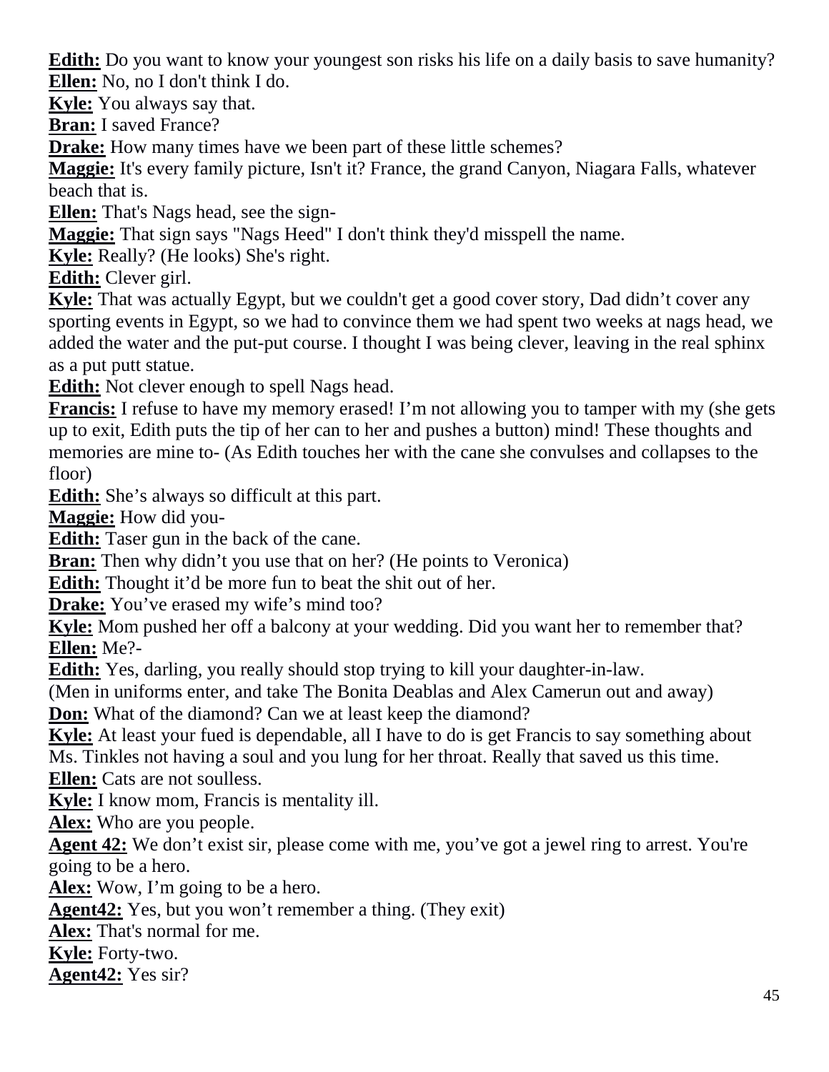**Edith:** Do you want to know your youngest son risks his life on a daily basis to save humanity?
**Ellen:** No, no I don't think I do.
**Kyle:** You always say that.
**Bran:** I saved France?
**Drake:** How many times have we been part of these little schemes?
**Maggie:** It's every family picture, Isn't it? France, the grand Canyon, Niagara Falls, whatever beach that is.
**Ellen:** That's Nags head, see the sign-
**Maggie:** That sign says "Nags Heed" I don't think they'd misspell the name.
**Kyle:** Really? (He looks) She's right.
**Edith:** Clever girl.
**Kyle:** That was actually Egypt, but we couldn't get a good cover story, Dad didn't cover any sporting events in Egypt, so we had to convince them we had spent two weeks at nags head, we added the water and the put-put course. I thought I was being clever, leaving in the real sphinx as a put putt statue.
**Edith:** Not clever enough to spell Nags head.
**Francis:** I refuse to have my memory erased! I'm not allowing you to tamper with my (she gets up to exit, Edith puts the tip of her can to her and pushes a button) mind! These thoughts and memories are mine to- (As Edith touches her with the cane she convulses and collapses to the floor)
**Edith:** She's always so difficult at this part.
**Maggie:** How did you-
**Edith:** Taser gun in the back of the cane.
**Bran:** Then why didn't you use that on her? (He points to Veronica)
**Edith:** Thought it'd be more fun to beat the shit out of her.
**Drake:** You've erased my wife's mind too?
**Kyle:** Mom pushed her off a balcony at your wedding. Did you want her to remember that?
**Ellen:** Me?-
**Edith:** Yes, darling, you really should stop trying to kill your daughter-in-law.
(Men in uniforms enter, and take The Bonita Deablas and Alex Camerun out and away)
**Don:** What of the diamond? Can we at least keep the diamond?
**Kyle:** At least your fued is dependable, all I have to do is get Francis to say something about Ms. Tinkles not having a soul and you lung for her throat. Really that saved us this time.
**Ellen:** Cats are not soulless.
**Kyle:** I know mom, Francis is mentality ill.
**Alex:** Who are you people.
**Agent 42:** We don't exist sir, please come with me, you've got a jewel ring to arrest. You're going to be a hero.
**Alex:** Wow, I'm going to be a hero.
**Agent42:** Yes, but you won't remember a thing. (They exit)
**Alex:** That's normal for me.
**Kyle:** Forty-two.
**Agent42:** Yes sir?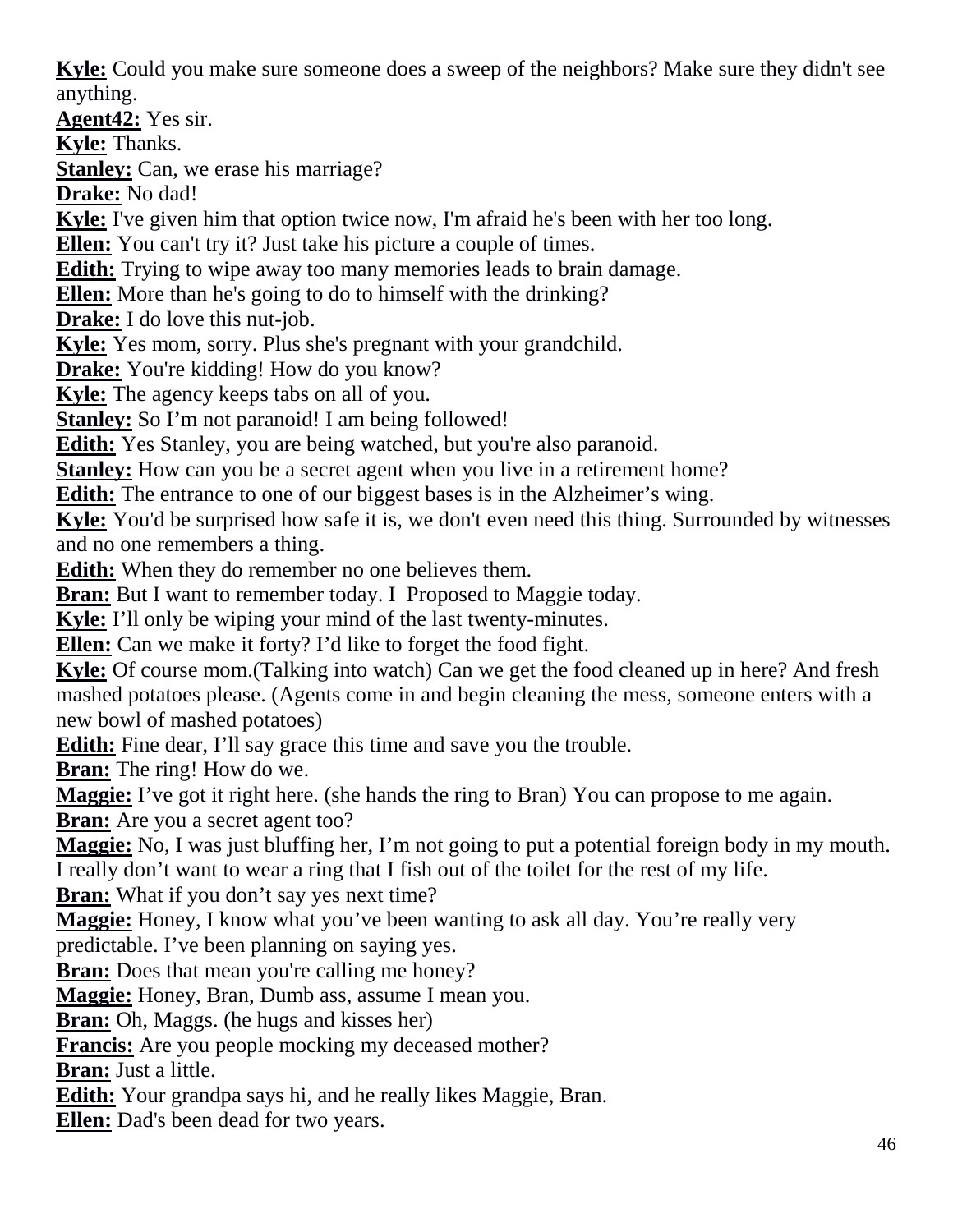**Kyle:** Could you make sure someone does a sweep of the neighbors? Make sure they didn't see anything.

**Agent42:** Yes sir.

**Kyle:** Thanks.

**Stanley:** Can, we erase his marriage?

**Drake:** No dad!

**Kyle:** I've given him that option twice now, I'm afraid he's been with her too long.

**Ellen:** You can't try it? Just take his picture a couple of times.

**Edith:** Trying to wipe away too many memories leads to brain damage.

**Ellen:** More than he's going to do to himself with the drinking?

**Drake:** I do love this nut-job.

**Kyle:** Yes mom, sorry. Plus she's pregnant with your grandchild.

**Drake:** You're kidding! How do you know?

**Kyle:** The agency keeps tabs on all of you.

**Stanley:** So I'm not paranoid! I am being followed!

**Edith:** Yes Stanley, you are being watched, but you're also paranoid.

**Stanley:** How can you be a secret agent when you live in a retirement home?

**Edith:** The entrance to one of our biggest bases is in the Alzheimer's wing.

**Kyle:** You'd be surprised how safe it is, we don't even need this thing. Surrounded by witnesses and no one remembers a thing.

**Edith:** When they do remember no one believes them.

**Bran:** But I want to remember today. I Proposed to Maggie today.

**Kyle:** I'll only be wiping your mind of the last twenty-minutes.

**Ellen:** Can we make it forty? I'd like to forget the food fight.

**Kyle:** Of course mom.(Talking into watch) Can we get the food cleaned up in here? And fresh mashed potatoes please. (Agents come in and begin cleaning the mess, someone enters with a new bowl of mashed potatoes)

**Edith:** Fine dear, I'll say grace this time and save you the trouble.

**Bran:** The ring! How do we.

**Maggie:** I've got it right here. (she hands the ring to Bran) You can propose to me again.

**Bran:** Are you a secret agent too?

**Maggie:** No, I was just bluffing her, I'm not going to put a potential foreign body in my mouth. I really don't want to wear a ring that I fish out of the toilet for the rest of my life.

**Bran:** What if you don't say yes next time?

**Maggie:** Honey, I know what you've been wanting to ask all day. You're really very predictable. I've been planning on saying yes.

**Bran:** Does that mean you're calling me honey?

**Maggie:** Honey, Bran, Dumb ass, assume I mean you.

**Bran:** Oh, Maggs. (he hugs and kisses her)

**Francis:** Are you people mocking my deceased mother?

**Bran:** Just a little.

**Edith:** Your grandpa says hi, and he really likes Maggie, Bran.

**Ellen:** Dad's been dead for two years.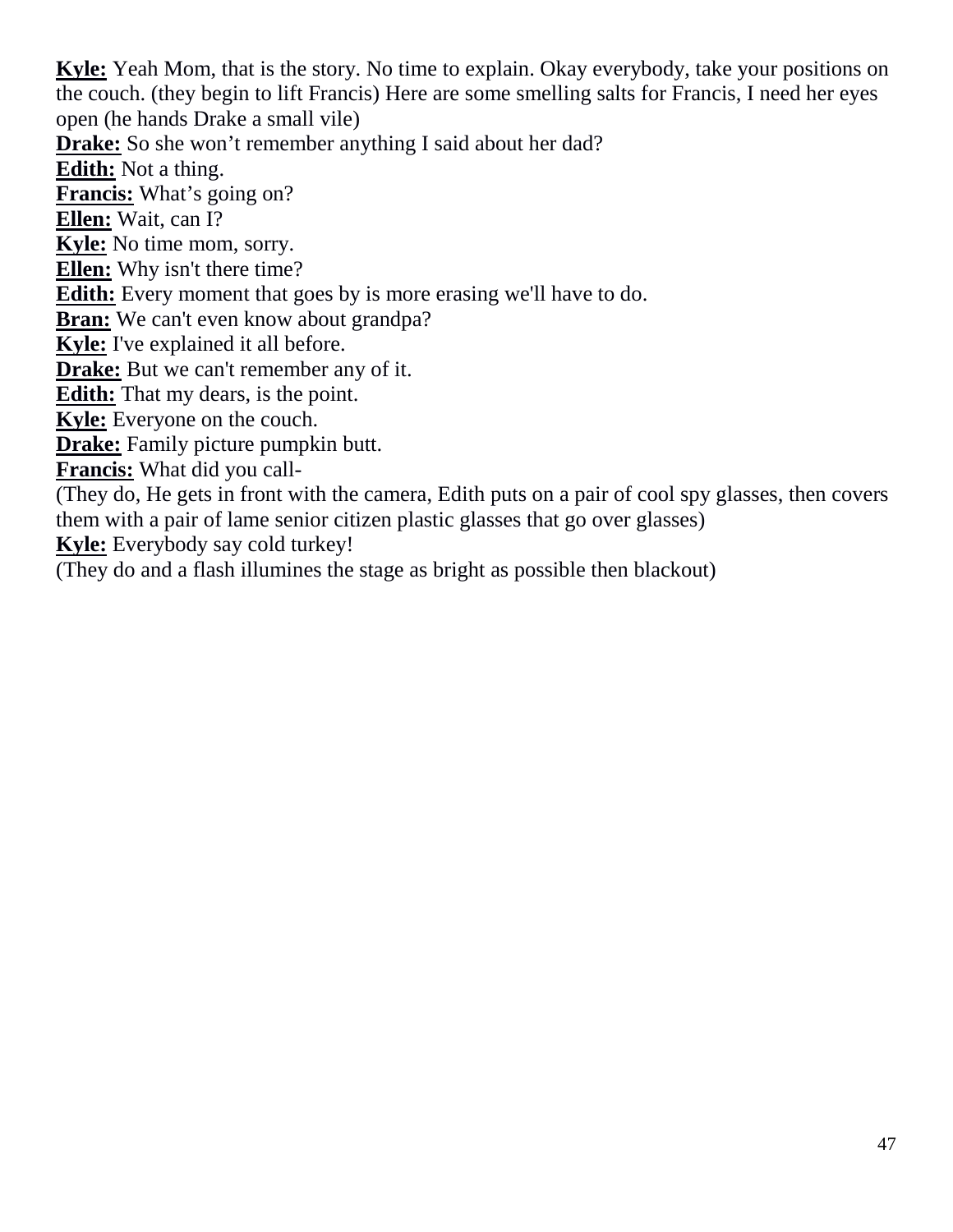**Kyle:** Yeah Mom, that is the story. No time to explain. Okay everybody, take your positions on the couch. (they begin to lift Francis) Here are some smelling salts for Francis, I need her eyes open (he hands Drake a small vile)

**Drake:** So she won't remember anything I said about her dad?

**Edith:** Not a thing.

**Francis:** What's going on?

**Ellen:** Wait, can I?

**Kyle:** No time mom, sorry.

**Ellen:** Why isn't there time?

**Edith:** Every moment that goes by is more erasing we'll have to do.

**Bran:** We can't even know about grandpa?

**Kyle:** I've explained it all before.

**Drake:** But we can't remember any of it.

**Edith:** That my dears, is the point.

**Kyle:** Everyone on the couch.

**Drake:** Family picture pumpkin butt.

**Francis:** What did you call-

(They do, He gets in front with the camera, Edith puts on a pair of cool spy glasses, then covers them with a pair of lame senior citizen plastic glasses that go over glasses)

**Kyle:** Everybody say cold turkey!

(They do and a flash illumines the stage as bright as possible then blackout)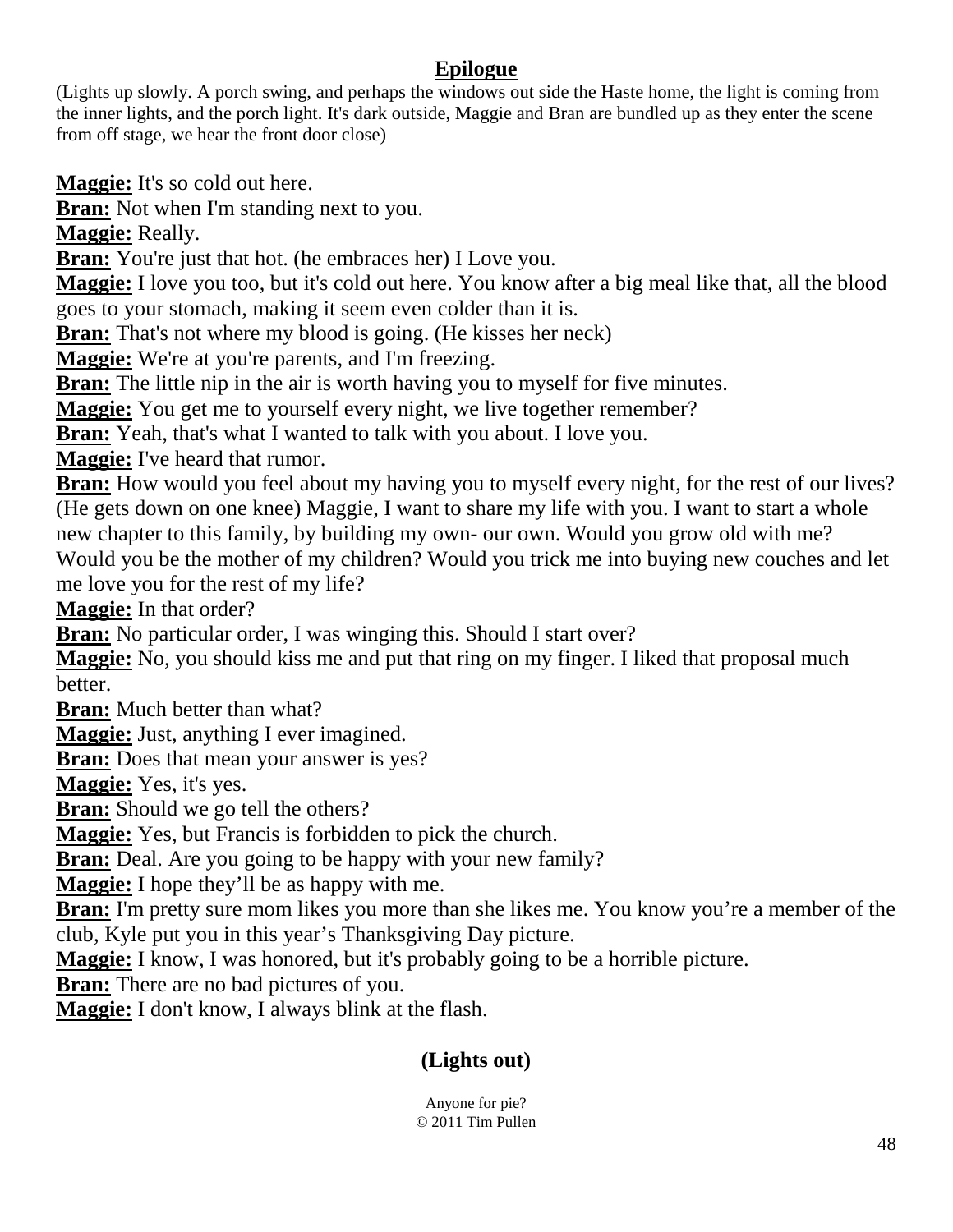## Epilogue

(Lights up slowly. A porch swing, and perhaps the windows out side the Haste home, the light is coming from the inner lights, and the porch light. It's dark outside, Maggie and Bran are bundled up as they enter the scene from off stage, we hear the front door close)

**Maggie:** It's so cold out here.
**Bran:** Not when I'm standing next to you.
**Maggie:** Really.
**Bran:** You're just that hot. (he embraces her) I Love you.
**Maggie:** I love you too, but it's cold out here. You know after a big meal like that, all the blood goes to your stomach, making it seem even colder than it is.
**Bran:** That's not where my blood is going. (He kisses her neck)
**Maggie:** We're at you're parents, and I'm freezing.
**Bran:** The little nip in the air is worth having you to myself for five minutes.
**Maggie:** You get me to yourself every night, we live together remember?
**Bran:** Yeah, that's what I wanted to talk with you about. I love you.
**Maggie:** I've heard that rumor.
**Bran:** How would you feel about my having you to myself every night, for the rest of our lives? (He gets down on one knee) Maggie, I want to share my life with you. I want to start a whole new chapter to this family, by building my own- our own. Would you grow old with me? Would you be the mother of my children? Would you trick me into buying new couches and let me love you for the rest of my life?
**Maggie:** In that order?
**Bran:** No particular order, I was winging this. Should I start over?
**Maggie:** No, you should kiss me and put that ring on my finger. I liked that proposal much better.
**Bran:** Much better than what?
**Maggie:** Just, anything I ever imagined.
**Bran:** Does that mean your answer is yes?
**Maggie:** Yes, it's yes.
**Bran:** Should we go tell the others?
**Maggie:** Yes, but Francis is forbidden to pick the church.
**Bran:** Deal. Are you going to be happy with your new family?
**Maggie:** I hope they'll be as happy with me.
**Bran:** I'm pretty sure mom likes you more than she likes me. You know you're a member of the club, Kyle put you in this year's Thanksgiving Day picture.
**Maggie:** I know, I was honored, but it's probably going to be a horrible picture.
**Bran:** There are no bad pictures of you.
**Maggie:** I don't know, I always blink at the flash.

**(Lights out)**